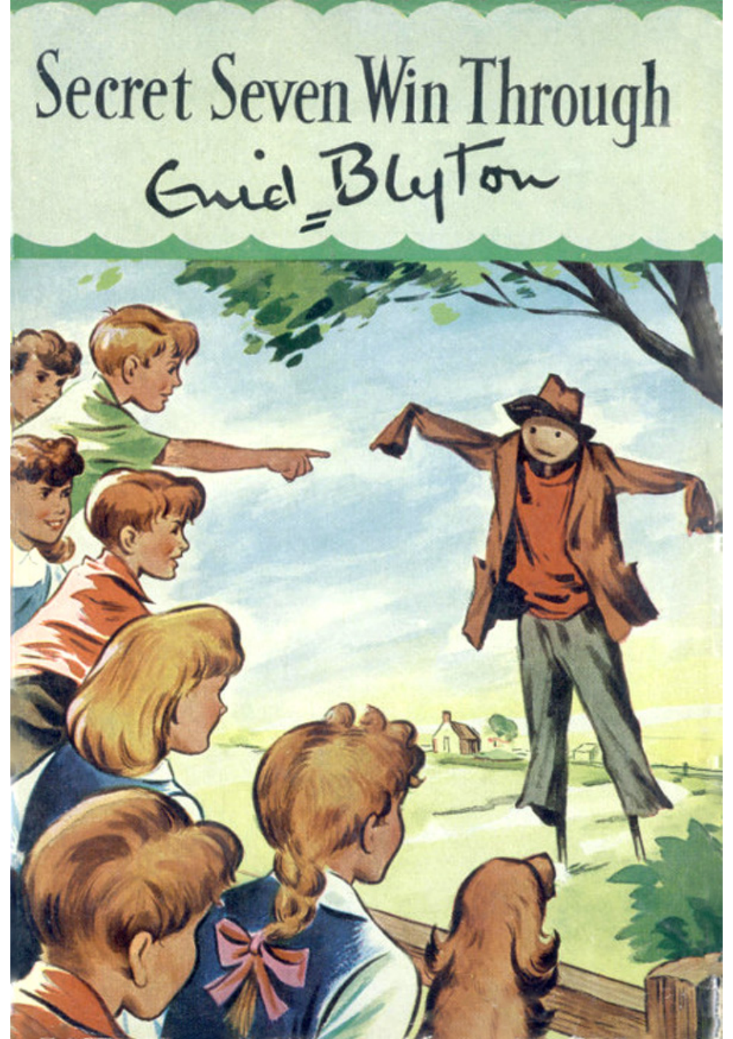# Secret Seven Win Through

Enid Blyton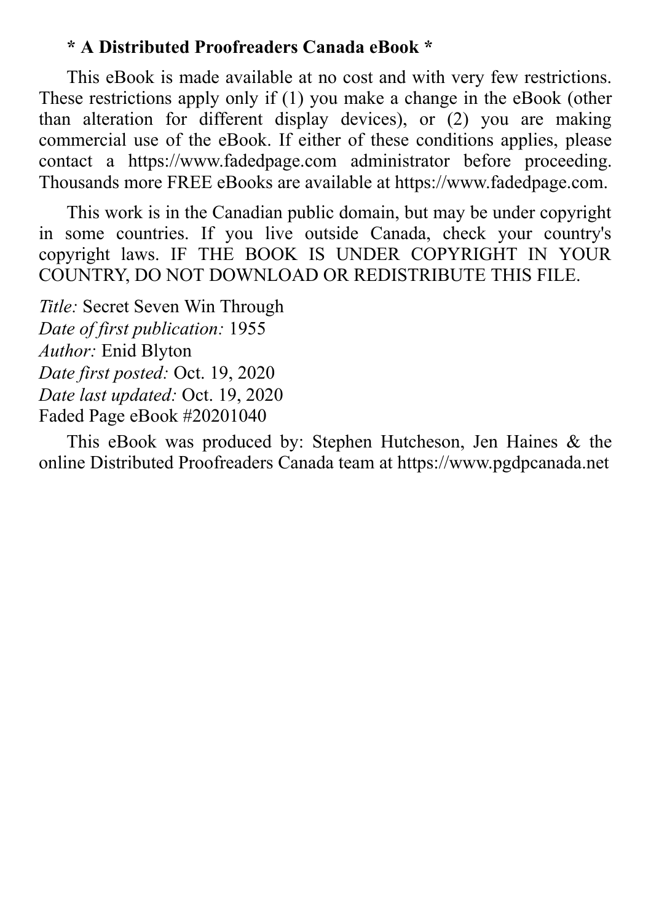**\* A Distributed Proofreaders Canada eBook \***

This eBook is made available at no cost and with very few restrictions. These restrictions apply only if (1) you make a change in the eBook (other than alteration for different display devices), or (2) you are making commercial use of the eBook. If either of these conditions applies, please contact a https://www.fadedpage.com administrator before proceeding. Thousands more FREE eBooks are available at https://www.fadedpage.com.

This work is in the Canadian public domain, but may be under copyright in some countries. If you live outside Canada, check your country's copyright laws. IF THE BOOK IS UNDER COPYRIGHT IN YOUR COUNTRY, DO NOT DOWNLOAD OR REDISTRIBUTE THIS FILE.

*Title:* Secret Seven Win Through
*Date of first publication:* 1955
*Author:* Enid Blyton
*Date first posted:* Oct. 19, 2020
*Date last updated:* Oct. 19, 2020
Faded Page eBook #20201040

This eBook was produced by: Stephen Hutcheson, Jen Haines & the online Distributed Proofreaders Canada team at https://www.pgdpcanada.net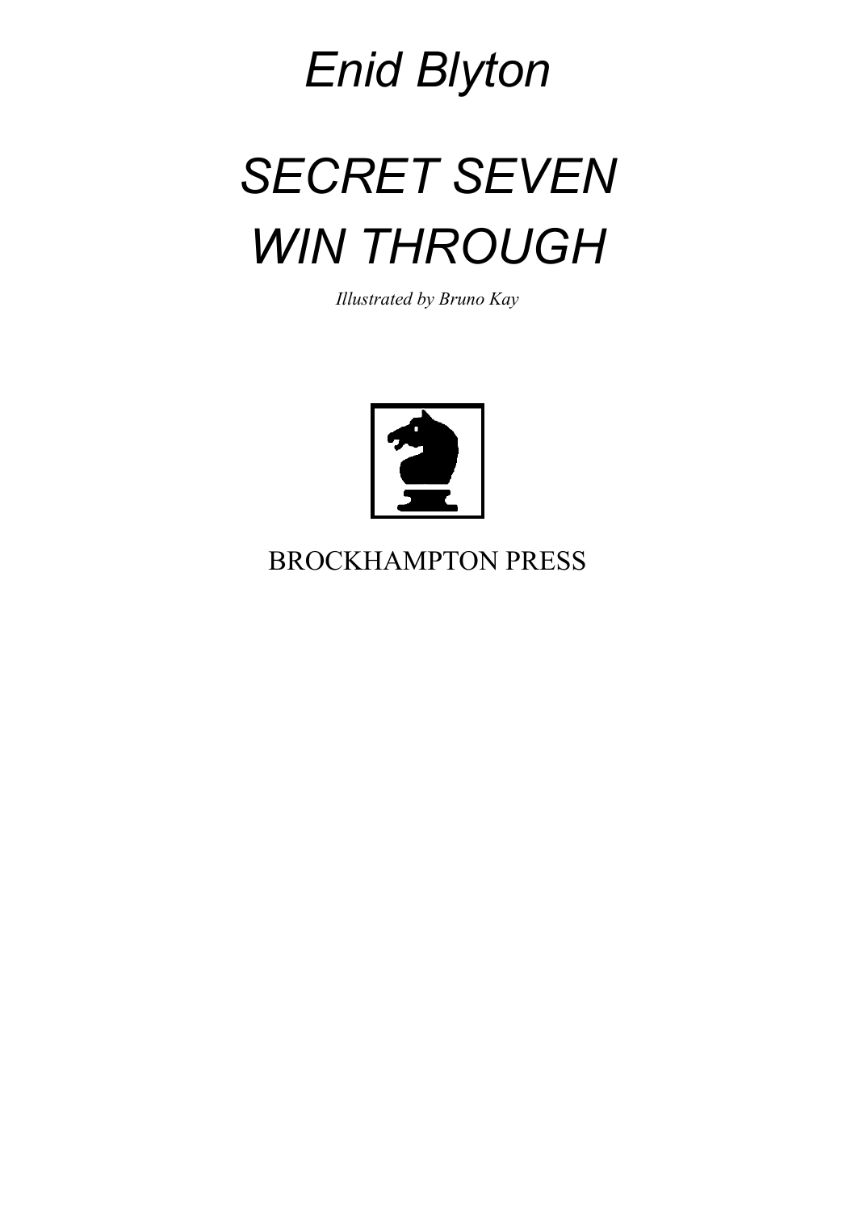*Enid Blyton*

# *SECRET SEVEN WIN THROUGH*

*Illustrated by Bruno Kay*

BROCKHAMPTON PRESS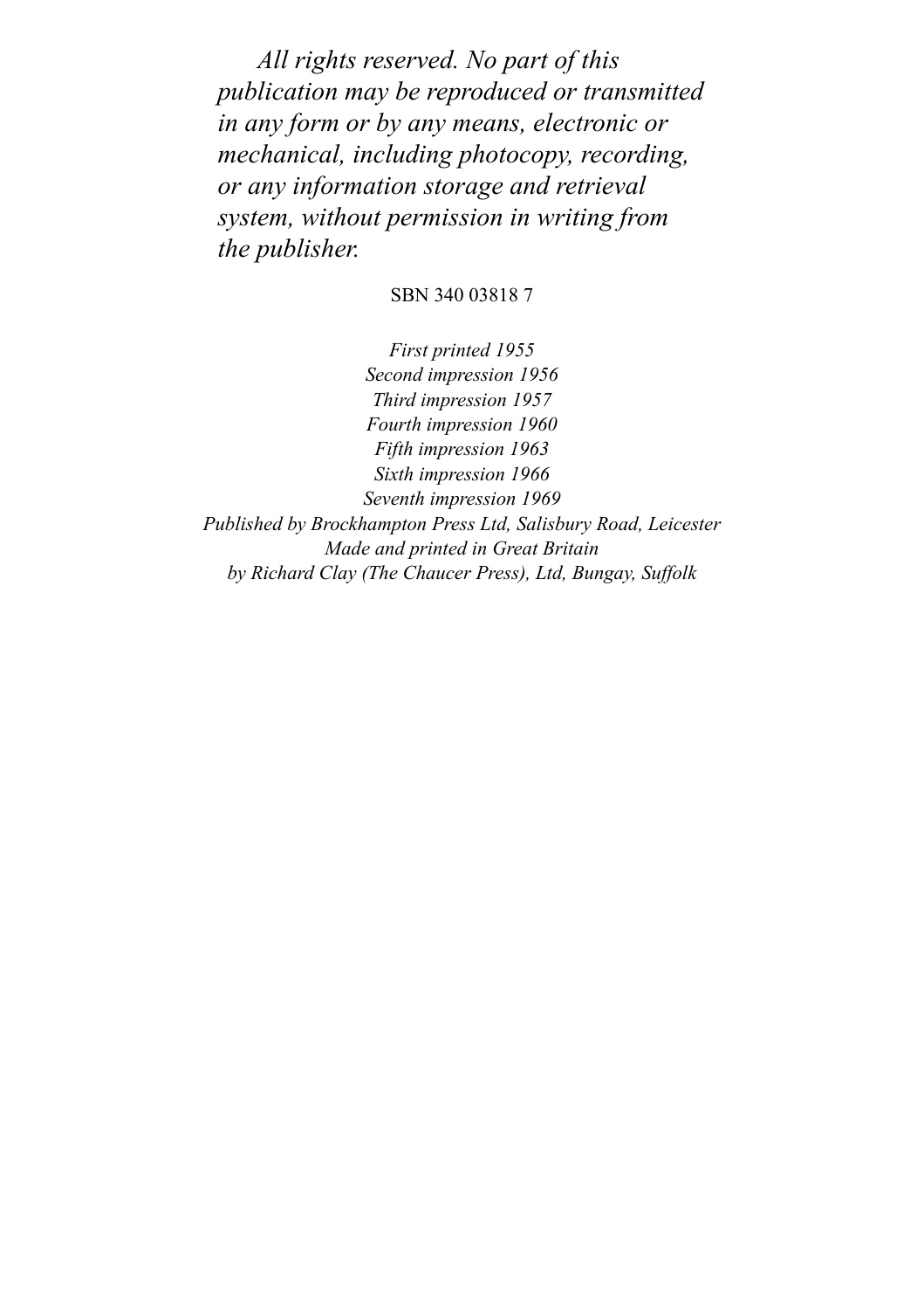*All rights reserved. No part of this publication may be reproduced or transmitted in any form or by any means, electronic or mechanical, including photocopy, recording, or any information storage and retrieval system, without permission in writing from the publisher.*

SBN 340 03818 7

*First printed 1955*
*Second impression 1956*
*Third impression 1957*
*Fourth impression 1960*
*Fifth impression 1963*
*Sixth impression 1966*
*Seventh impression 1969*
*Published by Brockhampton Press Ltd, Salisbury Road, Leicester*
*Made and printed in Great Britain*
*by Richard Clay (The Chaucer Press), Ltd, Bungay, Suffolk*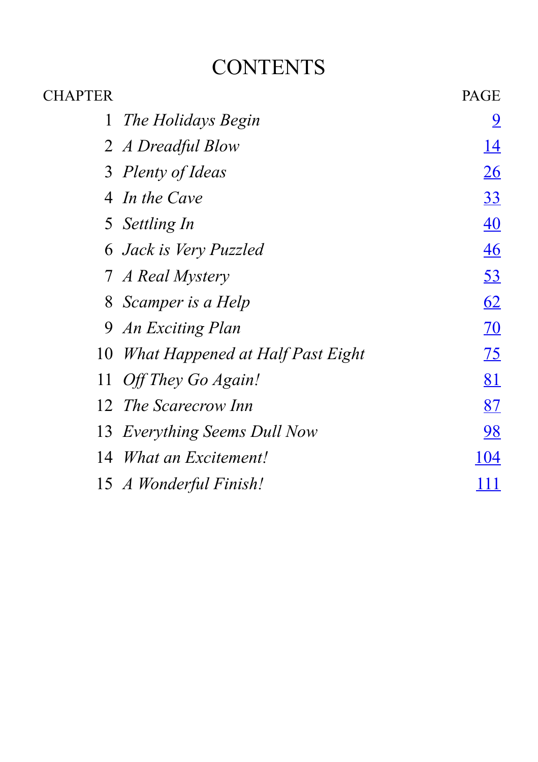# CONTENTS

| CHAPTER | | PAGE |
|---|---|---|
| 1 | *The Holidays Begin* | 9 |
| 2 | *A Dreadful Blow* | 14 |
| 3 | *Plenty of Ideas* | 26 |
| 4 | *In the Cave* | 33 |
| 5 | *Settling In* | 40 |
| 6 | *Jack is Very Puzzled* | 46 |
| 7 | *A Real Mystery* | 53 |
| 8 | *Scamper is a Help* | 62 |
| 9 | *An Exciting Plan* | 70 |
| 10 | *What Happened at Half Past Eight* | 75 |
| 11 | *Off They Go Again!* | 81 |
| 12 | *The Scarecrow Inn* | 87 |
| 13 | *Everything Seems Dull Now* | 98 |
| 14 | *What an Excitement!* | 104 |
| 15 | *A Wonderful Finish!* | 111 |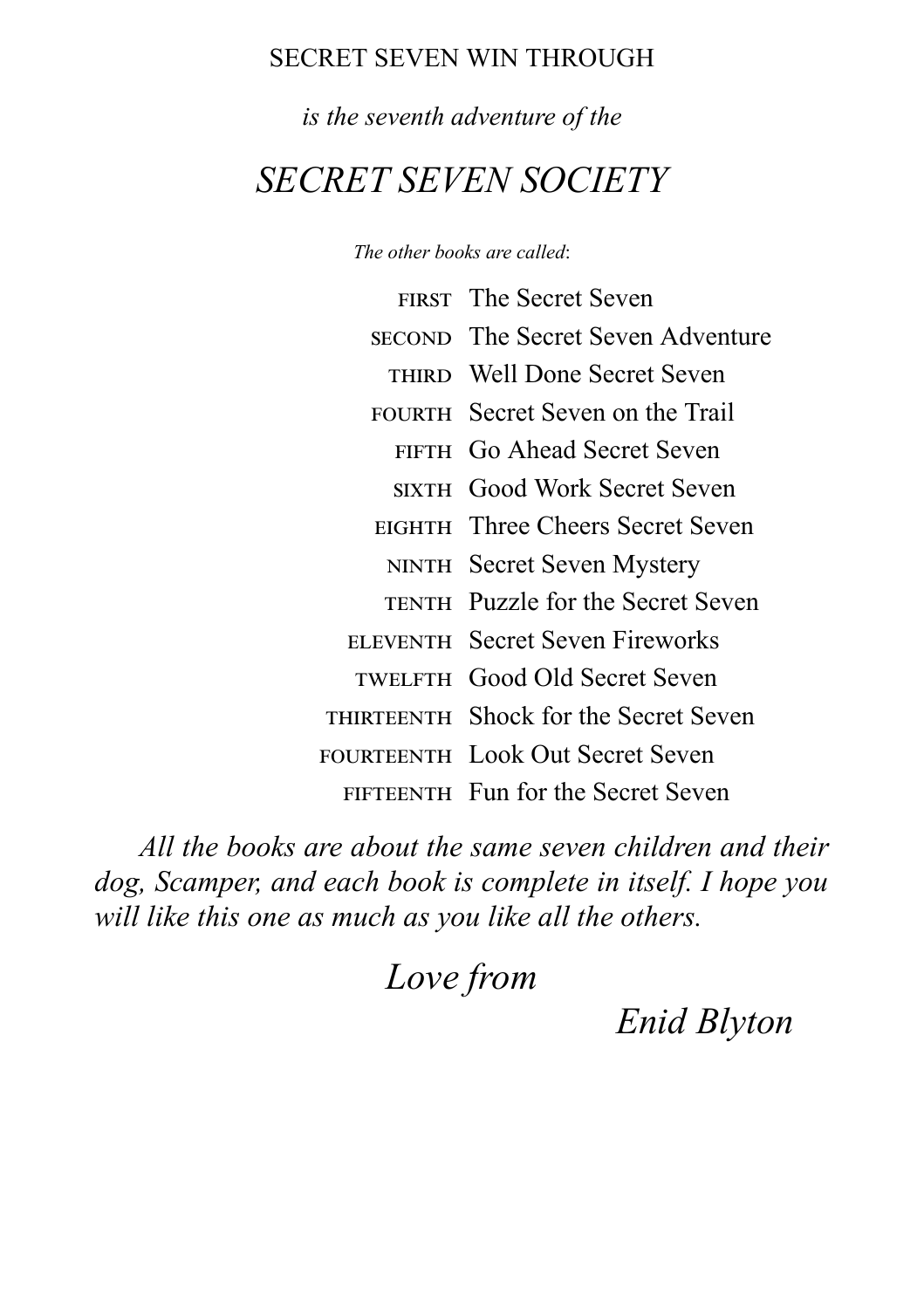SECRET SEVEN WIN THROUGH

*is the seventh adventure of the*

# *SECRET SEVEN SOCIETY*

*The other books are called*:

| | |
|---|---|
| FIRST | The Secret Seven |
| SECOND | The Secret Seven Adventure |
| THIRD | Well Done Secret Seven |
| FOURTH | Secret Seven on the Trail |
| FIFTH | Go Ahead Secret Seven |
| SIXTH | Good Work Secret Seven |
| EIGHTH | Three Cheers Secret Seven |
| NINTH | Secret Seven Mystery |
| TENTH | Puzzle for the Secret Seven |
| ELEVENTH | Secret Seven Fireworks |
| TWELFTH | Good Old Secret Seven |
| THIRTEENTH | Shock for the Secret Seven |
| FOURTEENTH | Look Out Secret Seven |
| FIFTEENTH | Fun for the Secret Seven |

*All the books are about the same seven children and their dog, Scamper, and each book is complete in itself. I hope you will like this one as much as you like all the others.*

*Love from*

*Enid Blyton*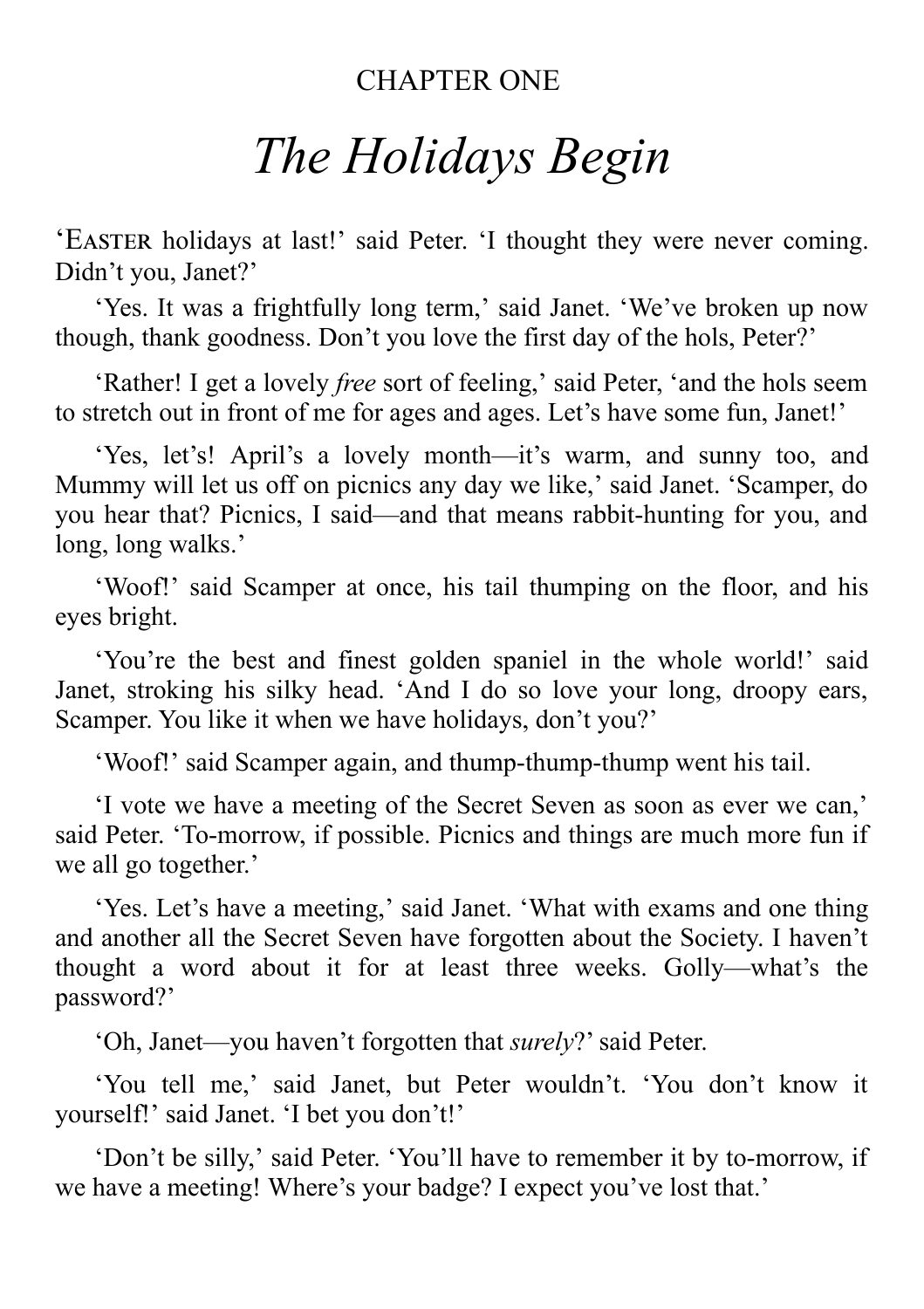# CHAPTER ONE

## *The Holidays Begin*

'EASTER holidays at last!' said Peter. 'I thought they were never coming. Didn't you, Janet?'

'Yes. It was a frightfully long term,' said Janet. 'We've broken up now though, thank goodness. Don't you love the first day of the hols, Peter?'

'Rather! I get a lovely *free* sort of feeling,' said Peter, 'and the hols seem to stretch out in front of me for ages and ages. Let's have some fun, Janet!'

'Yes, let's! April's a lovely month—it's warm, and sunny too, and Mummy will let us off on picnics any day we like,' said Janet. 'Scamper, do you hear that? Picnics, I said—and that means rabbit-hunting for you, and long, long walks.'

'Woof!' said Scamper at once, his tail thumping on the floor, and his eyes bright.

'You're the best and finest golden spaniel in the whole world!' said Janet, stroking his silky head. 'And I do so love your long, droopy ears, Scamper. You like it when we have holidays, don't you?'

'Woof!' said Scamper again, and thump-thump-thump went his tail.

'I vote we have a meeting of the Secret Seven as soon as ever we can,' said Peter. 'To-morrow, if possible. Picnics and things are much more fun if we all go together.'

'Yes. Let's have a meeting,' said Janet. 'What with exams and one thing and another all the Secret Seven have forgotten about the Society. I haven't thought a word about it for at least three weeks. Golly—what's the password?'

'Oh, Janet—you haven't forgotten that *surely*?' said Peter.

'You tell me,' said Janet, but Peter wouldn't. 'You don't know it yourself!' said Janet. 'I bet you don't!'

'Don't be silly,' said Peter. 'You'll have to remember it by to-morrow, if we have a meeting! Where's your badge? I expect you've lost that.'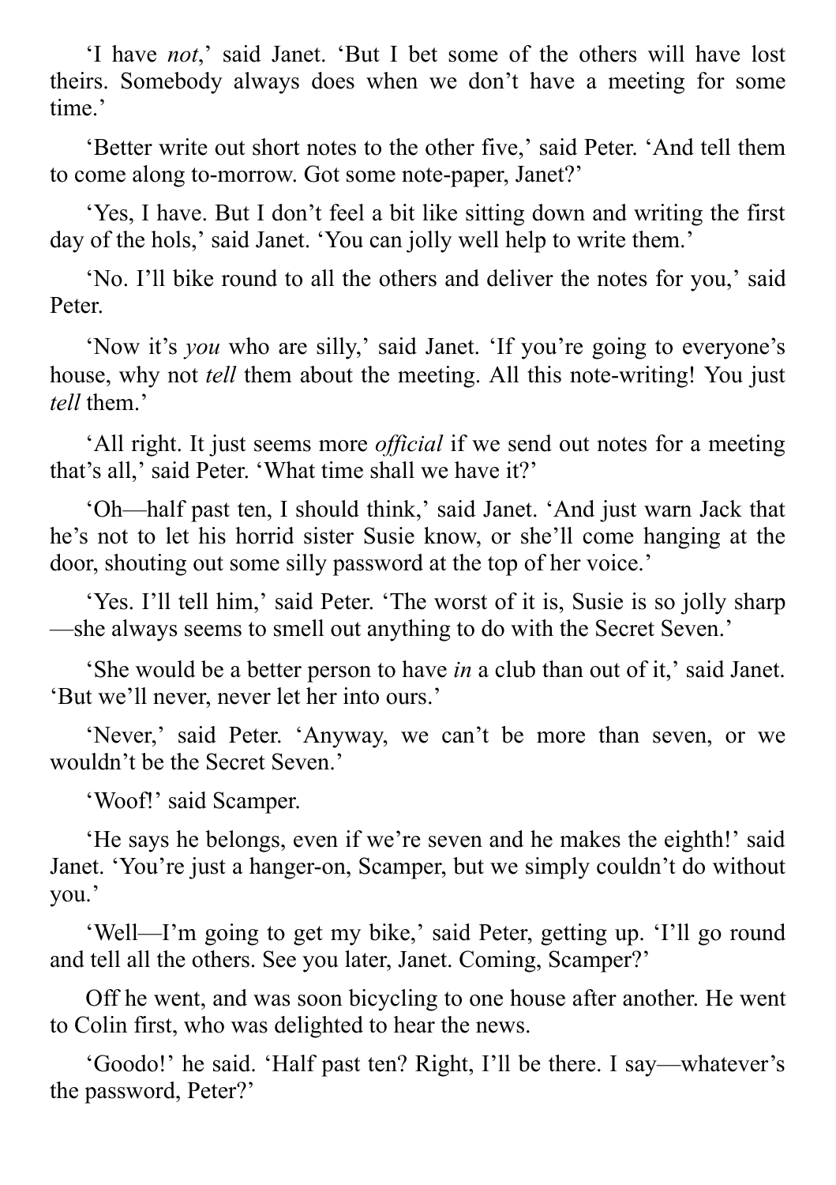‘I have *not*,’ said Janet. ‘But I bet some of the others will have lost theirs. Somebody always does when we don’t have a meeting for some time.’

‘Better write out short notes to the other five,’ said Peter. ‘And tell them to come along to-morrow. Got some note-paper, Janet?’

‘Yes, I have. But I don’t feel a bit like sitting down and writing the first day of the hols,’ said Janet. ‘You can jolly well help to write them.’

‘No. I’ll bike round to all the others and deliver the notes for you,’ said Peter.

‘Now it’s *you* who are silly,’ said Janet. ‘If you’re going to everyone’s house, why not *tell* them about the meeting. All this note-writing! You just *tell* them.’

‘All right. It just seems more *official* if we send out notes for a meeting that’s all,’ said Peter. ‘What time shall we have it?’

‘Oh—half past ten, I should think,’ said Janet. ‘And just warn Jack that he’s not to let his horrid sister Susie know, or she’ll come hanging at the door, shouting out some silly password at the top of her voice.’

‘Yes. I’ll tell him,’ said Peter. ‘The worst of it is, Susie is so jolly sharp—she always seems to smell out anything to do with the Secret Seven.’

‘She would be a better person to have *in* a club than out of it,’ said Janet. ‘But we’ll never, never let her into ours.’

‘Never,’ said Peter. ‘Anyway, we can’t be more than seven, or we wouldn’t be the Secret Seven.’

‘Woof!’ said Scamper.

‘He says he belongs, even if we’re seven and he makes the eighth!’ said Janet. ‘You’re just a hanger-on, Scamper, but we simply couldn’t do without you.’

‘Well—I’m going to get my bike,’ said Peter, getting up. ‘I’ll go round and tell all the others. See you later, Janet. Coming, Scamper?’

Off he went, and was soon bicycling to one house after another. He went to Colin first, who was delighted to hear the news.

‘Goodo!’ he said. ‘Half past ten? Right, I’ll be there. I say—whatever’s the password, Peter?’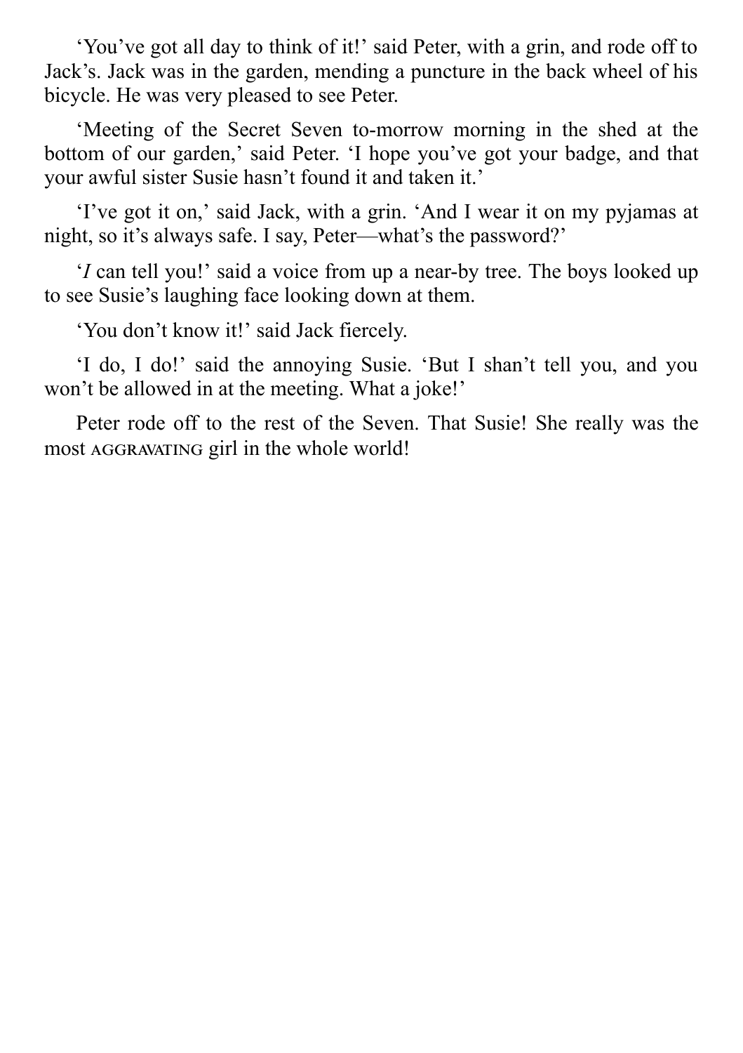'You've got all day to think of it!' said Peter, with a grin, and rode off to Jack's. Jack was in the garden, mending a puncture in the back wheel of his bicycle. He was very pleased to see Peter.

'Meeting of the Secret Seven to-morrow morning in the shed at the bottom of our garden,' said Peter. 'I hope you've got your badge, and that your awful sister Susie hasn't found it and taken it.'

'I've got it on,' said Jack, with a grin. 'And I wear it on my pyjamas at night, so it's always safe. I say, Peter—what's the password?'

'*I* can tell you!' said a voice from up a near-by tree. The boys looked up to see Susie's laughing face looking down at them.

'You don't know it!' said Jack fiercely.

'I do, I do!' said the annoying Susie. 'But I shan't tell you, and you won't be allowed in at the meeting. What a joke!'

Peter rode off to the rest of the Seven. That Susie! She really was the most AGGRAVATING girl in the whole world!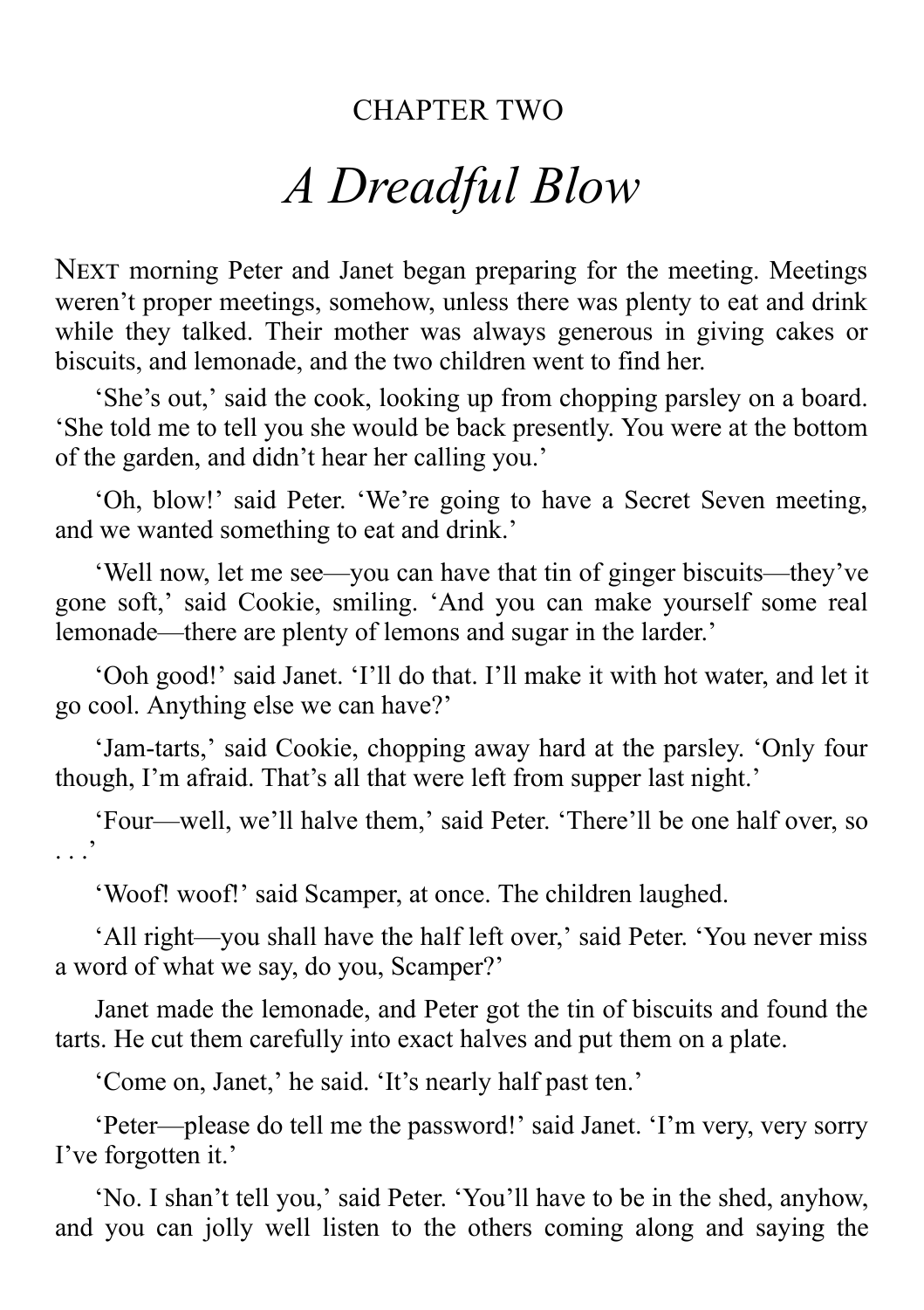CHAPTER TWO

# *A Dreadful Blow*

NEXT morning Peter and Janet began preparing for the meeting. Meetings weren't proper meetings, somehow, unless there was plenty to eat and drink while they talked. Their mother was always generous in giving cakes or biscuits, and lemonade, and the two children went to find her.

'She's out,' said the cook, looking up from chopping parsley on a board. 'She told me to tell you she would be back presently. You were at the bottom of the garden, and didn't hear her calling you.'

'Oh, blow!' said Peter. 'We're going to have a Secret Seven meeting, and we wanted something to eat and drink.'

'Well now, let me see—you can have that tin of ginger biscuits—they've gone soft,' said Cookie, smiling. 'And you can make yourself some real lemonade—there are plenty of lemons and sugar in the larder.'

'Ooh good!' said Janet. 'I'll do that. I'll make it with hot water, and let it go cool. Anything else we can have?'

'Jam-tarts,' said Cookie, chopping away hard at the parsley. 'Only four though, I'm afraid. That's all that were left from supper last night.'

'Four—well, we'll halve them,' said Peter. 'There'll be one half over, so . . .'

'Woof! woof!' said Scamper, at once. The children laughed.

'All right—you shall have the half left over,' said Peter. 'You never miss a word of what we say, do you, Scamper?'

Janet made the lemonade, and Peter got the tin of biscuits and found the tarts. He cut them carefully into exact halves and put them on a plate.

'Come on, Janet,' he said. 'It's nearly half past ten.'

'Peter—please do tell me the password!' said Janet. 'I'm very, very sorry I've forgotten it.'

'No. I shan't tell you,' said Peter. 'You'll have to be in the shed, anyhow, and you can jolly well listen to the others coming along and saying the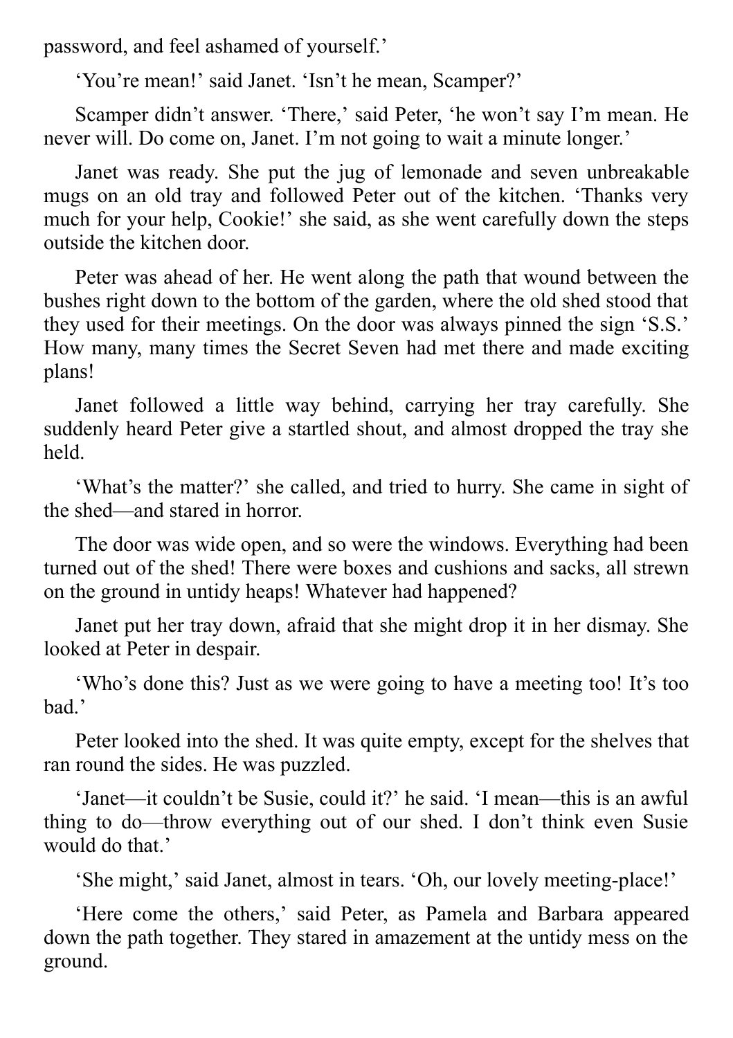password, and feel ashamed of yourself.'

'You're mean!' said Janet. 'Isn't he mean, Scamper?'

Scamper didn't answer. 'There,' said Peter, 'he won't say I'm mean. He never will. Do come on, Janet. I'm not going to wait a minute longer.'

Janet was ready. She put the jug of lemonade and seven unbreakable mugs on an old tray and followed Peter out of the kitchen. 'Thanks very much for your help, Cookie!' she said, as she went carefully down the steps outside the kitchen door.

Peter was ahead of her. He went along the path that wound between the bushes right down to the bottom of the garden, where the old shed stood that they used for their meetings. On the door was always pinned the sign 'S.S.' How many, many times the Secret Seven had met there and made exciting plans!

Janet followed a little way behind, carrying her tray carefully. She suddenly heard Peter give a startled shout, and almost dropped the tray she held.

'What's the matter?' she called, and tried to hurry. She came in sight of the shed—and stared in horror.

The door was wide open, and so were the windows. Everything had been turned out of the shed! There were boxes and cushions and sacks, all strewn on the ground in untidy heaps! Whatever had happened?

Janet put her tray down, afraid that she might drop it in her dismay. She looked at Peter in despair.

'Who's done this? Just as we were going to have a meeting too! It's too bad.'

Peter looked into the shed. It was quite empty, except for the shelves that ran round the sides. He was puzzled.

'Janet—it couldn't be Susie, could it?' he said. 'I mean—this is an awful thing to do—throw everything out of our shed. I don't think even Susie would do that.'

'She might,' said Janet, almost in tears. 'Oh, our lovely meeting-place!'

'Here come the others,' said Peter, as Pamela and Barbara appeared down the path together. They stared in amazement at the untidy mess on the ground.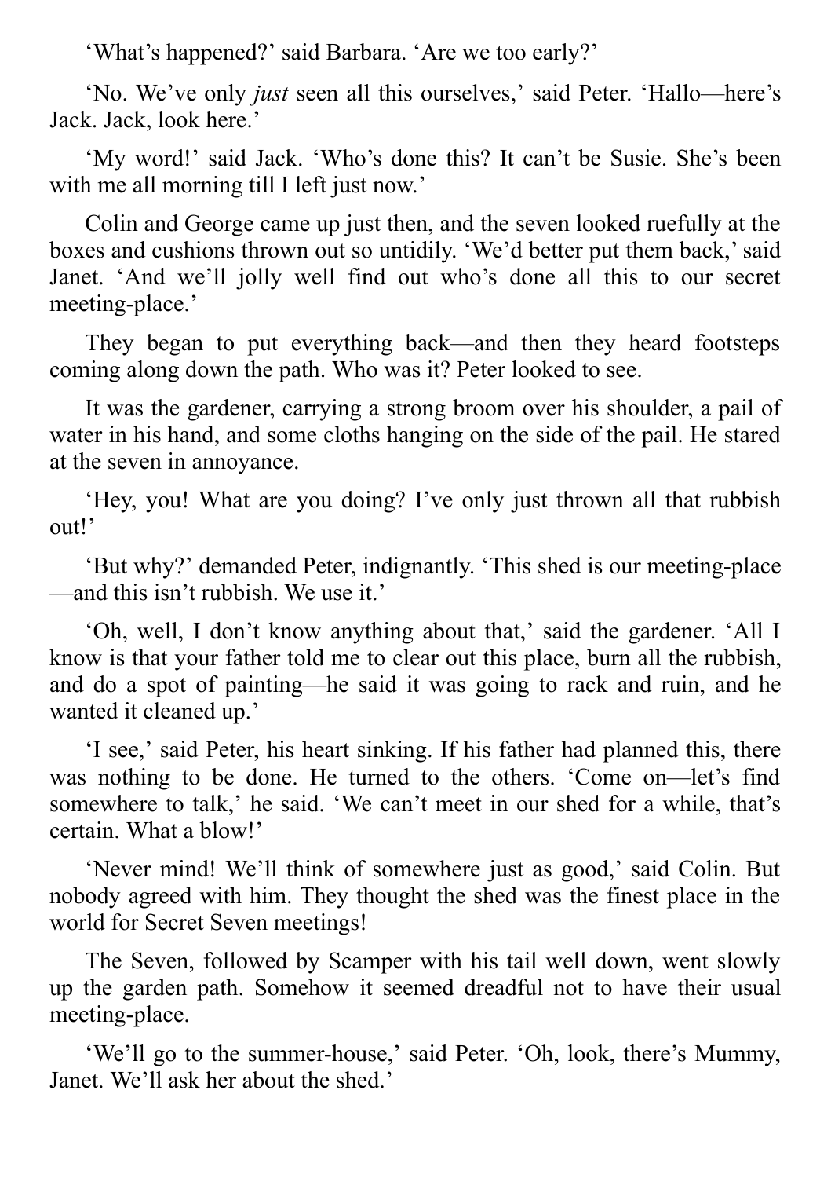‘What’s happened?’ said Barbara. ‘Are we too early?’

‘No. We’ve only *just* seen all this ourselves,’ said Peter. ‘Hallo—here’s Jack. Jack, look here.’

‘My word!’ said Jack. ‘Who’s done this? It can’t be Susie. She’s been with me all morning till I left just now.’

Colin and George came up just then, and the seven looked ruefully at the boxes and cushions thrown out so untidily. ‘We’d better put them back,’ said Janet. ‘And we’ll jolly well find out who’s done all this to our secret meeting-place.’

They began to put everything back—and then they heard footsteps coming along down the path. Who was it? Peter looked to see.

It was the gardener, carrying a strong broom over his shoulder, a pail of water in his hand, and some cloths hanging on the side of the pail. He stared at the seven in annoyance.

‘Hey, you! What are you doing? I’ve only just thrown all that rubbish out!’

‘But why?’ demanded Peter, indignantly. ‘This shed is our meeting-place—and this isn’t rubbish. We use it.’

‘Oh, well, I don’t know anything about that,’ said the gardener. ‘All I know is that your father told me to clear out this place, burn all the rubbish, and do a spot of painting—he said it was going to rack and ruin, and he wanted it cleaned up.’

‘I see,’ said Peter, his heart sinking. If his father had planned this, there was nothing to be done. He turned to the others. ‘Come on—let’s find somewhere to talk,’ he said. ‘We can’t meet in our shed for a while, that’s certain. What a blow!’

‘Never mind! We’ll think of somewhere just as good,’ said Colin. But nobody agreed with him. They thought the shed was the finest place in the world for Secret Seven meetings!

The Seven, followed by Scamper with his tail well down, went slowly up the garden path. Somehow it seemed dreadful not to have their usual meeting-place.

‘We’ll go to the summer-house,’ said Peter. ‘Oh, look, there’s Mummy, Janet. We’ll ask her about the shed.’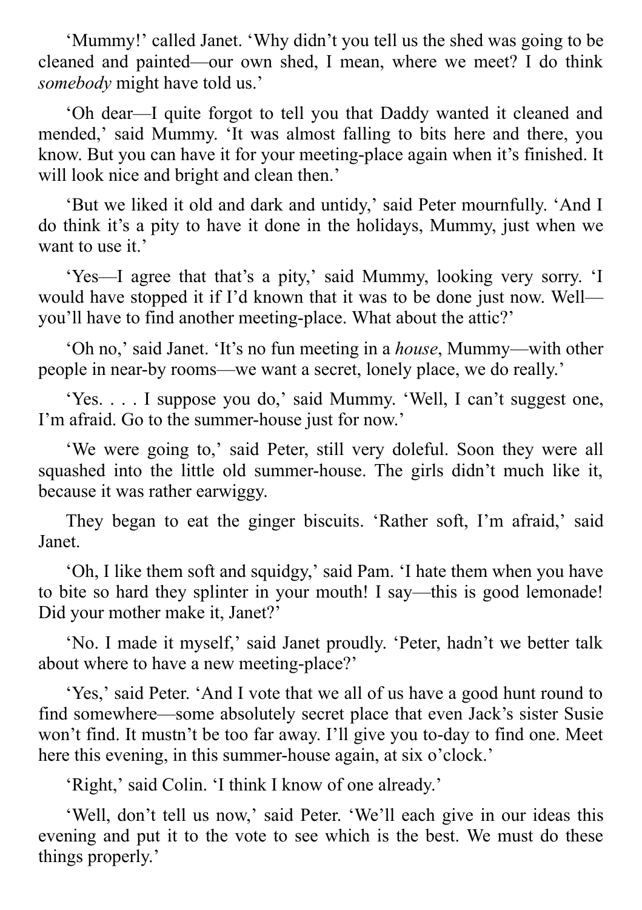'Mummy!' called Janet. 'Why didn't you tell us the shed was going to be cleaned and painted—our own shed, I mean, where we meet? I do think *somebody* might have told us.'

'Oh dear—I quite forgot to tell you that Daddy wanted it cleaned and mended,' said Mummy. 'It was almost falling to bits here and there, you know. But you can have it for your meeting-place again when it's finished. It will look nice and bright and clean then.'

'But we liked it old and dark and untidy,' said Peter mournfully. 'And I do think it's a pity to have it done in the holidays, Mummy, just when we want to use it.'

'Yes—I agree that that's a pity,' said Mummy, looking very sorry. 'I would have stopped it if I'd known that it was to be done just now. Well—you'll have to find another meeting-place. What about the attic?'

'Oh no,' said Janet. 'It's no fun meeting in a *house*, Mummy—with other people in near-by rooms—we want a secret, lonely place, we do really.'

'Yes. . . . I suppose you do,' said Mummy. 'Well, I can't suggest one, I'm afraid. Go to the summer-house just for now.'

'We were going to,' said Peter, still very doleful. Soon they were all squashed into the little old summer-house. The girls didn't much like it, because it was rather earwiggy.

They began to eat the ginger biscuits. 'Rather soft, I'm afraid,' said Janet.

'Oh, I like them soft and squidgy,' said Pam. 'I hate them when you have to bite so hard they splinter in your mouth! I say—this is good lemonade! Did your mother make it, Janet?'

'No. I made it myself,' said Janet proudly. 'Peter, hadn't we better talk about where to have a new meeting-place?'

'Yes,' said Peter. 'And I vote that we all of us have a good hunt round to find somewhere—some absolutely secret place that even Jack's sister Susie won't find. It mustn't be too far away. I'll give you to-day to find one. Meet here this evening, in this summer-house again, at six o'clock.'

'Right,' said Colin. 'I think I know of one already.'

'Well, don't tell us now,' said Peter. 'We'll each give in our ideas this evening and put it to the vote to see which is the best. We must do these things properly.'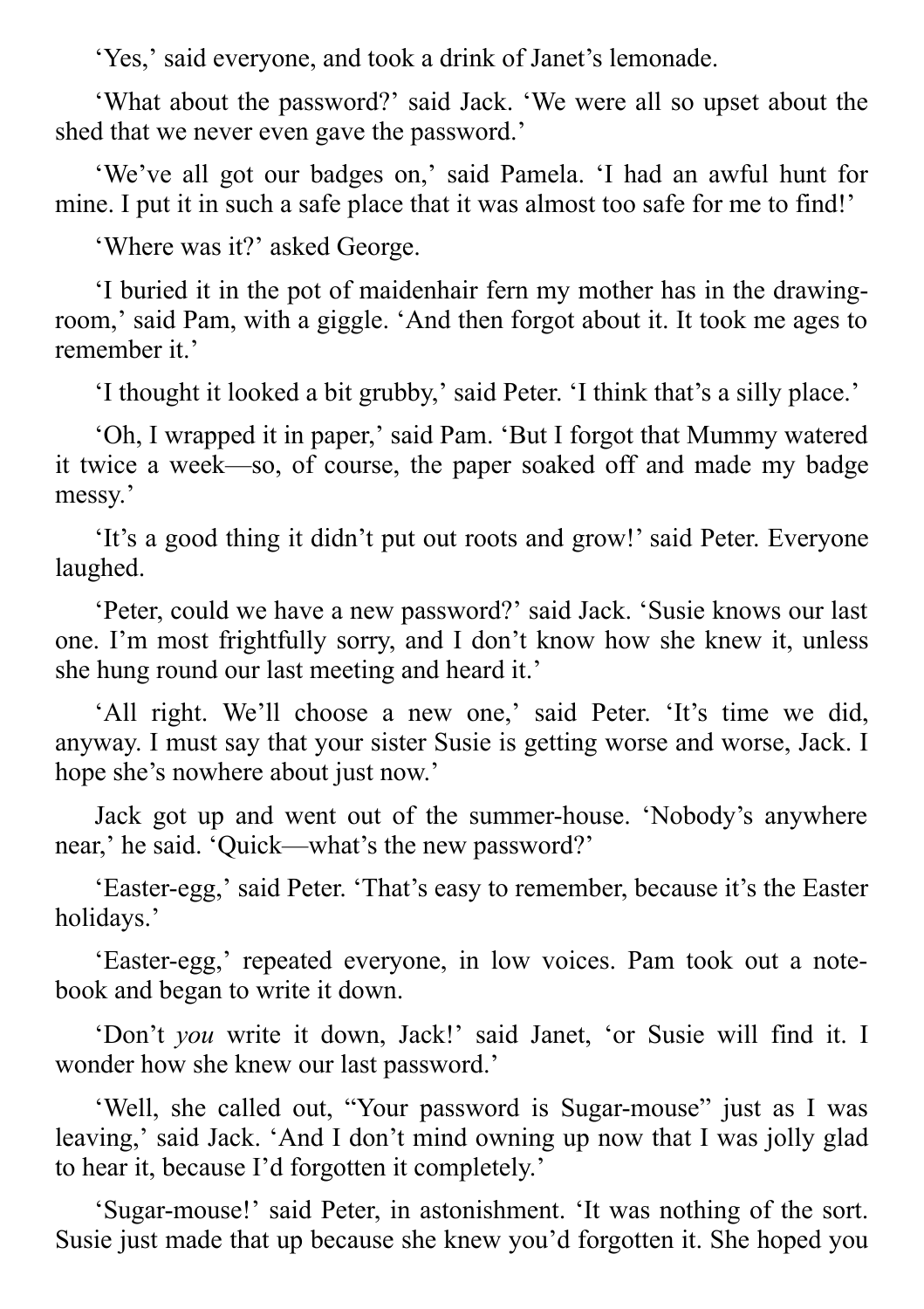'Yes,' said everyone, and took a drink of Janet's lemonade.

'What about the password?' said Jack. 'We were all so upset about the shed that we never even gave the password.'

'We've all got our badges on,' said Pamela. 'I had an awful hunt for mine. I put it in such a safe place that it was almost too safe for me to find!'

'Where was it?' asked George.

'I buried it in the pot of maidenhair fern my mother has in the drawing-room,' said Pam, with a giggle. 'And then forgot about it. It took me ages to remember it.'

'I thought it looked a bit grubby,' said Peter. 'I think that's a silly place.'

'Oh, I wrapped it in paper,' said Pam. 'But I forgot that Mummy watered it twice a week—so, of course, the paper soaked off and made my badge messy.'

'It's a good thing it didn't put out roots and grow!' said Peter. Everyone laughed.

'Peter, could we have a new password?' said Jack. 'Susie knows our last one. I'm most frightfully sorry, and I don't know how she knew it, unless she hung round our last meeting and heard it.'

'All right. We'll choose a new one,' said Peter. 'It's time we did, anyway. I must say that your sister Susie is getting worse and worse, Jack. I hope she's nowhere about just now.'

Jack got up and went out of the summer-house. 'Nobody's anywhere near,' he said. 'Quick—what's the new password?'

'Easter-egg,' said Peter. 'That's easy to remember, because it's the Easter holidays.'

'Easter-egg,' repeated everyone, in low voices. Pam took out a note-book and began to write it down.

'Don't *you* write it down, Jack!' said Janet, 'or Susie will find it. I wonder how she knew our last password.'

'Well, she called out, "Your password is Sugar-mouse" just as I was leaving,' said Jack. 'And I don't mind owning up now that I was jolly glad to hear it, because I'd forgotten it completely.'

'Sugar-mouse!' said Peter, in astonishment. 'It was nothing of the sort. Susie just made that up because she knew you'd forgotten it. She hoped you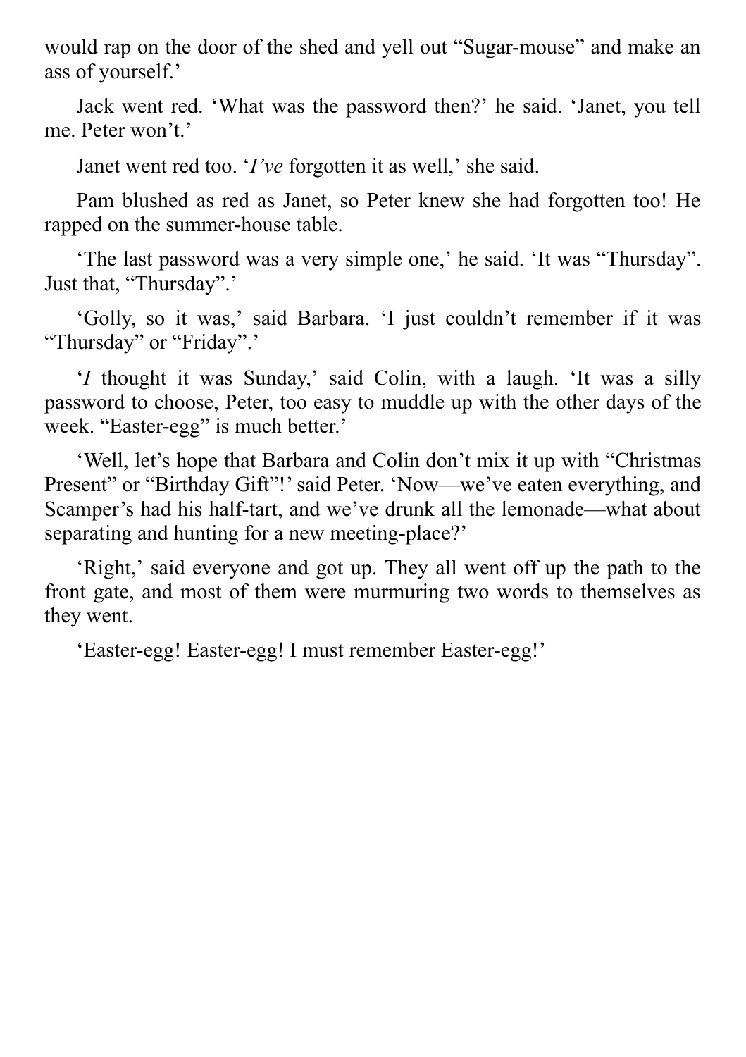would rap on the door of the shed and yell out "Sugar-mouse" and make an ass of yourself.'

Jack went red. 'What was the password then?' he said. 'Janet, you tell me. Peter won't.'

Janet went red too. '*I've* forgotten it as well,' she said.

Pam blushed as red as Janet, so Peter knew she had forgotten too! He rapped on the summer-house table.

'The last password was a very simple one,' he said. 'It was "Thursday". Just that, "Thursday".'

'Golly, so it was,' said Barbara. 'I just couldn't remember if it was "Thursday" or "Friday".'

'*I* thought it was Sunday,' said Colin, with a laugh. 'It was a silly password to choose, Peter, too easy to muddle up with the other days of the week. "Easter-egg" is much better.'

'Well, let's hope that Barbara and Colin don't mix it up with "Christmas Present" or "Birthday Gift"!' said Peter. 'Now—we've eaten everything, and Scamper's had his half-tart, and we've drunk all the lemonade—what about separating and hunting for a new meeting-place?'

'Right,' said everyone and got up. They all went off up the path to the front gate, and most of them were murmuring two words to themselves as they went.

'Easter-egg! Easter-egg! I must remember Easter-egg!'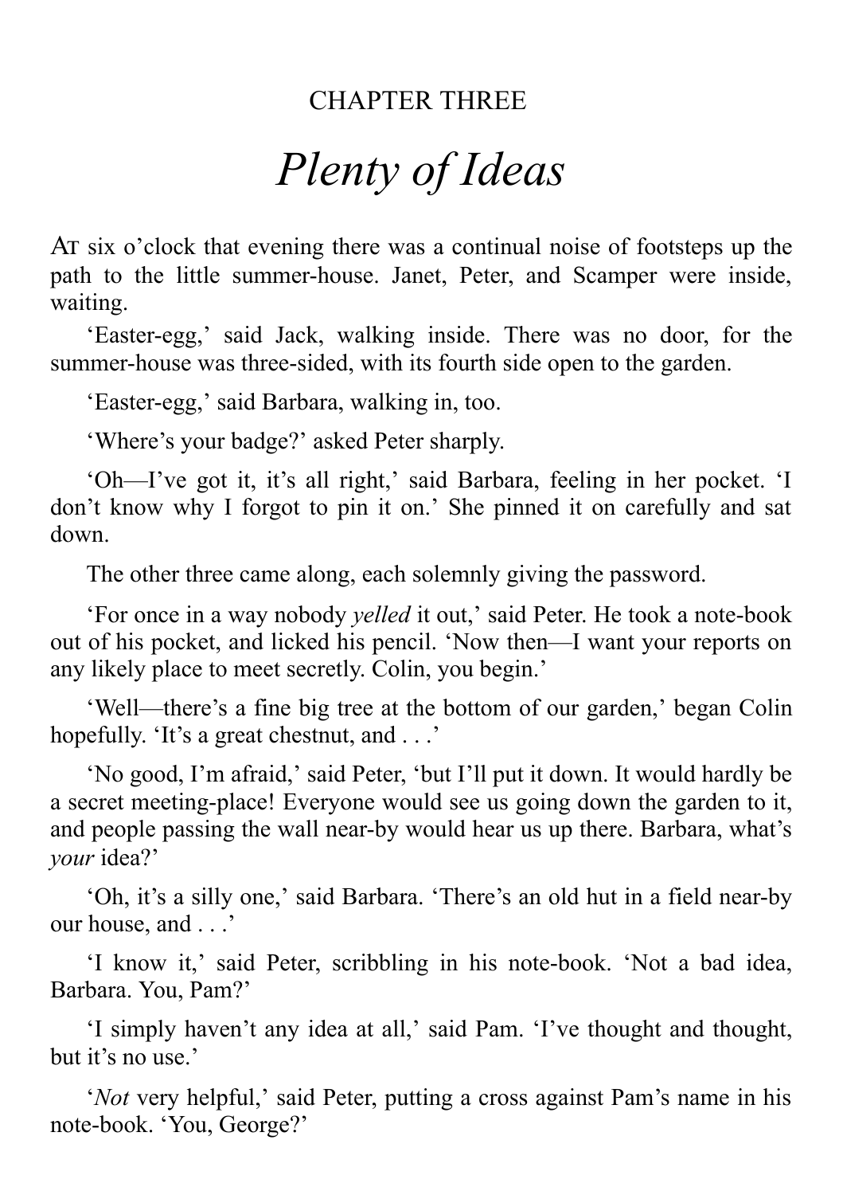# CHAPTER THREE

# *Plenty of Ideas*

AT six o'clock that evening there was a continual noise of footsteps up the path to the little summer-house. Janet, Peter, and Scamper were inside, waiting.

'Easter-egg,' said Jack, walking inside. There was no door, for the summer-house was three-sided, with its fourth side open to the garden.

'Easter-egg,' said Barbara, walking in, too.

'Where's your badge?' asked Peter sharply.

'Oh—I've got it, it's all right,' said Barbara, feeling in her pocket. 'I don't know why I forgot to pin it on.' She pinned it on carefully and sat down.

The other three came along, each solemnly giving the password.

'For once in a way nobody *yelled* it out,' said Peter. He took a note-book out of his pocket, and licked his pencil. 'Now then—I want your reports on any likely place to meet secretly. Colin, you begin.'

'Well—there's a fine big tree at the bottom of our garden,' began Colin hopefully. 'It's a great chestnut, and . . .'

'No good, I'm afraid,' said Peter, 'but I'll put it down. It would hardly be a secret meeting-place! Everyone would see us going down the garden to it, and people passing the wall near-by would hear us up there. Barbara, what's *your* idea?'

'Oh, it's a silly one,' said Barbara. 'There's an old hut in a field near-by our house, and . . .'

'I know it,' said Peter, scribbling in his note-book. 'Not a bad idea, Barbara. You, Pam?'

'I simply haven't any idea at all,' said Pam. 'I've thought and thought, but it's no use.'

'*Not* very helpful,' said Peter, putting a cross against Pam's name in his note-book. 'You, George?'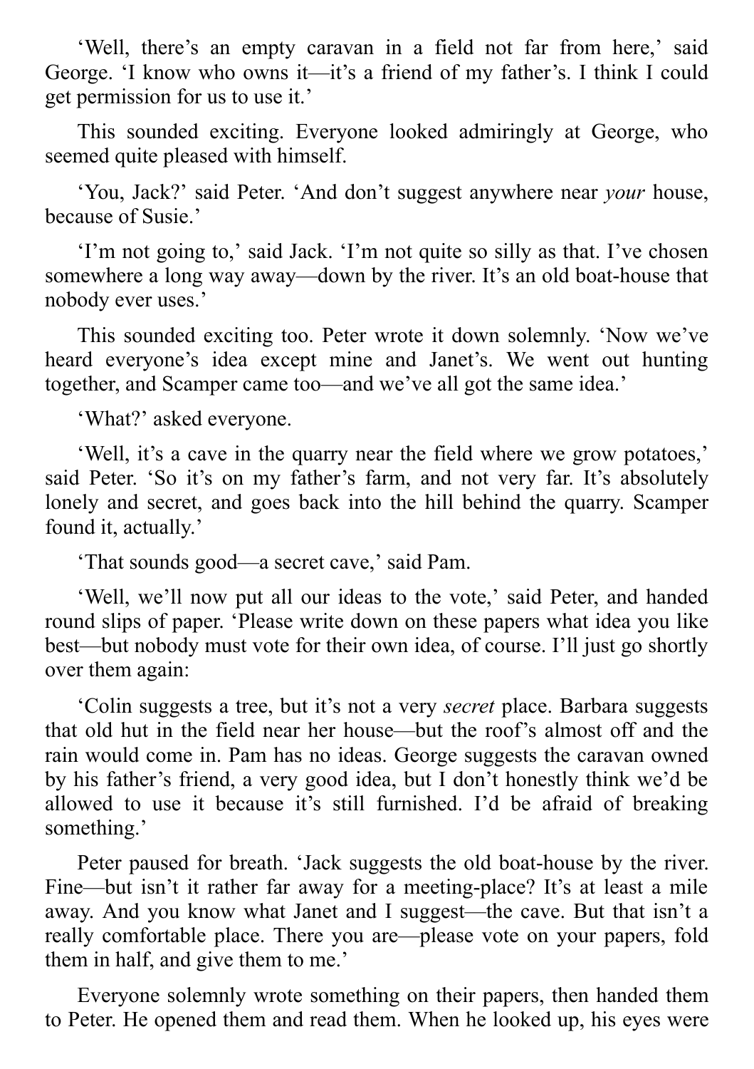‘Well, there’s an empty caravan in a field not far from here,’ said George. ‘I know who owns it—it’s a friend of my father’s. I think I could get permission for us to use it.’

This sounded exciting. Everyone looked admiringly at George, who seemed quite pleased with himself.

‘You, Jack?’ said Peter. ‘And don’t suggest anywhere near *your* house, because of Susie.’

‘I’m not going to,’ said Jack. ‘I’m not quite so silly as that. I’ve chosen somewhere a long way away—down by the river. It’s an old boat-house that nobody ever uses.’

This sounded exciting too. Peter wrote it down solemnly. ‘Now we’ve heard everyone’s idea except mine and Janet’s. We went out hunting together, and Scamper came too—and we’ve all got the same idea.’

‘What?’ asked everyone.

‘Well, it’s a cave in the quarry near the field where we grow potatoes,’ said Peter. ‘So it’s on my father’s farm, and not very far. It’s absolutely lonely and secret, and goes back into the hill behind the quarry. Scamper found it, actually.’

‘That sounds good—a secret cave,’ said Pam.

‘Well, we’ll now put all our ideas to the vote,’ said Peter, and handed round slips of paper. ‘Please write down on these papers what idea you like best—but nobody must vote for their own idea, of course. I’ll just go shortly over them again:

‘Colin suggests a tree, but it’s not a very *secret* place. Barbara suggests that old hut in the field near her house—but the roof’s almost off and the rain would come in. Pam has no ideas. George suggests the caravan owned by his father’s friend, a very good idea, but I don’t honestly think we’d be allowed to use it because it’s still furnished. I’d be afraid of breaking something.’

Peter paused for breath. ‘Jack suggests the old boat-house by the river. Fine—but isn’t it rather far away for a meeting-place? It’s at least a mile away. And you know what Janet and I suggest—the cave. But that isn’t a really comfortable place. There you are—please vote on your papers, fold them in half, and give them to me.’

Everyone solemnly wrote something on their papers, then handed them to Peter. He opened them and read them. When he looked up, his eyes were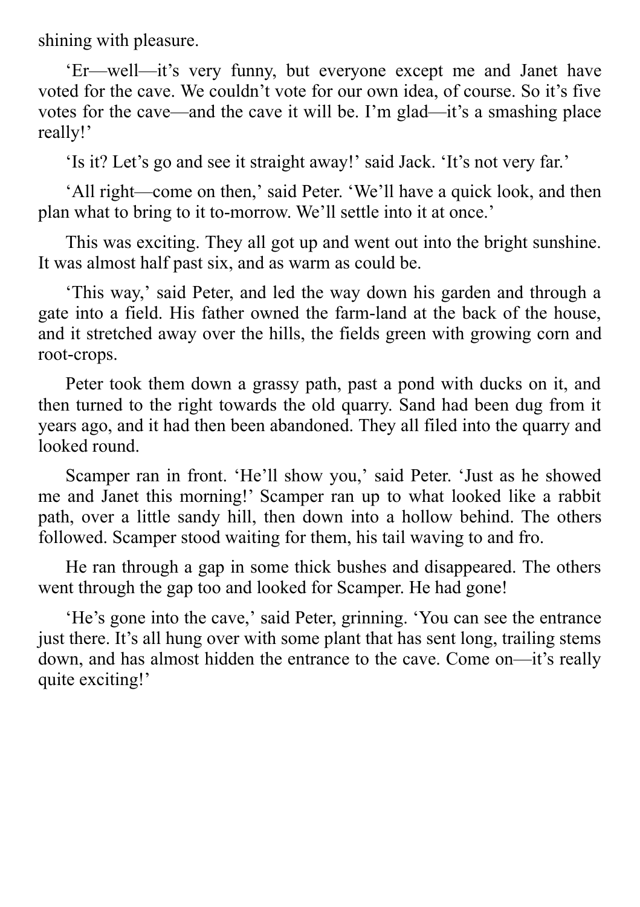shining with pleasure.

'Er—well—it's very funny, but everyone except me and Janet have voted for the cave. We couldn't vote for our own idea, of course. So it's five votes for the cave—and the cave it will be. I'm glad—it's a smashing place really!'

'Is it? Let's go and see it straight away!' said Jack. 'It's not very far.'

'All right—come on then,' said Peter. 'We'll have a quick look, and then plan what to bring to it to-morrow. We'll settle into it at once.'

This was exciting. They all got up and went out into the bright sunshine. It was almost half past six, and as warm as could be.

'This way,' said Peter, and led the way down his garden and through a gate into a field. His father owned the farm-land at the back of the house, and it stretched away over the hills, the fields green with growing corn and root-crops.

Peter took them down a grassy path, past a pond with ducks on it, and then turned to the right towards the old quarry. Sand had been dug from it years ago, and it had then been abandoned. They all filed into the quarry and looked round.

Scamper ran in front. 'He'll show you,' said Peter. 'Just as he showed me and Janet this morning!' Scamper ran up to what looked like a rabbit path, over a little sandy hill, then down into a hollow behind. The others followed. Scamper stood waiting for them, his tail waving to and fro.

He ran through a gap in some thick bushes and disappeared. The others went through the gap too and looked for Scamper. He had gone!

'He's gone into the cave,' said Peter, grinning. 'You can see the entrance just there. It's all hung over with some plant that has sent long, trailing stems down, and has almost hidden the entrance to the cave. Come on—it's really quite exciting!'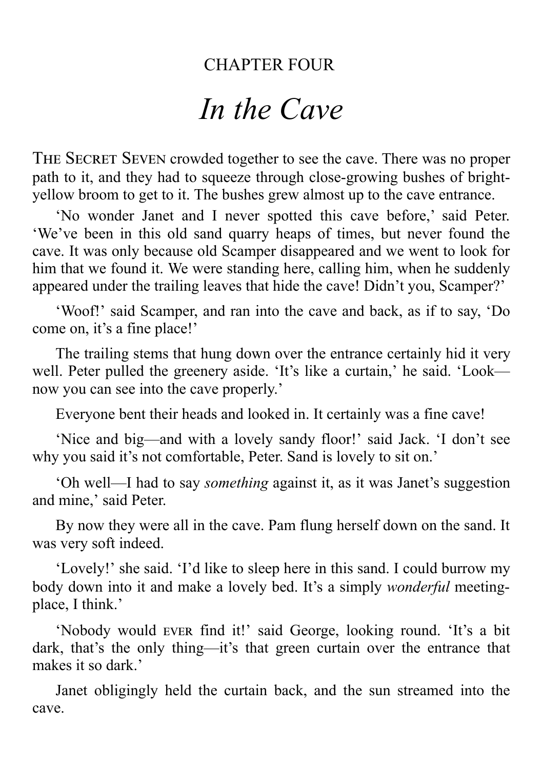CHAPTER FOUR

# *In the Cave*

THE SECRET SEVEN crowded together to see the cave. There was no proper path to it, and they had to squeeze through close-growing bushes of bright-yellow broom to get to it. The bushes grew almost up to the cave entrance.

'No wonder Janet and I never spotted this cave before,' said Peter. 'We've been in this old sand quarry heaps of times, but never found the cave. It was only because old Scamper disappeared and we went to look for him that we found it. We were standing here, calling him, when he suddenly appeared under the trailing leaves that hide the cave! Didn't you, Scamper?'

'Woof!' said Scamper, and ran into the cave and back, as if to say, 'Do come on, it's a fine place!'

The trailing stems that hung down over the entrance certainly hid it very well. Peter pulled the greenery aside. 'It's like a curtain,' he said. 'Look—now you can see into the cave properly.'

Everyone bent their heads and looked in. It certainly was a fine cave!

'Nice and big—and with a lovely sandy floor!' said Jack. 'I don't see why you said it's not comfortable, Peter. Sand is lovely to sit on.'

'Oh well—I had to say *something* against it, as it was Janet's suggestion and mine,' said Peter.

By now they were all in the cave. Pam flung herself down on the sand. It was very soft indeed.

'Lovely!' she said. 'I'd like to sleep here in this sand. I could burrow my body down into it and make a lovely bed. It's a simply *wonderful* meeting-place, I think.'

'Nobody would EVER find it!' said George, looking round. 'It's a bit dark, that's the only thing—it's that green curtain over the entrance that makes it so dark.'

Janet obligingly held the curtain back, and the sun streamed into the cave.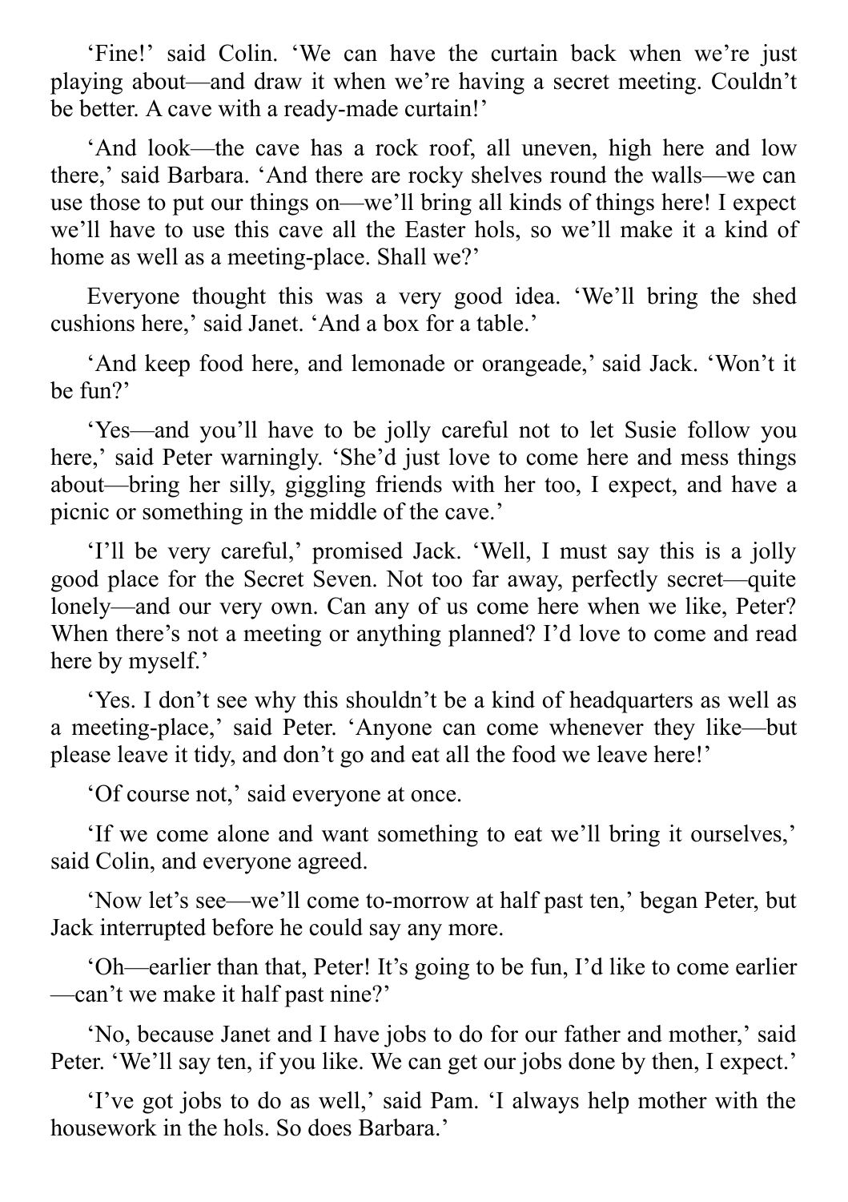'Fine!' said Colin. 'We can have the curtain back when we're just playing about—and draw it when we're having a secret meeting. Couldn't be better. A cave with a ready-made curtain!'

'And look—the cave has a rock roof, all uneven, high here and low there,' said Barbara. 'And there are rocky shelves round the walls—we can use those to put our things on—we'll bring all kinds of things here! I expect we'll have to use this cave all the Easter hols, so we'll make it a kind of home as well as a meeting-place. Shall we?'

Everyone thought this was a very good idea. 'We'll bring the shed cushions here,' said Janet. 'And a box for a table.'

'And keep food here, and lemonade or orangeade,' said Jack. 'Won't it be fun?'

'Yes—and you'll have to be jolly careful not to let Susie follow you here,' said Peter warningly. 'She'd just love to come here and mess things about—bring her silly, giggling friends with her too, I expect, and have a picnic or something in the middle of the cave.'

'I'll be very careful,' promised Jack. 'Well, I must say this is a jolly good place for the Secret Seven. Not too far away, perfectly secret—quite lonely—and our very own. Can any of us come here when we like, Peter? When there's not a meeting or anything planned? I'd love to come and read here by myself.'

'Yes. I don't see why this shouldn't be a kind of headquarters as well as a meeting-place,' said Peter. 'Anyone can come whenever they like—but please leave it tidy, and don't go and eat all the food we leave here!'

'Of course not,' said everyone at once.

'If we come alone and want something to eat we'll bring it ourselves,' said Colin, and everyone agreed.

'Now let's see—we'll come to-morrow at half past ten,' began Peter, but Jack interrupted before he could say any more.

'Oh—earlier than that, Peter! It's going to be fun, I'd like to come earlier—can't we make it half past nine?'

'No, because Janet and I have jobs to do for our father and mother,' said Peter. 'We'll say ten, if you like. We can get our jobs done by then, I expect.'

'I've got jobs to do as well,' said Pam. 'I always help mother with the housework in the hols. So does Barbara.'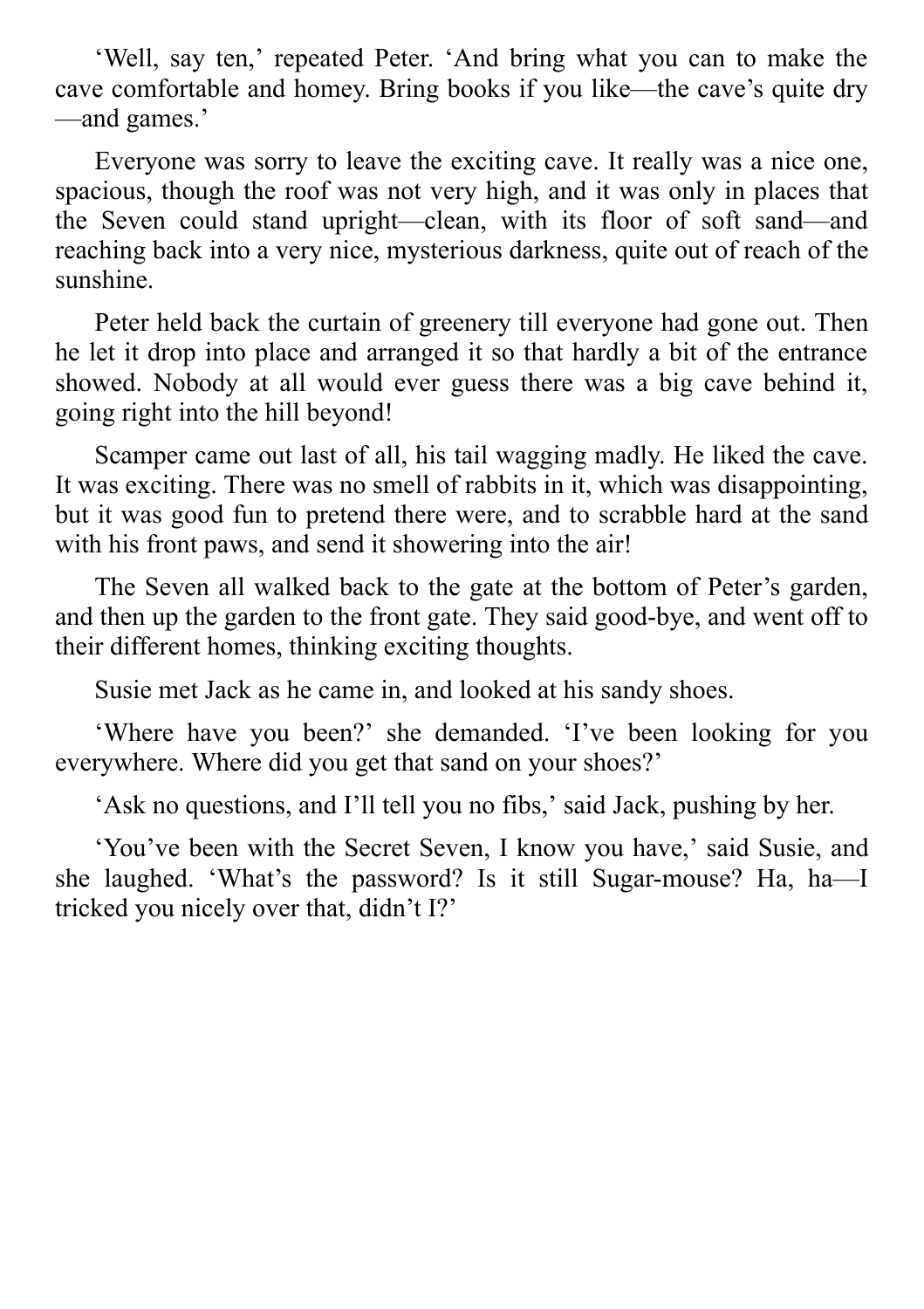'Well, say ten,' repeated Peter. 'And bring what you can to make the cave comfortable and homey. Bring books if you like—the cave's quite dry—and games.'

Everyone was sorry to leave the exciting cave. It really was a nice one, spacious, though the roof was not very high, and it was only in places that the Seven could stand upright—clean, with its floor of soft sand—and reaching back into a very nice, mysterious darkness, quite out of reach of the sunshine.

Peter held back the curtain of greenery till everyone had gone out. Then he let it drop into place and arranged it so that hardly a bit of the entrance showed. Nobody at all would ever guess there was a big cave behind it, going right into the hill beyond!

Scamper came out last of all, his tail wagging madly. He liked the cave. It was exciting. There was no smell of rabbits in it, which was disappointing, but it was good fun to pretend there were, and to scrabble hard at the sand with his front paws, and send it showering into the air!

The Seven all walked back to the gate at the bottom of Peter's garden, and then up the garden to the front gate. They said good-bye, and went off to their different homes, thinking exciting thoughts.

Susie met Jack as he came in, and looked at his sandy shoes.

'Where have you been?' she demanded. 'I've been looking for you everywhere. Where did you get that sand on your shoes?'

'Ask no questions, and I'll tell you no fibs,' said Jack, pushing by her.

'You've been with the Secret Seven, I know you have,' said Susie, and she laughed. 'What's the password? Is it still Sugar-mouse? Ha, ha—I tricked you nicely over that, didn't I?'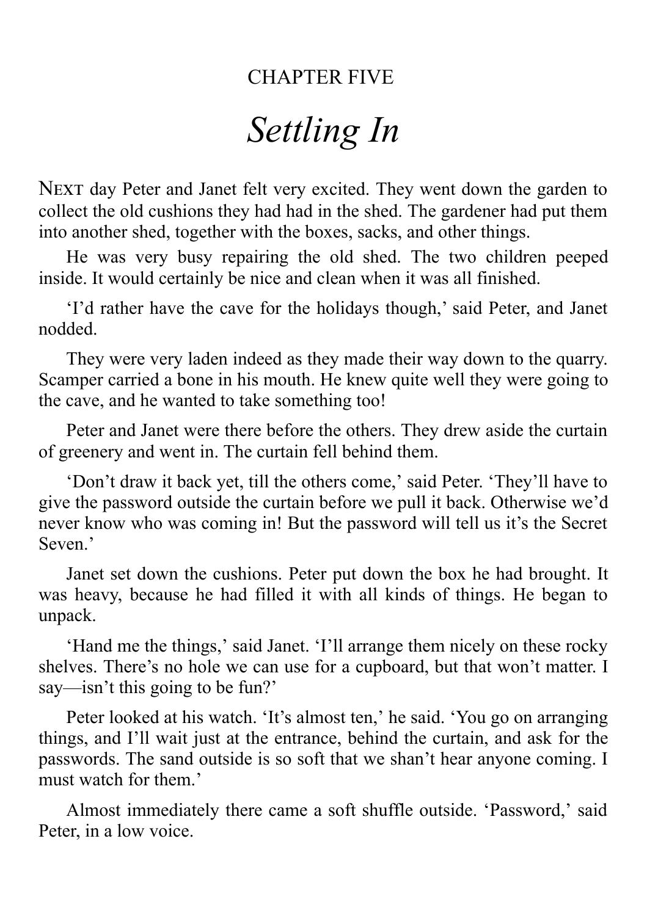CHAPTER FIVE

# *Settling In*

NEXT day Peter and Janet felt very excited. They went down the garden to collect the old cushions they had had in the shed. The gardener had put them into another shed, together with the boxes, sacks, and other things.

He was very busy repairing the old shed. The two children peeped inside. It would certainly be nice and clean when it was all finished.

'I'd rather have the cave for the holidays though,' said Peter, and Janet nodded.

They were very laden indeed as they made their way down to the quarry. Scamper carried a bone in his mouth. He knew quite well they were going to the cave, and he wanted to take something too!

Peter and Janet were there before the others. They drew aside the curtain of greenery and went in. The curtain fell behind them.

'Don't draw it back yet, till the others come,' said Peter. 'They'll have to give the password outside the curtain before we pull it back. Otherwise we'd never know who was coming in! But the password will tell us it's the Secret Seven.'

Janet set down the cushions. Peter put down the box he had brought. It was heavy, because he had filled it with all kinds of things. He began to unpack.

'Hand me the things,' said Janet. 'I'll arrange them nicely on these rocky shelves. There's no hole we can use for a cupboard, but that won't matter. I say—isn't this going to be fun?'

Peter looked at his watch. 'It's almost ten,' he said. 'You go on arranging things, and I'll wait just at the entrance, behind the curtain, and ask for the passwords. The sand outside is so soft that we shan't hear anyone coming. I must watch for them.'

Almost immediately there came a soft shuffle outside. 'Password,' said Peter, in a low voice.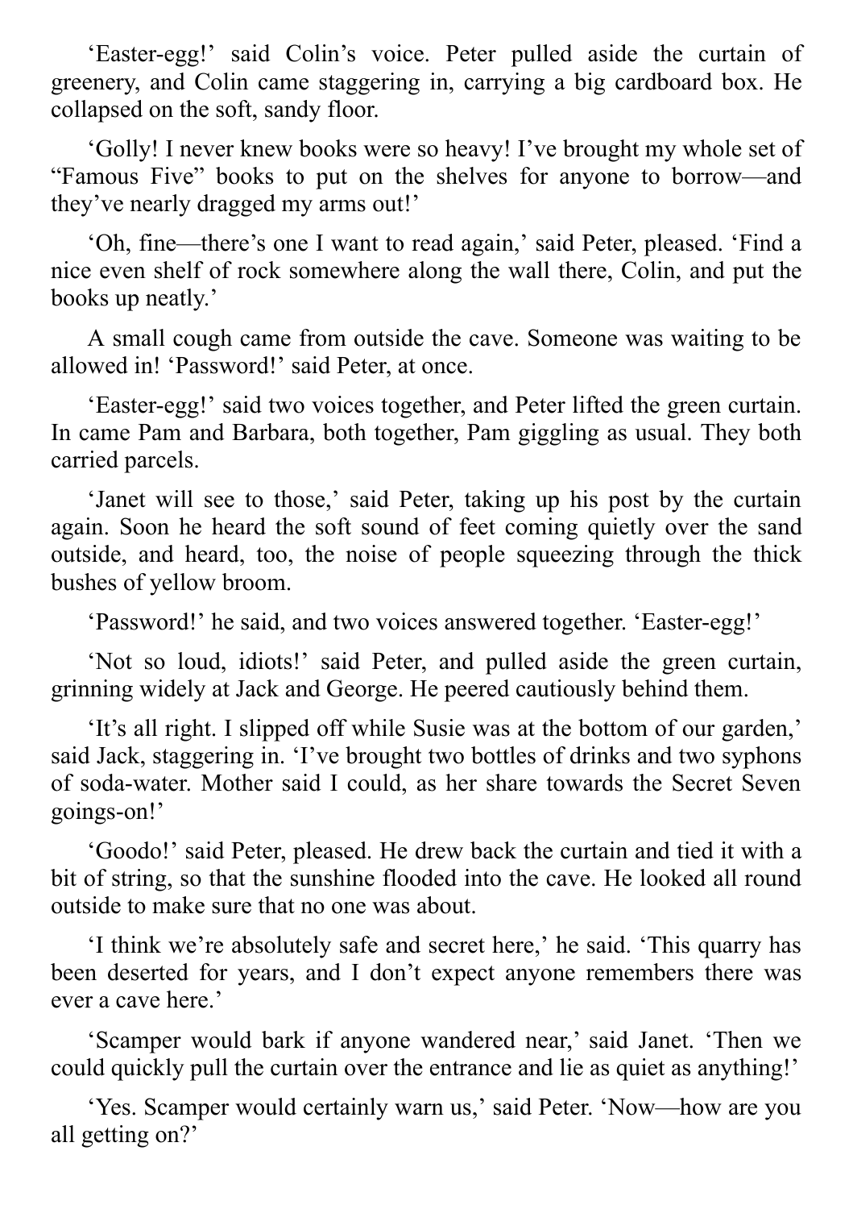‘Easter-egg!’ said Colin’s voice. Peter pulled aside the curtain of greenery, and Colin came staggering in, carrying a big cardboard box. He collapsed on the soft, sandy floor.

‘Golly! I never knew books were so heavy! I’ve brought my whole set of “Famous Five” books to put on the shelves for anyone to borrow—and they’ve nearly dragged my arms out!’

‘Oh, fine—there’s one I want to read again,’ said Peter, pleased. ‘Find a nice even shelf of rock somewhere along the wall there, Colin, and put the books up neatly.’

A small cough came from outside the cave. Someone was waiting to be allowed in! ‘Password!’ said Peter, at once.

‘Easter-egg!’ said two voices together, and Peter lifted the green curtain. In came Pam and Barbara, both together, Pam giggling as usual. They both carried parcels.

‘Janet will see to those,’ said Peter, taking up his post by the curtain again. Soon he heard the soft sound of feet coming quietly over the sand outside, and heard, too, the noise of people squeezing through the thick bushes of yellow broom.

‘Password!’ he said, and two voices answered together. ‘Easter-egg!’

‘Not so loud, idiots!’ said Peter, and pulled aside the green curtain, grinning widely at Jack and George. He peered cautiously behind them.

‘It’s all right. I slipped off while Susie was at the bottom of our garden,’ said Jack, staggering in. ‘I’ve brought two bottles of drinks and two syphons of soda-water. Mother said I could, as her share towards the Secret Seven goings-on!’

‘Goodo!’ said Peter, pleased. He drew back the curtain and tied it with a bit of string, so that the sunshine flooded into the cave. He looked all round outside to make sure that no one was about.

‘I think we’re absolutely safe and secret here,’ he said. ‘This quarry has been deserted for years, and I don’t expect anyone remembers there was ever a cave here.’

‘Scamper would bark if anyone wandered near,’ said Janet. ‘Then we could quickly pull the curtain over the entrance and lie as quiet as anything!’

‘Yes. Scamper would certainly warn us,’ said Peter. ‘Now—how are you all getting on?’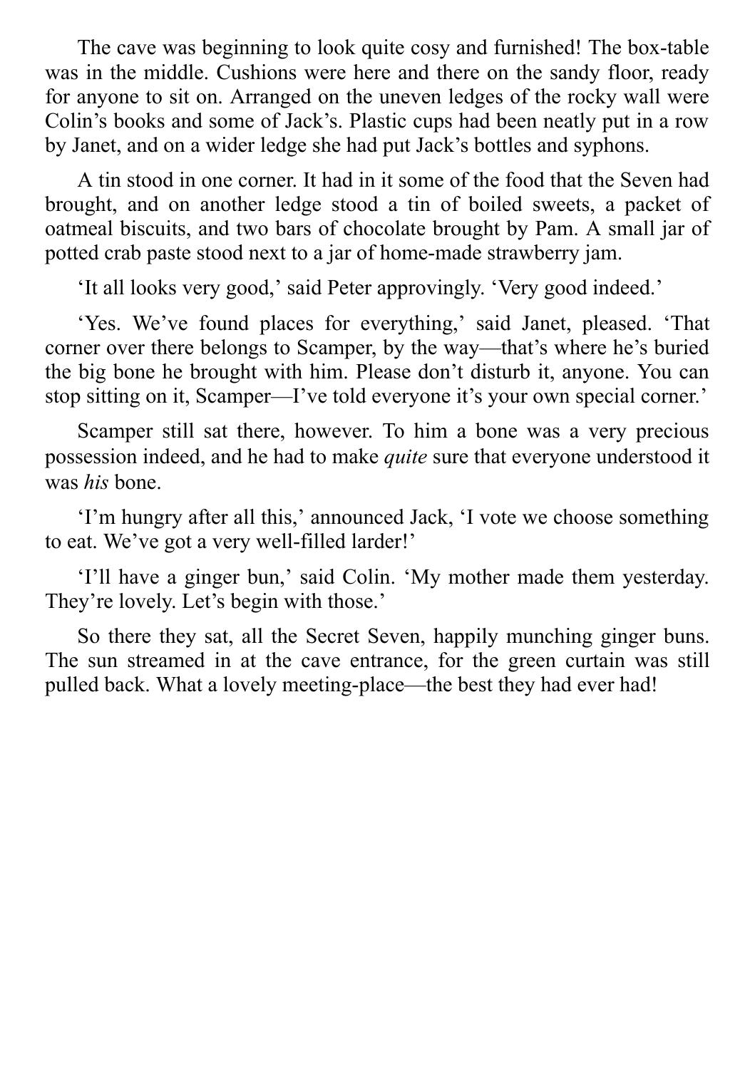The cave was beginning to look quite cosy and furnished! The box-table was in the middle. Cushions were here and there on the sandy floor, ready for anyone to sit on. Arranged on the uneven ledges of the rocky wall were Colin's books and some of Jack's. Plastic cups had been neatly put in a row by Janet, and on a wider ledge she had put Jack's bottles and syphons.

A tin stood in one corner. It had in it some of the food that the Seven had brought, and on another ledge stood a tin of boiled sweets, a packet of oatmeal biscuits, and two bars of chocolate brought by Pam. A small jar of potted crab paste stood next to a jar of home-made strawberry jam.

'It all looks very good,' said Peter approvingly. 'Very good indeed.'

'Yes. We've found places for everything,' said Janet, pleased. 'That corner over there belongs to Scamper, by the way—that's where he's buried the big bone he brought with him. Please don't disturb it, anyone. You can stop sitting on it, Scamper—I've told everyone it's your own special corner.'

Scamper still sat there, however. To him a bone was a very precious possession indeed, and he had to make *quite* sure that everyone understood it was *his* bone.

'I'm hungry after all this,' announced Jack, 'I vote we choose something to eat. We've got a very well-filled larder!'

'I'll have a ginger bun,' said Colin. 'My mother made them yesterday. They're lovely. Let's begin with those.'

So there they sat, all the Secret Seven, happily munching ginger buns. The sun streamed in at the cave entrance, for the green curtain was still pulled back. What a lovely meeting-place—the best they had ever had!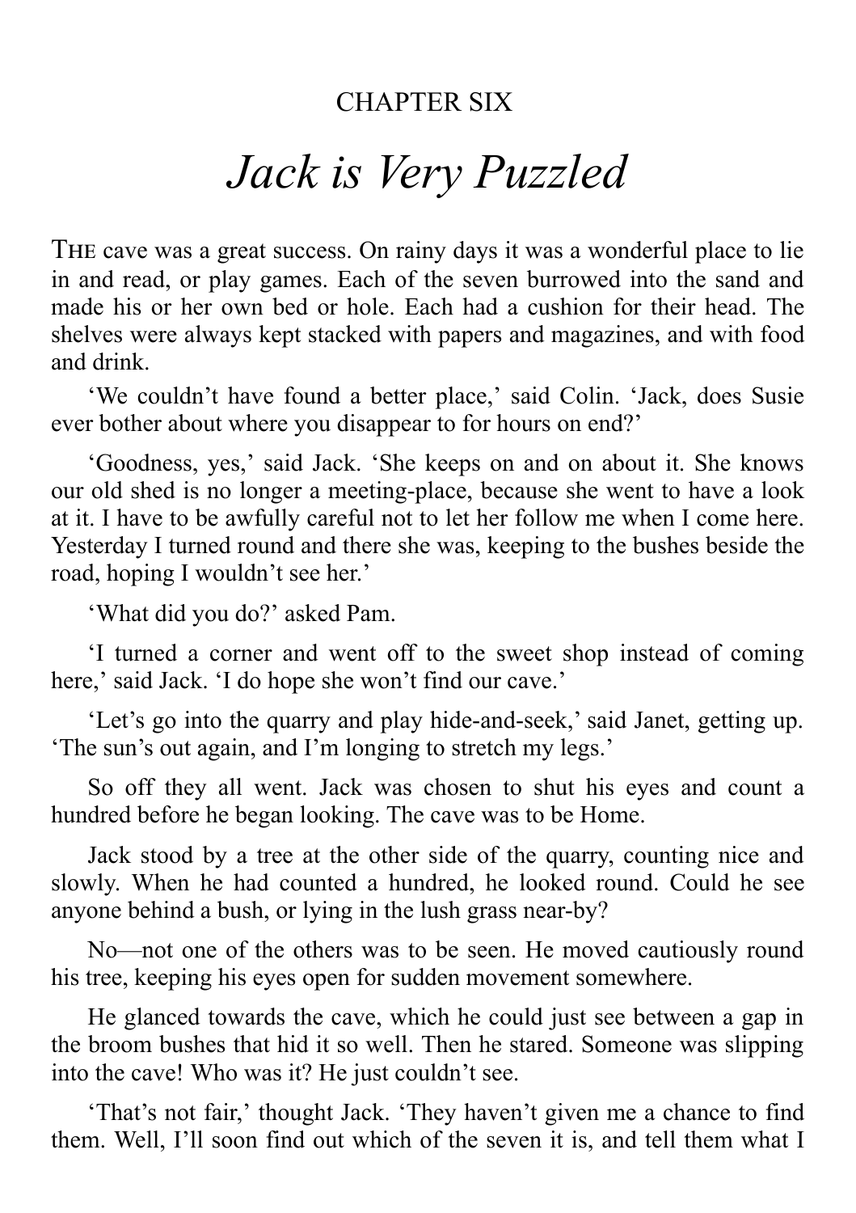CHAPTER SIX

# *Jack is Very Puzzled*

THE cave was a great success. On rainy days it was a wonderful place to lie in and read, or play games. Each of the seven burrowed into the sand and made his or her own bed or hole. Each had a cushion for their head. The shelves were always kept stacked with papers and magazines, and with food and drink.

'We couldn't have found a better place,' said Colin. 'Jack, does Susie ever bother about where you disappear to for hours on end?'

'Goodness, yes,' said Jack. 'She keeps on and on about it. She knows our old shed is no longer a meeting-place, because she went to have a look at it. I have to be awfully careful not to let her follow me when I come here. Yesterday I turned round and there she was, keeping to the bushes beside the road, hoping I wouldn't see her.'

'What did you do?' asked Pam.

'I turned a corner and went off to the sweet shop instead of coming here,' said Jack. 'I do hope she won't find our cave.'

'Let's go into the quarry and play hide-and-seek,' said Janet, getting up. 'The sun's out again, and I'm longing to stretch my legs.'

So off they all went. Jack was chosen to shut his eyes and count a hundred before he began looking. The cave was to be Home.

Jack stood by a tree at the other side of the quarry, counting nice and slowly. When he had counted a hundred, he looked round. Could he see anyone behind a bush, or lying in the lush grass near-by?

No—not one of the others was to be seen. He moved cautiously round his tree, keeping his eyes open for sudden movement somewhere.

He glanced towards the cave, which he could just see between a gap in the broom bushes that hid it so well. Then he stared. Someone was slipping into the cave! Who was it? He just couldn't see.

'That's not fair,' thought Jack. 'They haven't given me a chance to find them. Well, I'll soon find out which of the seven it is, and tell them what I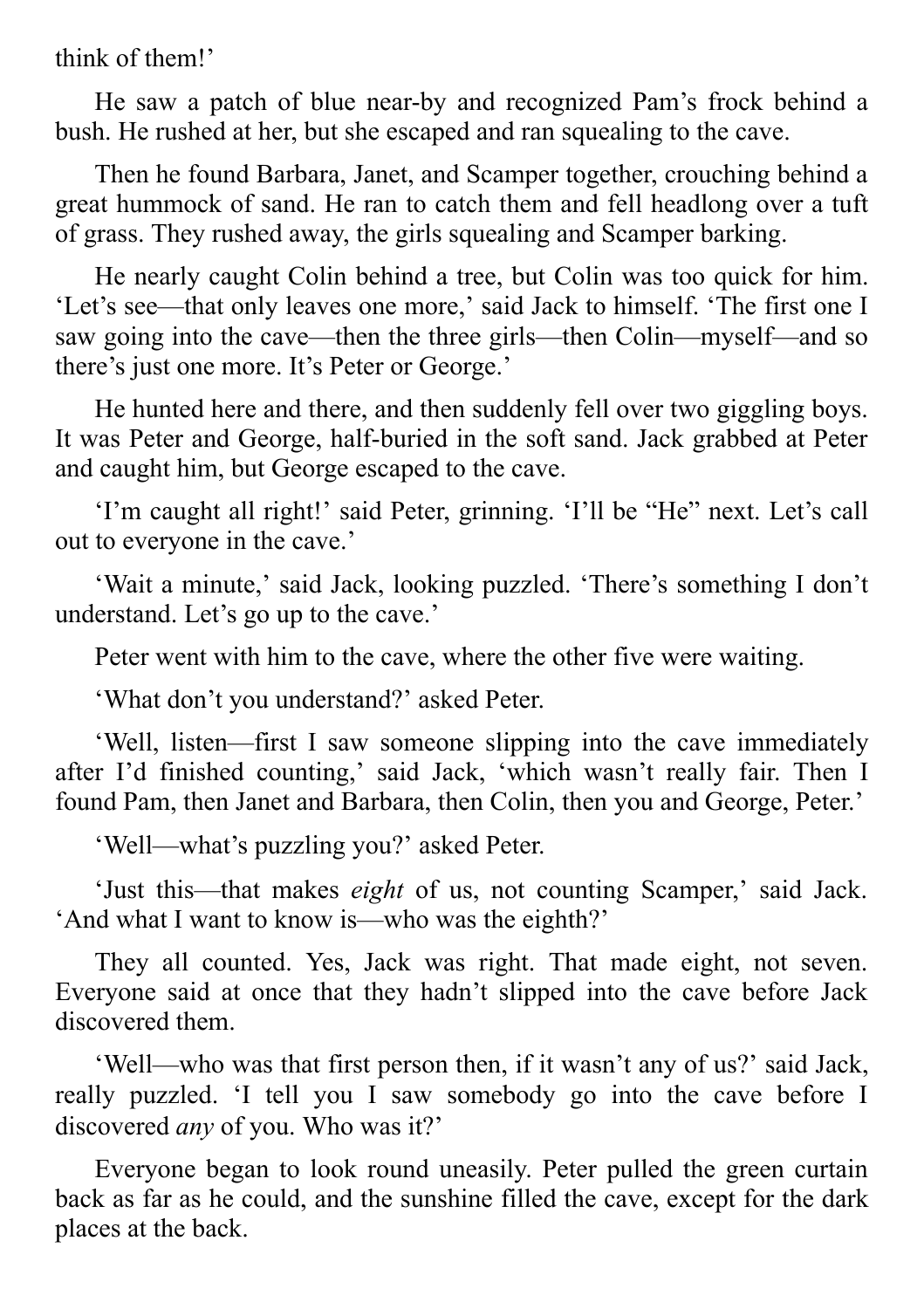think of them!’

He saw a patch of blue near-by and recognized Pam’s frock behind a bush. He rushed at her, but she escaped and ran squealing to the cave.

Then he found Barbara, Janet, and Scamper together, crouching behind a great hummock of sand. He ran to catch them and fell headlong over a tuft of grass. They rushed away, the girls squealing and Scamper barking.

He nearly caught Colin behind a tree, but Colin was too quick for him. ‘Let’s see—that only leaves one more,’ said Jack to himself. ‘The first one I saw going into the cave—then the three girls—then Colin—myself—and so there’s just one more. It’s Peter or George.’

He hunted here and there, and then suddenly fell over two giggling boys. It was Peter and George, half-buried in the soft sand. Jack grabbed at Peter and caught him, but George escaped to the cave.

‘I’m caught all right!’ said Peter, grinning. ‘I’ll be “He” next. Let’s call out to everyone in the cave.’

‘Wait a minute,’ said Jack, looking puzzled. ‘There’s something I don’t understand. Let’s go up to the cave.’

Peter went with him to the cave, where the other five were waiting.

‘What don’t you understand?’ asked Peter.

‘Well, listen—first I saw someone slipping into the cave immediately after I’d finished counting,’ said Jack, ‘which wasn’t really fair. Then I found Pam, then Janet and Barbara, then Colin, then you and George, Peter.’

‘Well—what’s puzzling you?’ asked Peter.

‘Just this—that makes *eight* of us, not counting Scamper,’ said Jack. ‘And what I want to know is—who was the eighth?’

They all counted. Yes, Jack was right. That made eight, not seven. Everyone said at once that they hadn’t slipped into the cave before Jack discovered them.

‘Well—who was that first person then, if it wasn’t any of us?’ said Jack, really puzzled. ‘I tell you I saw somebody go into the cave before I discovered *any* of you. Who was it?’

Everyone began to look round uneasily. Peter pulled the green curtain back as far as he could, and the sunshine filled the cave, except for the dark places at the back.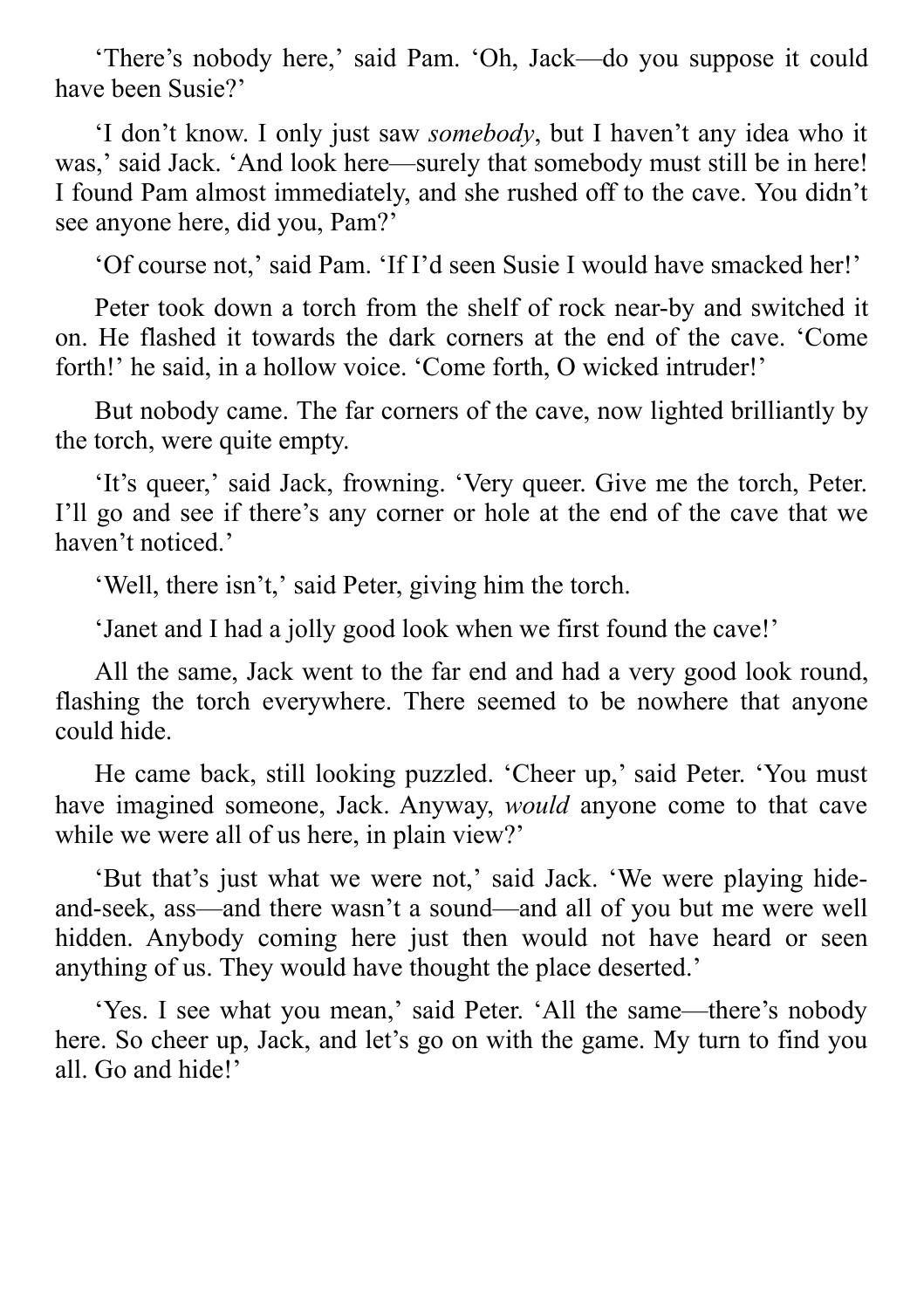'There's nobody here,' said Pam. 'Oh, Jack—do you suppose it could have been Susie?'

'I don't know. I only just saw *somebody*, but I haven't any idea who it was,' said Jack. 'And look here—surely that somebody must still be in here! I found Pam almost immediately, and she rushed off to the cave. You didn't see anyone here, did you, Pam?'

'Of course not,' said Pam. 'If I'd seen Susie I would have smacked her!'

Peter took down a torch from the shelf of rock near-by and switched it on. He flashed it towards the dark corners at the end of the cave. 'Come forth!' he said, in a hollow voice. 'Come forth, O wicked intruder!'

But nobody came. The far corners of the cave, now lighted brilliantly by the torch, were quite empty.

'It's queer,' said Jack, frowning. 'Very queer. Give me the torch, Peter. I'll go and see if there's any corner or hole at the end of the cave that we haven't noticed.'

'Well, there isn't,' said Peter, giving him the torch.

'Janet and I had a jolly good look when we first found the cave!'

All the same, Jack went to the far end and had a very good look round, flashing the torch everywhere. There seemed to be nowhere that anyone could hide.

He came back, still looking puzzled. 'Cheer up,' said Peter. 'You must have imagined someone, Jack. Anyway, *would* anyone come to that cave while we were all of us here, in plain view?'

'But that's just what we were not,' said Jack. 'We were playing hide-and-seek, ass—and there wasn't a sound—and all of you but me were well hidden. Anybody coming here just then would not have heard or seen anything of us. They would have thought the place deserted.'

'Yes. I see what you mean,' said Peter. 'All the same—there's nobody here. So cheer up, Jack, and let's go on with the game. My turn to find you all. Go and hide!'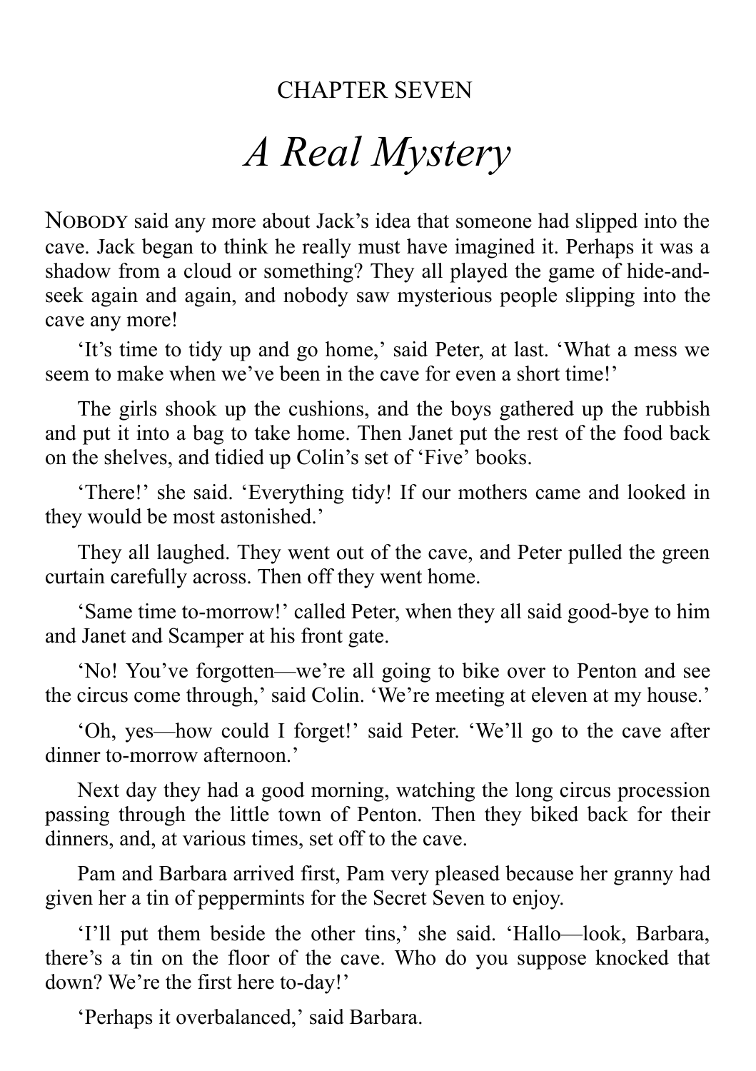## CHAPTER SEVEN

# *A Real Mystery*

NOBODY said any more about Jack's idea that someone had slipped into the cave. Jack began to think he really must have imagined it. Perhaps it was a shadow from a cloud or something? They all played the game of hide-and-seek again and again, and nobody saw mysterious people slipping into the cave any more!

'It's time to tidy up and go home,' said Peter, at last. 'What a mess we seem to make when we've been in the cave for even a short time!'

The girls shook up the cushions, and the boys gathered up the rubbish and put it into a bag to take home. Then Janet put the rest of the food back on the shelves, and tidied up Colin's set of 'Five' books.

'There!' she said. 'Everything tidy! If our mothers came and looked in they would be most astonished.'

They all laughed. They went out of the cave, and Peter pulled the green curtain carefully across. Then off they went home.

'Same time to-morrow!' called Peter, when they all said good-bye to him and Janet and Scamper at his front gate.

'No! You've forgotten—we're all going to bike over to Penton and see the circus come through,' said Colin. 'We're meeting at eleven at my house.'

'Oh, yes—how could I forget!' said Peter. 'We'll go to the cave after dinner to-morrow afternoon.'

Next day they had a good morning, watching the long circus procession passing through the little town of Penton. Then they biked back for their dinners, and, at various times, set off to the cave.

Pam and Barbara arrived first, Pam very pleased because her granny had given her a tin of peppermints for the Secret Seven to enjoy.

'I'll put them beside the other tins,' she said. 'Hallo—look, Barbara, there's a tin on the floor of the cave. Who do you suppose knocked that down? We're the first here to-day!'

'Perhaps it overbalanced,' said Barbara.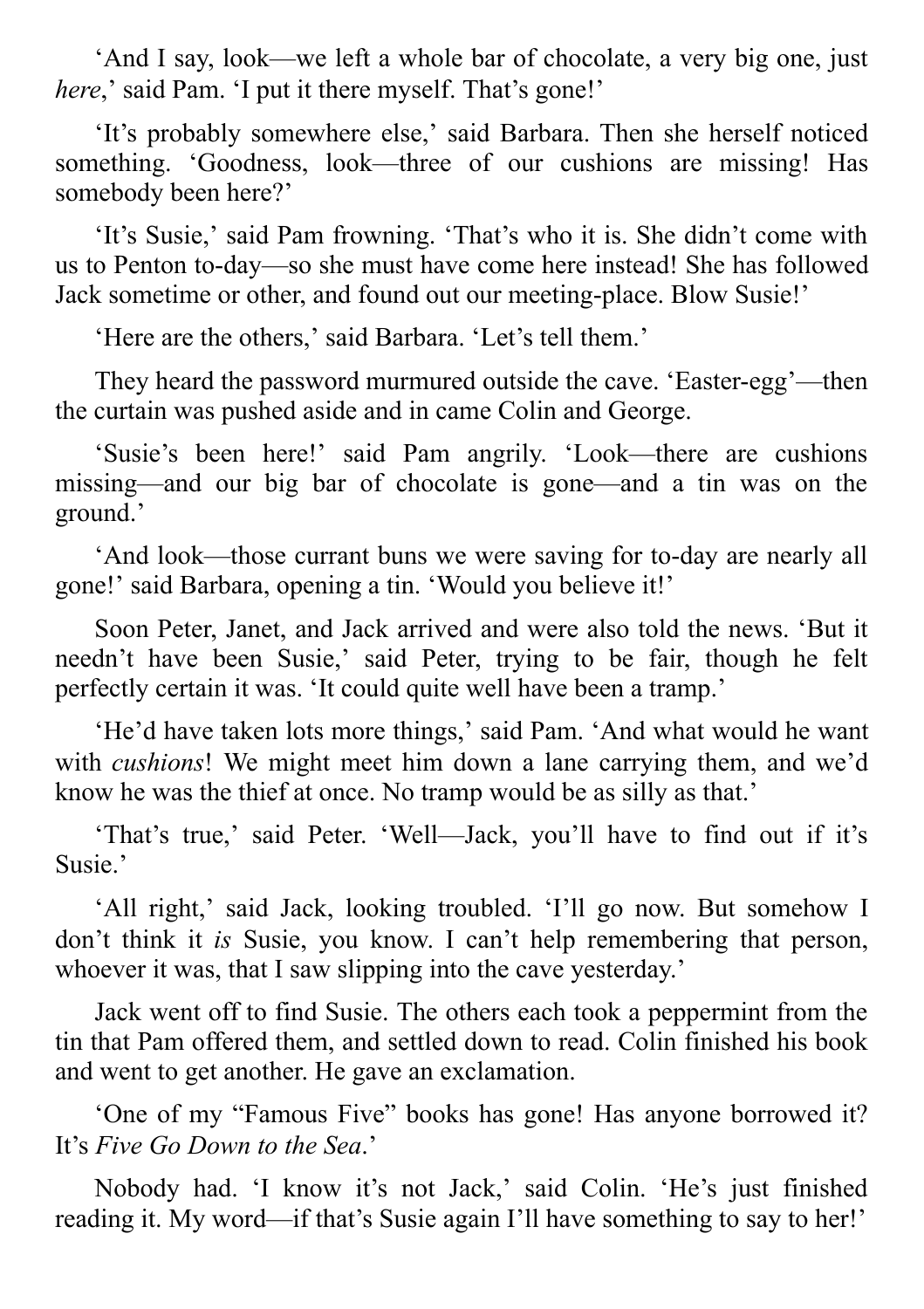‘And I say, look—we left a whole bar of chocolate, a very big one, just *here*,’ said Pam. ‘I put it there myself. That’s gone!’

‘It’s probably somewhere else,’ said Barbara. Then she herself noticed something. ‘Goodness, look—three of our cushions are missing! Has somebody been here?’

‘It’s Susie,’ said Pam frowning. ‘That’s who it is. She didn’t come with us to Penton to-day—so she must have come here instead! She has followed Jack sometime or other, and found out our meeting-place. Blow Susie!’

‘Here are the others,’ said Barbara. ‘Let’s tell them.’

They heard the password murmured outside the cave. ‘Easter-egg’—then the curtain was pushed aside and in came Colin and George.

‘Susie’s been here!’ said Pam angrily. ‘Look—there are cushions missing—and our big bar of chocolate is gone—and a tin was on the ground.’

‘And look—those currant buns we were saving for to-day are nearly all gone!’ said Barbara, opening a tin. ‘Would you believe it!’

Soon Peter, Janet, and Jack arrived and were also told the news. ‘But it needn’t have been Susie,’ said Peter, trying to be fair, though he felt perfectly certain it was. ‘It could quite well have been a tramp.’

‘He’d have taken lots more things,’ said Pam. ‘And what would he want with *cushions*! We might meet him down a lane carrying them, and we’d know he was the thief at once. No tramp would be as silly as that.’

‘That’s true,’ said Peter. ‘Well—Jack, you’ll have to find out if it’s Susie.’

‘All right,’ said Jack, looking troubled. ‘I’ll go now. But somehow I don’t think it *is* Susie, you know. I can’t help remembering that person, whoever it was, that I saw slipping into the cave yesterday.’

Jack went off to find Susie. The others each took a peppermint from the tin that Pam offered them, and settled down to read. Colin finished his book and went to get another. He gave an exclamation.

‘One of my “Famous Five” books has gone! Has anyone borrowed it? It’s *Five Go Down to the Sea*.’

Nobody had. ‘I know it’s not Jack,’ said Colin. ‘He’s just finished reading it. My word—if that’s Susie again I’ll have something to say to her!’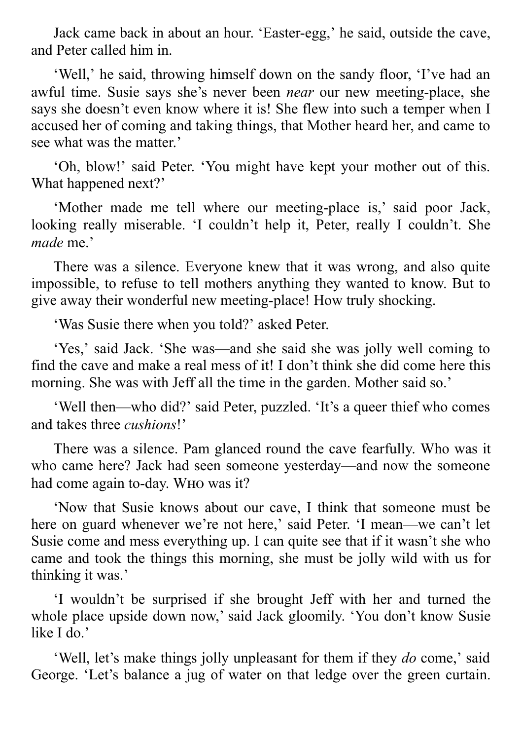Jack came back in about an hour. 'Easter-egg,' he said, outside the cave, and Peter called him in.

'Well,' he said, throwing himself down on the sandy floor, 'I've had an awful time. Susie says she's never been *near* our new meeting-place, she says she doesn't even know where it is! She flew into such a temper when I accused her of coming and taking things, that Mother heard her, and came to see what was the matter.'

'Oh, blow!' said Peter. 'You might have kept your mother out of this. What happened next?'

'Mother made me tell where our meeting-place is,' said poor Jack, looking really miserable. 'I couldn't help it, Peter, really I couldn't. She *made* me.'

There was a silence. Everyone knew that it was wrong, and also quite impossible, to refuse to tell mothers anything they wanted to know. But to give away their wonderful new meeting-place! How truly shocking.

'Was Susie there when you told?' asked Peter.

'Yes,' said Jack. 'She was—and she said she was jolly well coming to find the cave and make a real mess of it! I don't think she did come here this morning. She was with Jeff all the time in the garden. Mother said so.'

'Well then—who did?' said Peter, puzzled. 'It's a queer thief who comes and takes three *cushions*!'

There was a silence. Pam glanced round the cave fearfully. Who was it who came here? Jack had seen someone yesterday—and now the someone had come again to-day. WHO was it?

'Now that Susie knows about our cave, I think that someone must be here on guard whenever we're not here,' said Peter. 'I mean—we can't let Susie come and mess everything up. I can quite see that if it wasn't she who came and took the things this morning, she must be jolly wild with us for thinking it was.'

'I wouldn't be surprised if she brought Jeff with her and turned the whole place upside down now,' said Jack gloomily. 'You don't know Susie like I do.'

'Well, let's make things jolly unpleasant for them if they *do* come,' said George. 'Let's balance a jug of water on that ledge over the green curtain.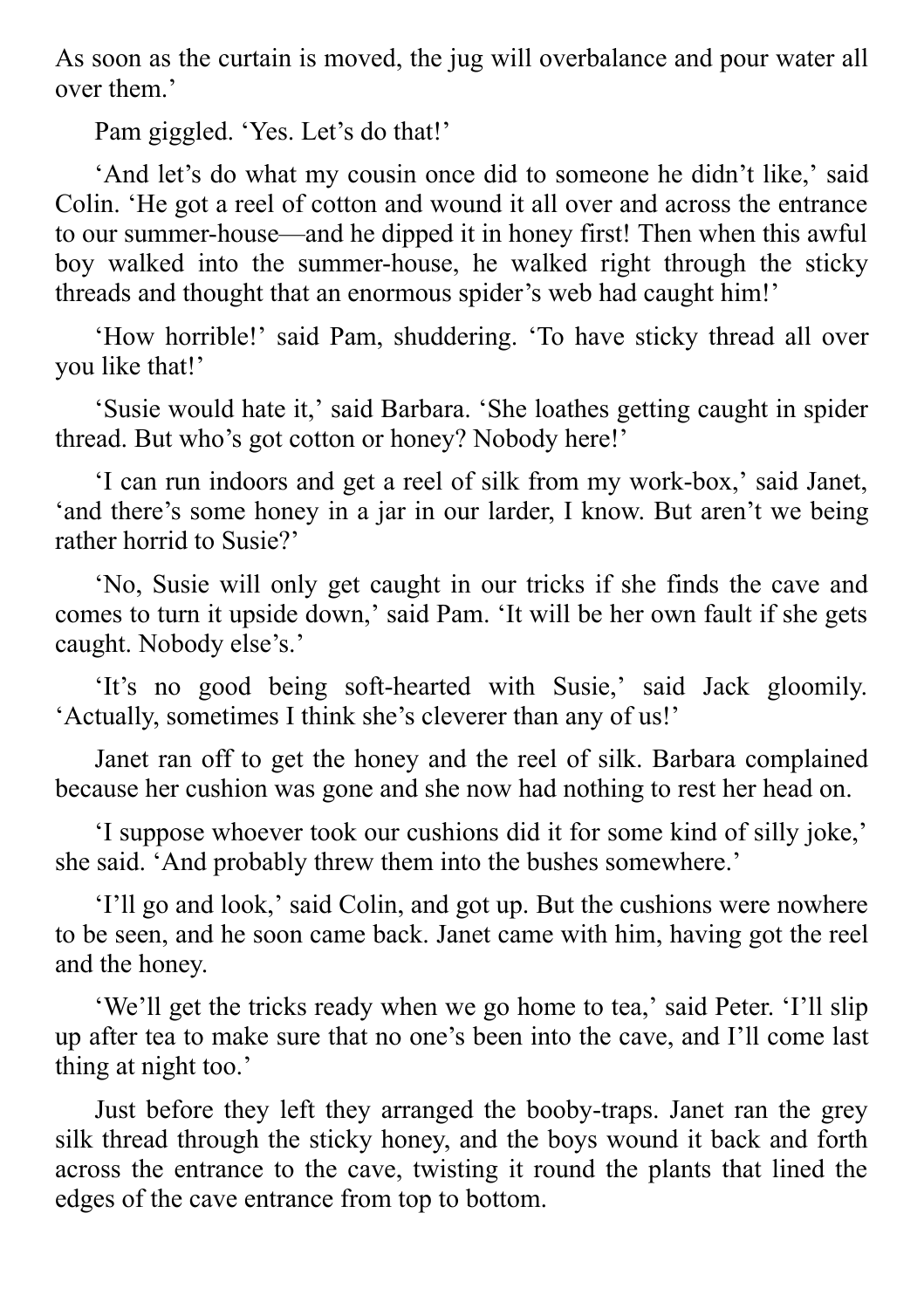As soon as the curtain is moved, the jug will overbalance and pour water all over them.'

Pam giggled. 'Yes. Let's do that!'

'And let's do what my cousin once did to someone he didn't like,' said Colin. 'He got a reel of cotton and wound it all over and across the entrance to our summer-house—and he dipped it in honey first! Then when this awful boy walked into the summer-house, he walked right through the sticky threads and thought that an enormous spider's web had caught him!'

'How horrible!' said Pam, shuddering. 'To have sticky thread all over you like that!'

'Susie would hate it,' said Barbara. 'She loathes getting caught in spider thread. But who's got cotton or honey? Nobody here!'

'I can run indoors and get a reel of silk from my work-box,' said Janet, 'and there's some honey in a jar in our larder, I know. But aren't we being rather horrid to Susie?'

'No, Susie will only get caught in our tricks if she finds the cave and comes to turn it upside down,' said Pam. 'It will be her own fault if she gets caught. Nobody else's.'

'It's no good being soft-hearted with Susie,' said Jack gloomily. 'Actually, sometimes I think she's cleverer than any of us!'

Janet ran off to get the honey and the reel of silk. Barbara complained because her cushion was gone and she now had nothing to rest her head on.

'I suppose whoever took our cushions did it for some kind of silly joke,' she said. 'And probably threw them into the bushes somewhere.'

'I'll go and look,' said Colin, and got up. But the cushions were nowhere to be seen, and he soon came back. Janet came with him, having got the reel and the honey.

'We'll get the tricks ready when we go home to tea,' said Peter. 'I'll slip up after tea to make sure that no one's been into the cave, and I'll come last thing at night too.'

Just before they left they arranged the booby-traps. Janet ran the grey silk thread through the sticky honey, and the boys wound it back and forth across the entrance to the cave, twisting it round the plants that lined the edges of the cave entrance from top to bottom.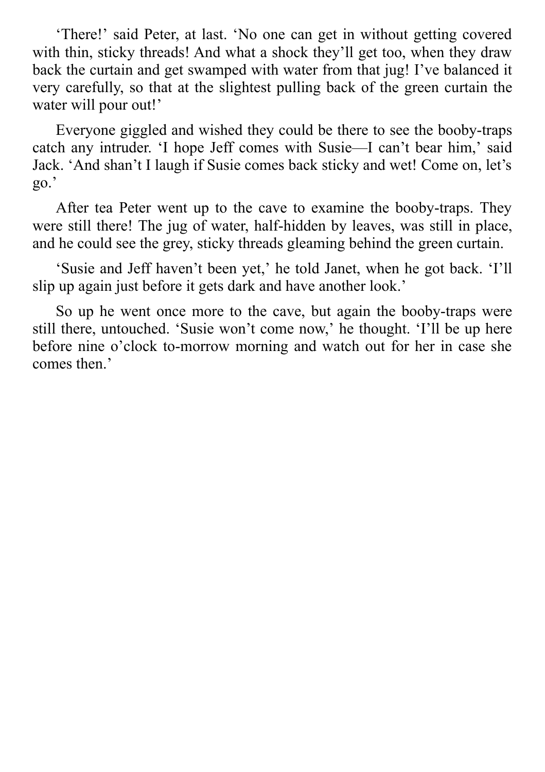'There!' said Peter, at last. 'No one can get in without getting covered with thin, sticky threads! And what a shock they'll get too, when they draw back the curtain and get swamped with water from that jug! I've balanced it very carefully, so that at the slightest pulling back of the green curtain the water will pour out!'

Everyone giggled and wished they could be there to see the booby-traps catch any intruder. 'I hope Jeff comes with Susie—I can't bear him,' said Jack. 'And shan't I laugh if Susie comes back sticky and wet! Come on, let's go.'

After tea Peter went up to the cave to examine the booby-traps. They were still there! The jug of water, half-hidden by leaves, was still in place, and he could see the grey, sticky threads gleaming behind the green curtain.

'Susie and Jeff haven't been yet,' he told Janet, when he got back. 'I'll slip up again just before it gets dark and have another look.'

So up he went once more to the cave, but again the booby-traps were still there, untouched. 'Susie won't come now,' he thought. 'I'll be up here before nine o'clock to-morrow morning and watch out for her in case she comes then.'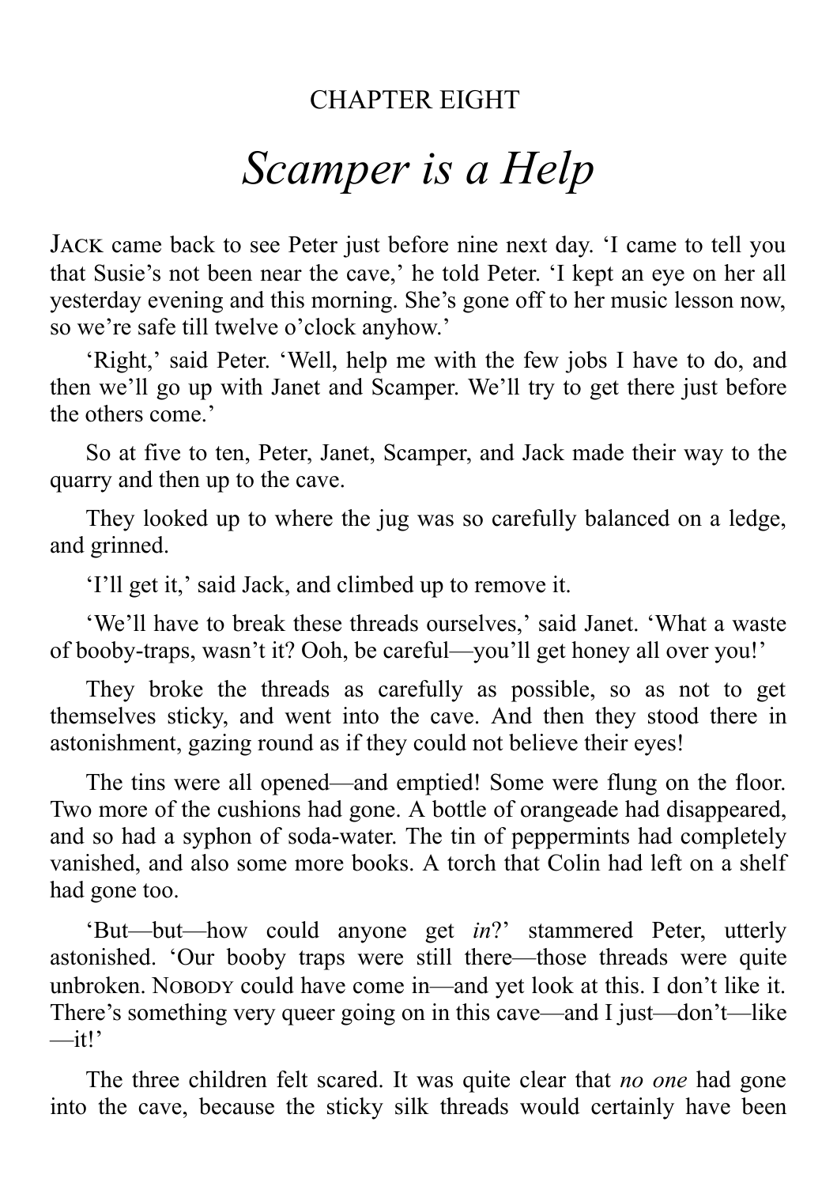## CHAPTER EIGHT

# *Scamper is a Help*

JACK came back to see Peter just before nine next day. 'I came to tell you that Susie's not been near the cave,' he told Peter. 'I kept an eye on her all yesterday evening and this morning. She's gone off to her music lesson now, so we're safe till twelve o'clock anyhow.'

'Right,' said Peter. 'Well, help me with the few jobs I have to do, and then we'll go up with Janet and Scamper. We'll try to get there just before the others come.'

So at five to ten, Peter, Janet, Scamper, and Jack made their way to the quarry and then up to the cave.

They looked up to where the jug was so carefully balanced on a ledge, and grinned.

'I'll get it,' said Jack, and climbed up to remove it.

'We'll have to break these threads ourselves,' said Janet. 'What a waste of booby-traps, wasn't it? Ooh, be careful—you'll get honey all over you!'

They broke the threads as carefully as possible, so as not to get themselves sticky, and went into the cave. And then they stood there in astonishment, gazing round as if they could not believe their eyes!

The tins were all opened—and emptied! Some were flung on the floor. Two more of the cushions had gone. A bottle of orangeade had disappeared, and so had a syphon of soda-water. The tin of peppermints had completely vanished, and also some more books. A torch that Colin had left on a shelf had gone too.

'But—but—how could anyone get *in*?' stammered Peter, utterly astonished. 'Our booby traps were still there—those threads were quite unbroken. NOBODY could have come in—and yet look at this. I don't like it. There's something very queer going on in this cave—and I just—don't—like—it!'

The three children felt scared. It was quite clear that *no one* had gone into the cave, because the sticky silk threads would certainly have been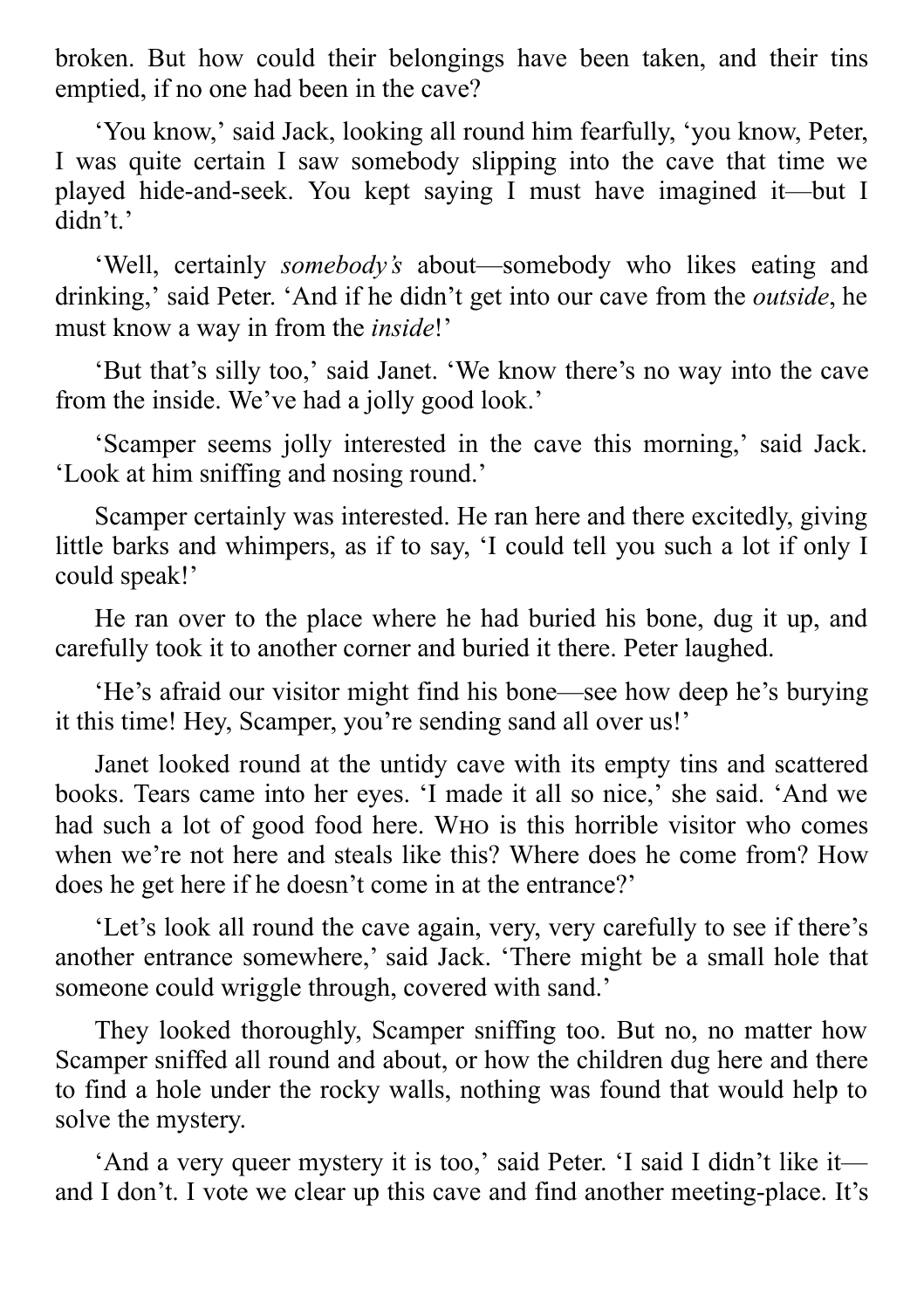broken. But how could their belongings have been taken, and their tins emptied, if no one had been in the cave?

'You know,' said Jack, looking all round him fearfully, 'you know, Peter, I was quite certain I saw somebody slipping into the cave that time we played hide-and-seek. You kept saying I must have imagined it—but I didn't.'

'Well, certainly *somebody's* about—somebody who likes eating and drinking,' said Peter. 'And if he didn't get into our cave from the *outside*, he must know a way in from the *inside*!'

'But that's silly too,' said Janet. 'We know there's no way into the cave from the inside. We've had a jolly good look.'

'Scamper seems jolly interested in the cave this morning,' said Jack. 'Look at him sniffing and nosing round.'

Scamper certainly was interested. He ran here and there excitedly, giving little barks and whimpers, as if to say, 'I could tell you such a lot if only I could speak!'

He ran over to the place where he had buried his bone, dug it up, and carefully took it to another corner and buried it there. Peter laughed.

'He's afraid our visitor might find his bone—see how deep he's burying it this time! Hey, Scamper, you're sending sand all over us!'

Janet looked round at the untidy cave with its empty tins and scattered books. Tears came into her eyes. 'I made it all so nice,' she said. 'And we had such a lot of good food here. WHO is this horrible visitor who comes when we're not here and steals like this? Where does he come from? How does he get here if he doesn't come in at the entrance?'

'Let's look all round the cave again, very, very carefully to see if there's another entrance somewhere,' said Jack. 'There might be a small hole that someone could wriggle through, covered with sand.'

They looked thoroughly, Scamper sniffing too. But no, no matter how Scamper sniffed all round and about, or how the children dug here and there to find a hole under the rocky walls, nothing was found that would help to solve the mystery.

'And a very queer mystery it is too,' said Peter. 'I said I didn't like it—and I don't. I vote we clear up this cave and find another meeting-place. It's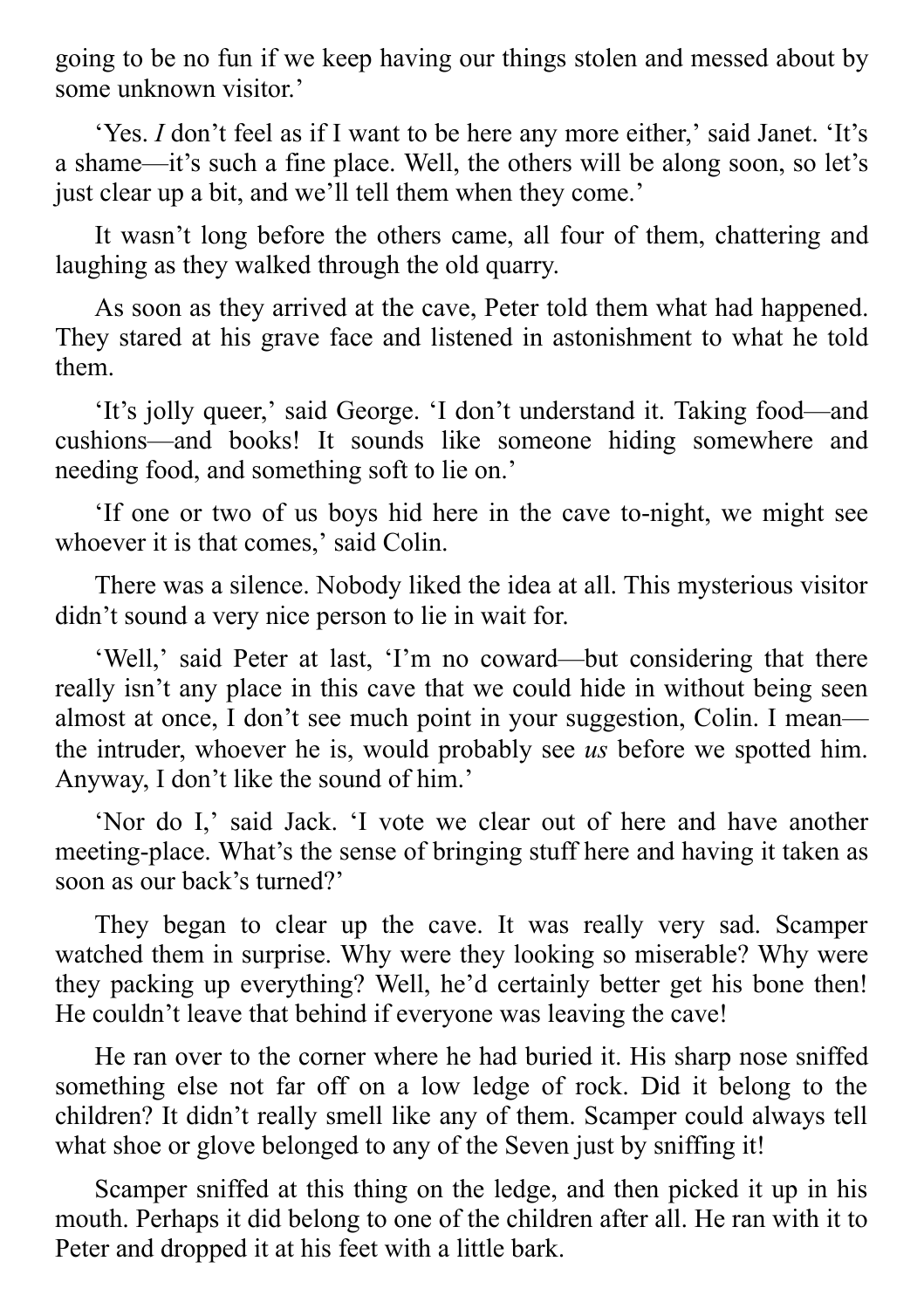going to be no fun if we keep having our things stolen and messed about by some unknown visitor.'

'Yes. *I* don't feel as if I want to be here any more either,' said Janet. 'It's a shame—it's such a fine place. Well, the others will be along soon, so let's just clear up a bit, and we'll tell them when they come.'

It wasn't long before the others came, all four of them, chattering and laughing as they walked through the old quarry.

As soon as they arrived at the cave, Peter told them what had happened. They stared at his grave face and listened in astonishment to what he told them.

'It's jolly queer,' said George. 'I don't understand it. Taking food—and cushions—and books! It sounds like someone hiding somewhere and needing food, and something soft to lie on.'

'If one or two of us boys hid here in the cave to-night, we might see whoever it is that comes,' said Colin.

There was a silence. Nobody liked the idea at all. This mysterious visitor didn't sound a very nice person to lie in wait for.

'Well,' said Peter at last, 'I'm no coward—but considering that there really isn't any place in this cave that we could hide in without being seen almost at once, I don't see much point in your suggestion, Colin. I mean—the intruder, whoever he is, would probably see *us* before we spotted him. Anyway, I don't like the sound of him.'

'Nor do I,' said Jack. 'I vote we clear out of here and have another meeting-place. What's the sense of bringing stuff here and having it taken as soon as our back's turned?'

They began to clear up the cave. It was really very sad. Scamper watched them in surprise. Why were they looking so miserable? Why were they packing up everything? Well, he'd certainly better get his bone then! He couldn't leave that behind if everyone was leaving the cave!

He ran over to the corner where he had buried it. His sharp nose sniffed something else not far off on a low ledge of rock. Did it belong to the children? It didn't really smell like any of them. Scamper could always tell what shoe or glove belonged to any of the Seven just by sniffing it!

Scamper sniffed at this thing on the ledge, and then picked it up in his mouth. Perhaps it did belong to one of the children after all. He ran with it to Peter and dropped it at his feet with a little bark.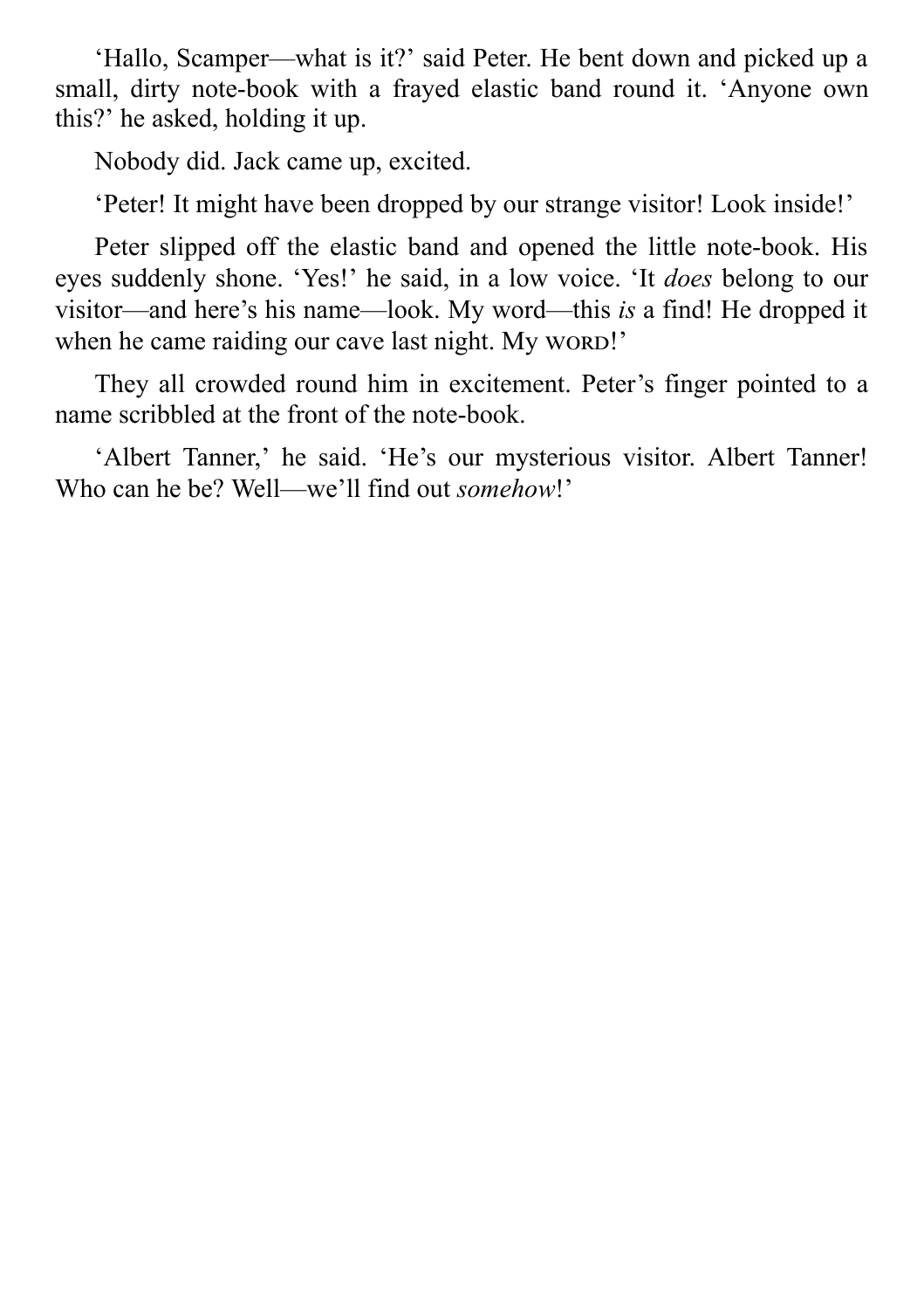'Hallo, Scamper—what is it?' said Peter. He bent down and picked up a small, dirty note-book with a frayed elastic band round it. 'Anyone own this?' he asked, holding it up.

Nobody did. Jack came up, excited.

'Peter! It might have been dropped by our strange visitor! Look inside!'

Peter slipped off the elastic band and opened the little note-book. His eyes suddenly shone. 'Yes!' he said, in a low voice. 'It *does* belong to our visitor—and here's his name—look. My word—this *is* a find! He dropped it when he came raiding our cave last night. My WORD!'

They all crowded round him in excitement. Peter's finger pointed to a name scribbled at the front of the note-book.

'Albert Tanner,' he said. 'He's our mysterious visitor. Albert Tanner! Who can he be? Well—we'll find out *somehow*!'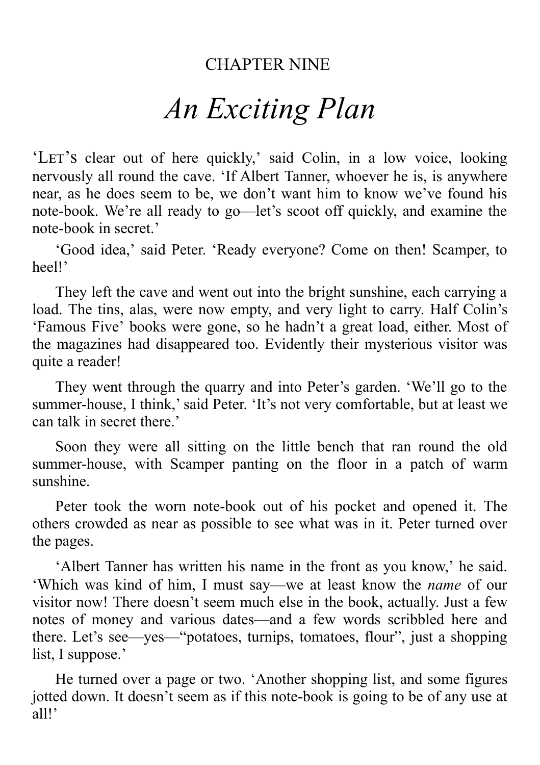CHAPTER NINE

# *An Exciting Plan*

'LET'S clear out of here quickly,' said Colin, in a low voice, looking nervously all round the cave. 'If Albert Tanner, whoever he is, is anywhere near, as he does seem to be, we don't want him to know we've found his note-book. We're all ready to go—let's scoot off quickly, and examine the note-book in secret.'

'Good idea,' said Peter. 'Ready everyone? Come on then! Scamper, to heel!'

They left the cave and went out into the bright sunshine, each carrying a load. The tins, alas, were now empty, and very light to carry. Half Colin's 'Famous Five' books were gone, so he hadn't a great load, either. Most of the magazines had disappeared too. Evidently their mysterious visitor was quite a reader!

They went through the quarry and into Peter's garden. 'We'll go to the summer-house, I think,' said Peter. 'It's not very comfortable, but at least we can talk in secret there.'

Soon they were all sitting on the little bench that ran round the old summer-house, with Scamper panting on the floor in a patch of warm sunshine.

Peter took the worn note-book out of his pocket and opened it. The others crowded as near as possible to see what was in it. Peter turned over the pages.

'Albert Tanner has written his name in the front as you know,' he said. 'Which was kind of him, I must say—we at least know the *name* of our visitor now! There doesn't seem much else in the book, actually. Just a few notes of money and various dates—and a few words scribbled here and there. Let's see—yes—"potatoes, turnips, tomatoes, flour", just a shopping list, I suppose.'

He turned over a page or two. 'Another shopping list, and some figures jotted down. It doesn't seem as if this note-book is going to be of any use at all!'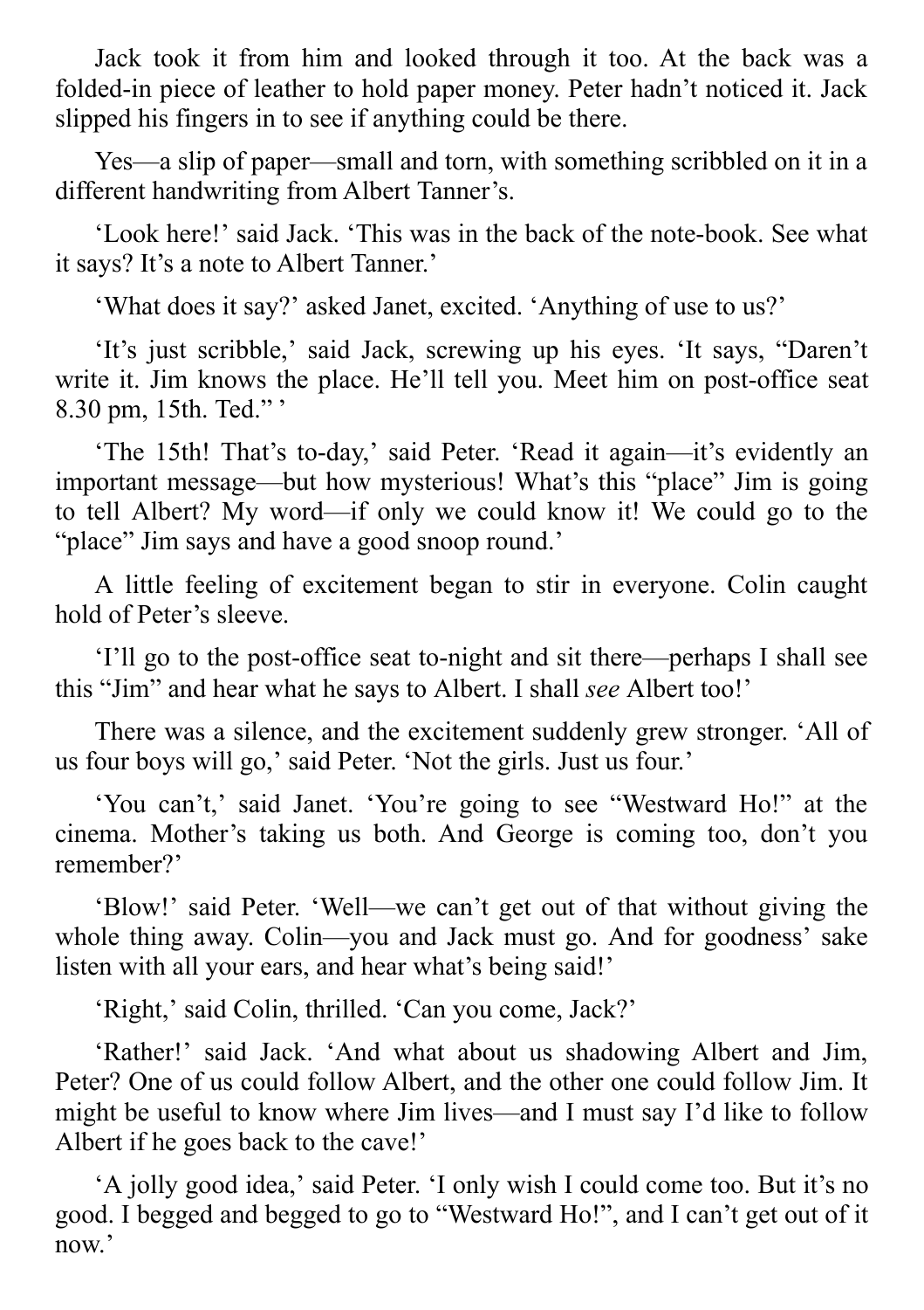Jack took it from him and looked through it too. At the back was a folded-in piece of leather to hold paper money. Peter hadn't noticed it. Jack slipped his fingers in to see if anything could be there.

Yes—a slip of paper—small and torn, with something scribbled on it in a different handwriting from Albert Tanner's.

'Look here!' said Jack. 'This was in the back of the note-book. See what it says? It's a note to Albert Tanner.'

'What does it say?' asked Janet, excited. 'Anything of use to us?'

'It's just scribble,' said Jack, screwing up his eyes. 'It says, "Daren't write it. Jim knows the place. He'll tell you. Meet him on post-office seat 8.30 pm, 15th. Ted." '

'The 15th! That's to-day,' said Peter. 'Read it again—it's evidently an important message—but how mysterious! What's this "place" Jim is going to tell Albert? My word—if only we could know it! We could go to the "place" Jim says and have a good snoop round.'

A little feeling of excitement began to stir in everyone. Colin caught hold of Peter's sleeve.

'I'll go to the post-office seat to-night and sit there—perhaps I shall see this "Jim" and hear what he says to Albert. I shall *see* Albert too!'

There was a silence, and the excitement suddenly grew stronger. 'All of us four boys will go,' said Peter. 'Not the girls. Just us four.'

'You can't,' said Janet. 'You're going to see "Westward Ho!" at the cinema. Mother's taking us both. And George is coming too, don't you remember?'

'Blow!' said Peter. 'Well—we can't get out of that without giving the whole thing away. Colin—you and Jack must go. And for goodness' sake listen with all your ears, and hear what's being said!'

'Right,' said Colin, thrilled. 'Can you come, Jack?'

'Rather!' said Jack. 'And what about us shadowing Albert and Jim, Peter? One of us could follow Albert, and the other one could follow Jim. It might be useful to know where Jim lives—and I must say I'd like to follow Albert if he goes back to the cave!'

'A jolly good idea,' said Peter. 'I only wish I could come too. But it's no good. I begged and begged to go to "Westward Ho!", and I can't get out of it now.'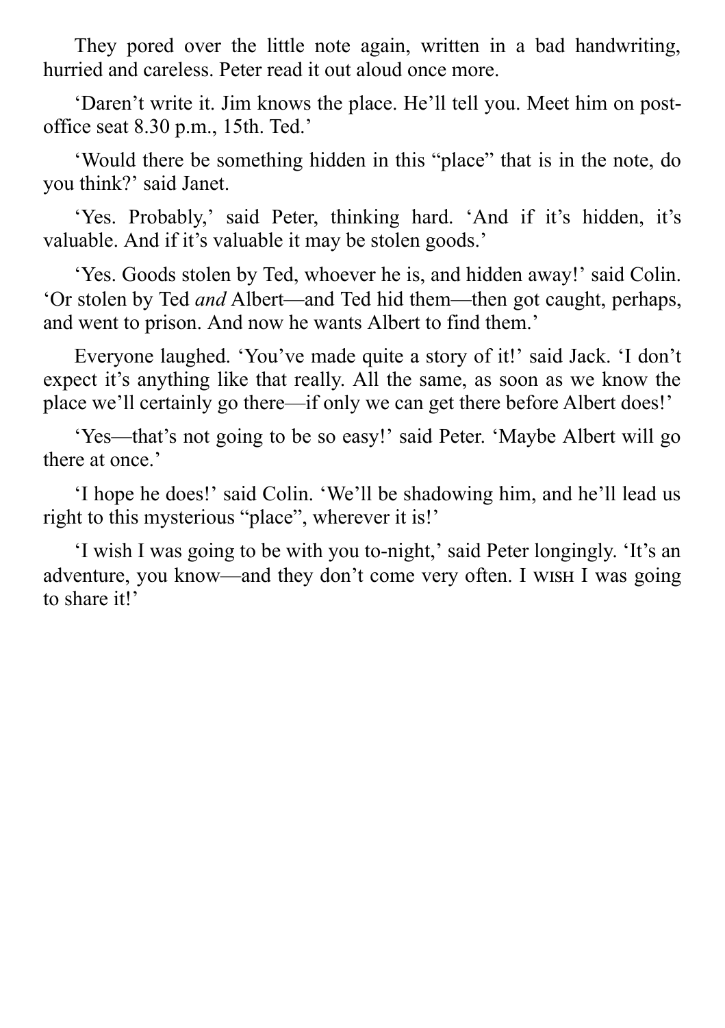They pored over the little note again, written in a bad handwriting, hurried and careless. Peter read it out aloud once more.

‘Daren’t write it. Jim knows the place. He’ll tell you. Meet him on post-office seat 8.30 p.m., 15th. Ted.’

‘Would there be something hidden in this “place” that is in the note, do you think?’ said Janet.

‘Yes. Probably,’ said Peter, thinking hard. ‘And if it’s hidden, it’s valuable. And if it’s valuable it may be stolen goods.’

‘Yes. Goods stolen by Ted, whoever he is, and hidden away!’ said Colin. ‘Or stolen by Ted *and* Albert—and Ted hid them—then got caught, perhaps, and went to prison. And now he wants Albert to find them.’

Everyone laughed. ‘You’ve made quite a story of it!’ said Jack. ‘I don’t expect it’s anything like that really. All the same, as soon as we know the place we’ll certainly go there—if only we can get there before Albert does!’

‘Yes—that’s not going to be so easy!’ said Peter. ‘Maybe Albert will go there at once.’

‘I hope he does!’ said Colin. ‘We’ll be shadowing him, and he’ll lead us right to this mysterious “place”, wherever it is!’

‘I wish I was going to be with you to-night,’ said Peter longingly. ‘It’s an adventure, you know—and they don’t come very often. I WISH I was going to share it!’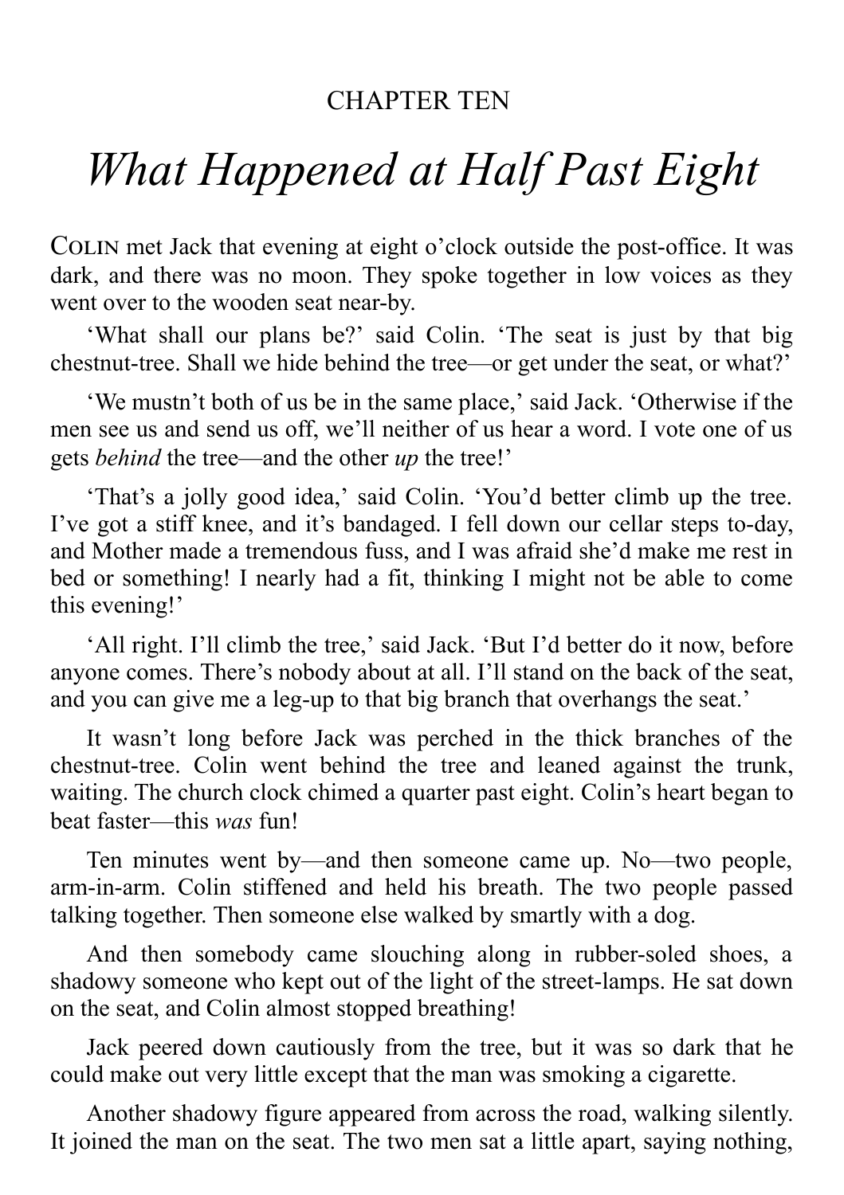CHAPTER TEN

# *What Happened at Half Past Eight*

COLIN met Jack that evening at eight o'clock outside the post-office. It was dark, and there was no moon. They spoke together in low voices as they went over to the wooden seat near-by.

'What shall our plans be?' said Colin. 'The seat is just by that big chestnut-tree. Shall we hide behind the tree—or get under the seat, or what?'

'We mustn't both of us be in the same place,' said Jack. 'Otherwise if the men see us and send us off, we'll neither of us hear a word. I vote one of us gets *behind* the tree—and the other *up* the tree!'

'That's a jolly good idea,' said Colin. 'You'd better climb up the tree. I've got a stiff knee, and it's bandaged. I fell down our cellar steps to-day, and Mother made a tremendous fuss, and I was afraid she'd make me rest in bed or something! I nearly had a fit, thinking I might not be able to come this evening!'

'All right. I'll climb the tree,' said Jack. 'But I'd better do it now, before anyone comes. There's nobody about at all. I'll stand on the back of the seat, and you can give me a leg-up to that big branch that overhangs the seat.'

It wasn't long before Jack was perched in the thick branches of the chestnut-tree. Colin went behind the tree and leaned against the trunk, waiting. The church clock chimed a quarter past eight. Colin's heart began to beat faster—this *was* fun!

Ten minutes went by—and then someone came up. No—two people, arm-in-arm. Colin stiffened and held his breath. The two people passed talking together. Then someone else walked by smartly with a dog.

And then somebody came slouching along in rubber-soled shoes, a shadowy someone who kept out of the light of the street-lamps. He sat down on the seat, and Colin almost stopped breathing!

Jack peered down cautiously from the tree, but it was so dark that he could make out very little except that the man was smoking a cigarette.

Another shadowy figure appeared from across the road, walking silently. It joined the man on the seat. The two men sat a little apart, saying nothing,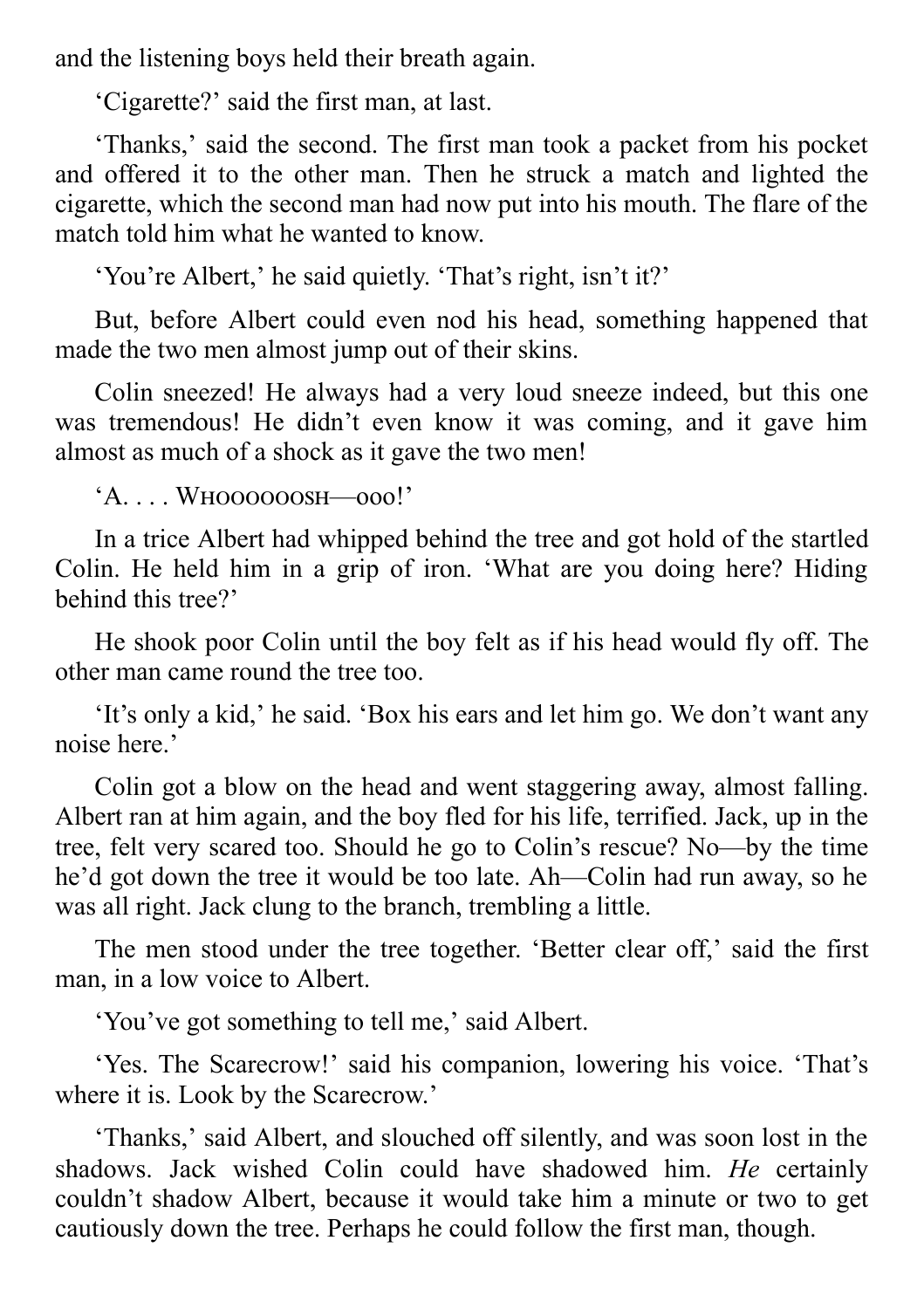and the listening boys held their breath again.

'Cigarette?' said the first man, at last.

'Thanks,' said the second. The first man took a packet from his pocket and offered it to the other man. Then he struck a match and lighted the cigarette, which the second man had now put into his mouth. The flare of the match told him what he wanted to know.

'You're Albert,' he said quietly. 'That's right, isn't it?'

But, before Albert could even nod his head, something happened that made the two men almost jump out of their skins.

Colin sneezed! He always had a very loud sneeze indeed, but this one was tremendous! He didn't even know it was coming, and it gave him almost as much of a shock as it gave the two men!

'A. . . . WHOOOOOOSH—ooo!'

In a trice Albert had whipped behind the tree and got hold of the startled Colin. He held him in a grip of iron. 'What are you doing here? Hiding behind this tree?'

He shook poor Colin until the boy felt as if his head would fly off. The other man came round the tree too.

'It's only a kid,' he said. 'Box his ears and let him go. We don't want any noise here.'

Colin got a blow on the head and went staggering away, almost falling. Albert ran at him again, and the boy fled for his life, terrified. Jack, up in the tree, felt very scared too. Should he go to Colin's rescue? No—by the time he'd got down the tree it would be too late. Ah—Colin had run away, so he was all right. Jack clung to the branch, trembling a little.

The men stood under the tree together. 'Better clear off,' said the first man, in a low voice to Albert.

'You've got something to tell me,' said Albert.

'Yes. The Scarecrow!' said his companion, lowering his voice. 'That's where it is. Look by the Scarecrow.'

'Thanks,' said Albert, and slouched off silently, and was soon lost in the shadows. Jack wished Colin could have shadowed him. *He* certainly couldn't shadow Albert, because it would take him a minute or two to get cautiously down the tree. Perhaps he could follow the first man, though.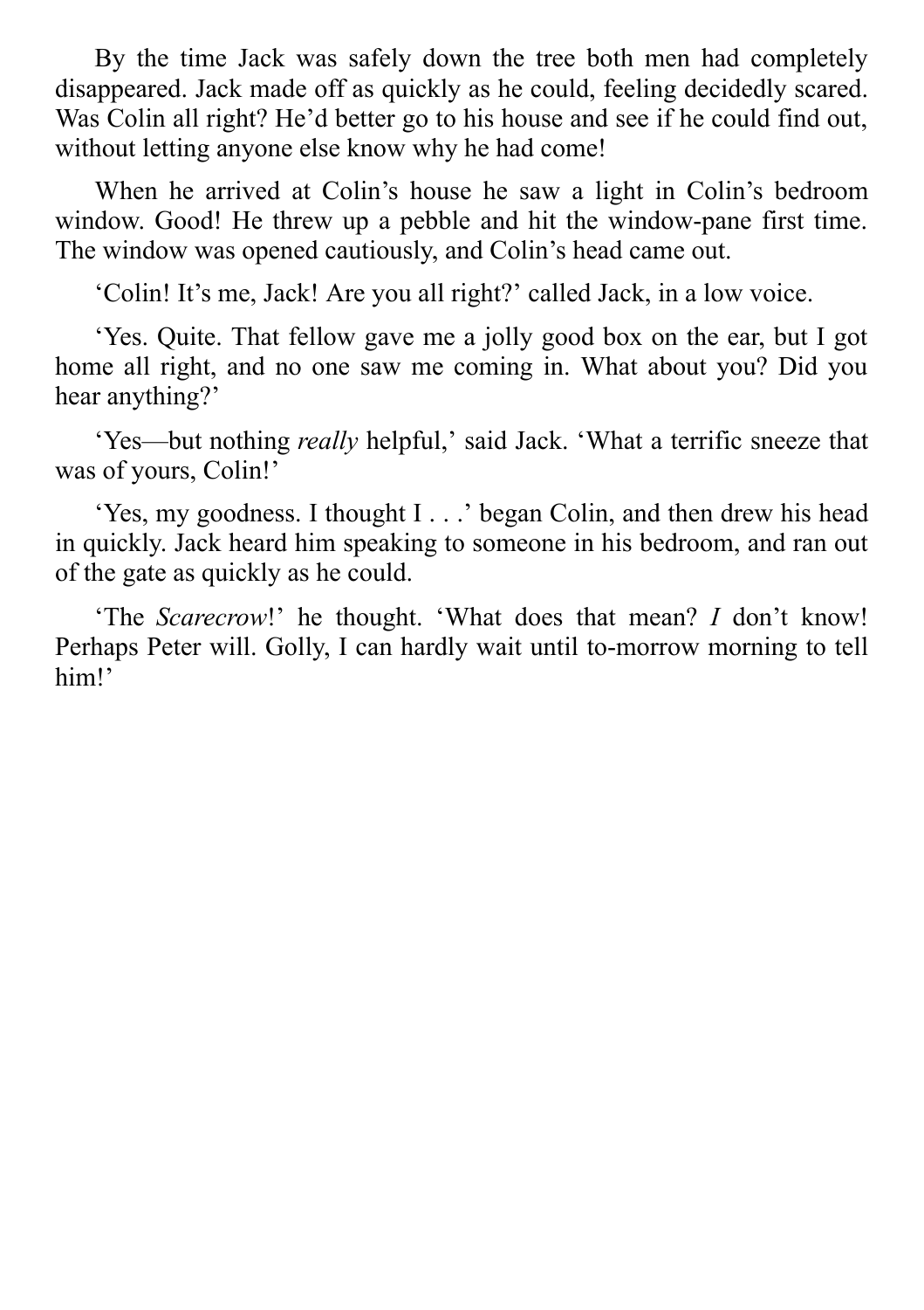By the time Jack was safely down the tree both men had completely disappeared. Jack made off as quickly as he could, feeling decidedly scared. Was Colin all right? He'd better go to his house and see if he could find out, without letting anyone else know why he had come!

When he arrived at Colin's house he saw a light in Colin's bedroom window. Good! He threw up a pebble and hit the window-pane first time. The window was opened cautiously, and Colin's head came out.

'Colin! It's me, Jack! Are you all right?' called Jack, in a low voice.

'Yes. Quite. That fellow gave me a jolly good box on the ear, but I got home all right, and no one saw me coming in. What about you? Did you hear anything?'

'Yes—but nothing *really* helpful,' said Jack. 'What a terrific sneeze that was of yours, Colin!'

'Yes, my goodness. I thought I . . .' began Colin, and then drew his head in quickly. Jack heard him speaking to someone in his bedroom, and ran out of the gate as quickly as he could.

'The *Scarecrow*!' he thought. 'What does that mean? *I* don't know! Perhaps Peter will. Golly, I can hardly wait until to-morrow morning to tell him!'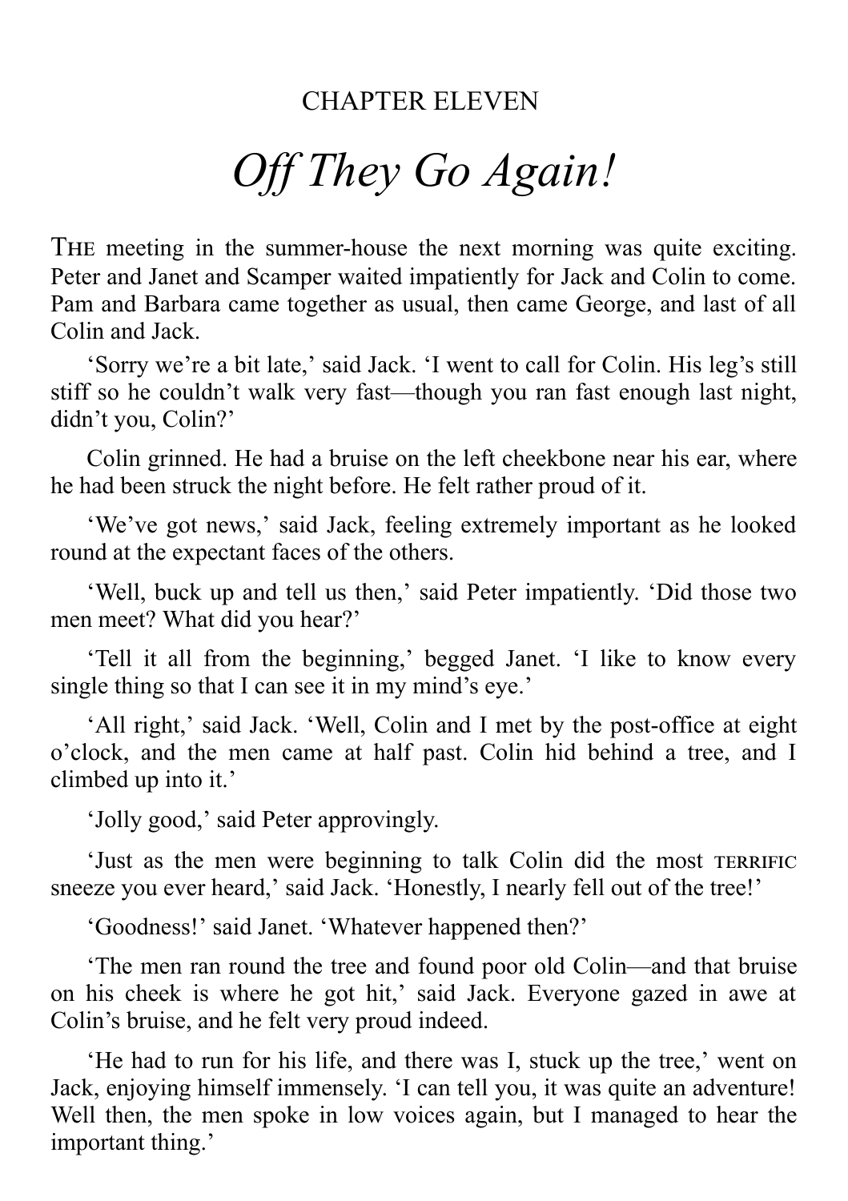CHAPTER ELEVEN

# *Off They Go Again!*

THE meeting in the summer-house the next morning was quite exciting. Peter and Janet and Scamper waited impatiently for Jack and Colin to come. Pam and Barbara came together as usual, then came George, and last of all Colin and Jack.

'Sorry we're a bit late,' said Jack. 'I went to call for Colin. His leg's still stiff so he couldn't walk very fast—though you ran fast enough last night, didn't you, Colin?'

Colin grinned. He had a bruise on the left cheekbone near his ear, where he had been struck the night before. He felt rather proud of it.

'We've got news,' said Jack, feeling extremely important as he looked round at the expectant faces of the others.

'Well, buck up and tell us then,' said Peter impatiently. 'Did those two men meet? What did you hear?'

'Tell it all from the beginning,' begged Janet. 'I like to know every single thing so that I can see it in my mind's eye.'

'All right,' said Jack. 'Well, Colin and I met by the post-office at eight o'clock, and the men came at half past. Colin hid behind a tree, and I climbed up into it.'

'Jolly good,' said Peter approvingly.

'Just as the men were beginning to talk Colin did the most TERRIFIC sneeze you ever heard,' said Jack. 'Honestly, I nearly fell out of the tree!'

'Goodness!' said Janet. 'Whatever happened then?'

'The men ran round the tree and found poor old Colin—and that bruise on his cheek is where he got hit,' said Jack. Everyone gazed in awe at Colin's bruise, and he felt very proud indeed.

'He had to run for his life, and there was I, stuck up the tree,' went on Jack, enjoying himself immensely. 'I can tell you, it was quite an adventure! Well then, the men spoke in low voices again, but I managed to hear the important thing.'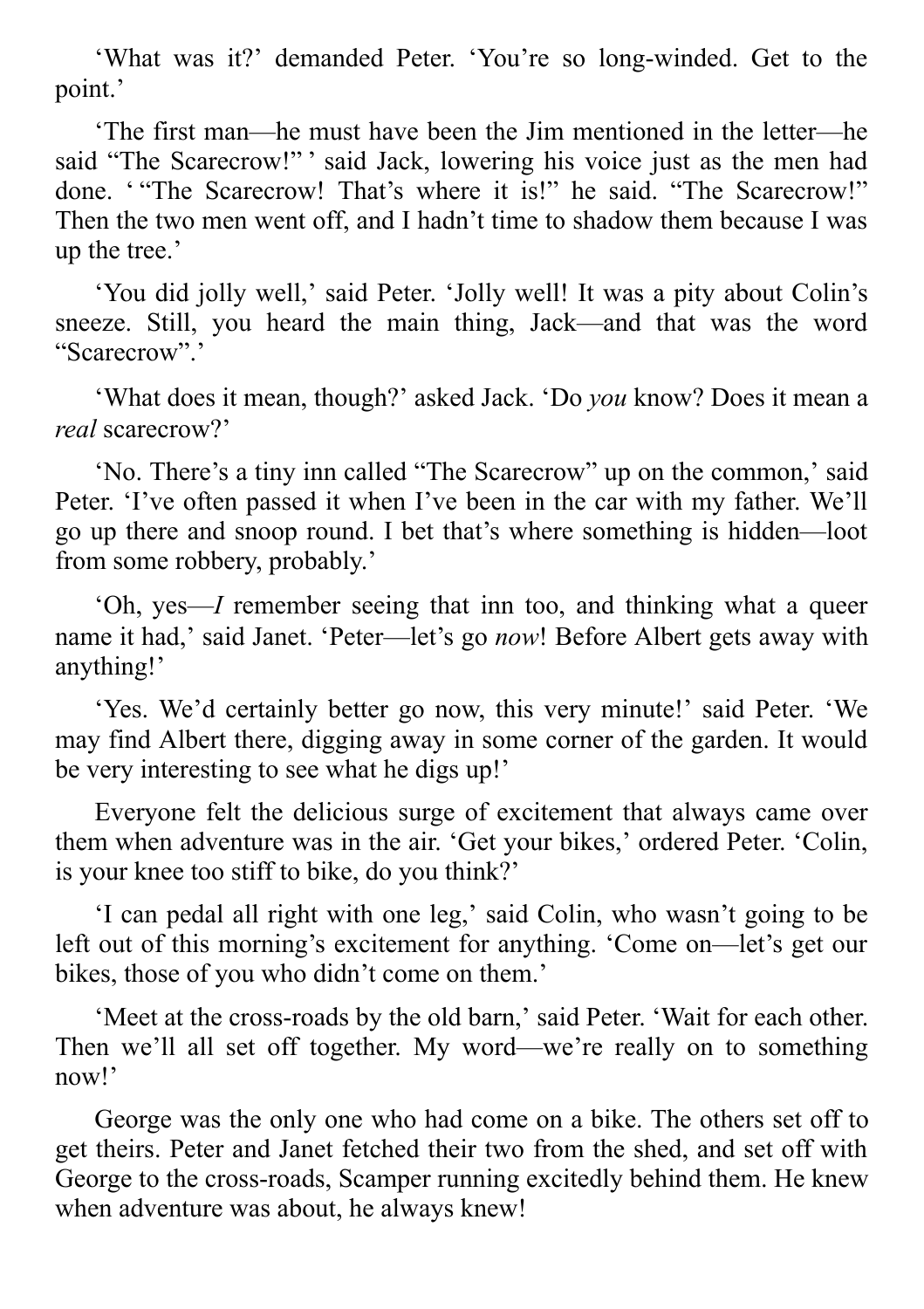'What was it?' demanded Peter. 'You're so long-winded. Get to the point.'

'The first man—he must have been the Jim mentioned in the letter—he said "The Scarecrow!" ' said Jack, lowering his voice just as the men had done. ' "The Scarecrow! That's where it is!" he said. "The Scarecrow!" Then the two men went off, and I hadn't time to shadow them because I was up the tree.'

'You did jolly well,' said Peter. 'Jolly well! It was a pity about Colin's sneeze. Still, you heard the main thing, Jack—and that was the word "Scarecrow".'

'What does it mean, though?' asked Jack. 'Do *you* know? Does it mean a *real* scarecrow?'

'No. There's a tiny inn called "The Scarecrow" up on the common,' said Peter. 'I've often passed it when I've been in the car with my father. We'll go up there and snoop round. I bet that's where something is hidden—loot from some robbery, probably.'

'Oh, yes—*I* remember seeing that inn too, and thinking what a queer name it had,' said Janet. 'Peter—let's go *now*! Before Albert gets away with anything!'

'Yes. We'd certainly better go now, this very minute!' said Peter. 'We may find Albert there, digging away in some corner of the garden. It would be very interesting to see what he digs up!'

Everyone felt the delicious surge of excitement that always came over them when adventure was in the air. 'Get your bikes,' ordered Peter. 'Colin, is your knee too stiff to bike, do you think?'

'I can pedal all right with one leg,' said Colin, who wasn't going to be left out of this morning's excitement for anything. 'Come on—let's get our bikes, those of you who didn't come on them.'

'Meet at the cross-roads by the old barn,' said Peter. 'Wait for each other. Then we'll all set off together. My word—we're really on to something now!'

George was the only one who had come on a bike. The others set off to get theirs. Peter and Janet fetched their two from the shed, and set off with George to the cross-roads, Scamper running excitedly behind them. He knew when adventure was about, he always knew!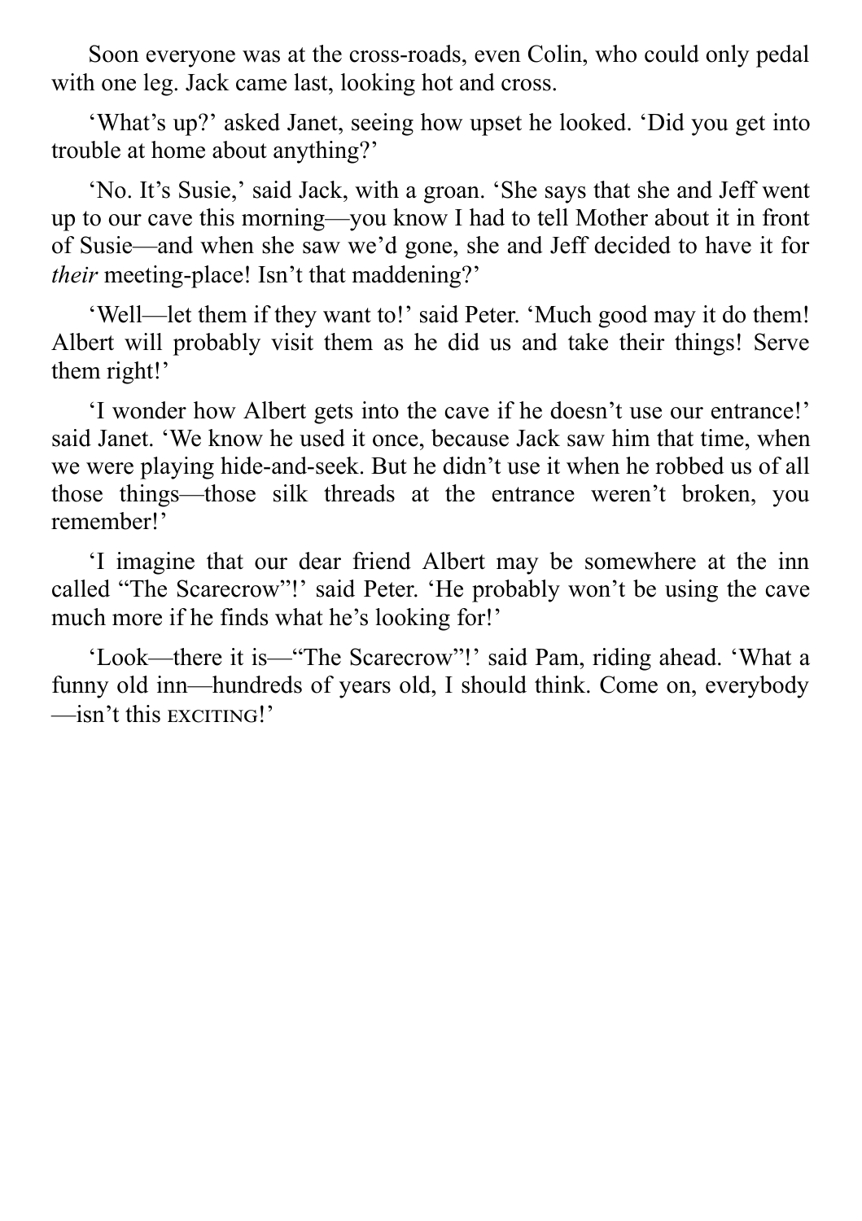Soon everyone was at the cross-roads, even Colin, who could only pedal with one leg. Jack came last, looking hot and cross.

'What's up?' asked Janet, seeing how upset he looked. 'Did you get into trouble at home about anything?'

'No. It's Susie,' said Jack, with a groan. 'She says that she and Jeff went up to our cave this morning—you know I had to tell Mother about it in front of Susie—and when she saw we'd gone, she and Jeff decided to have it for *their* meeting-place! Isn't that maddening?'

'Well—let them if they want to!' said Peter. 'Much good may it do them! Albert will probably visit them as he did us and take their things! Serve them right!'

'I wonder how Albert gets into the cave if he doesn't use our entrance!' said Janet. 'We know he used it once, because Jack saw him that time, when we were playing hide-and-seek. But he didn't use it when he robbed us of all those things—those silk threads at the entrance weren't broken, you remember!'

'I imagine that our dear friend Albert may be somewhere at the inn called "The Scarecrow"!' said Peter. 'He probably won't be using the cave much more if he finds what he's looking for!'

'Look—there it is—"The Scarecrow"!' said Pam, riding ahead. 'What a funny old inn—hundreds of years old, I should think. Come on, everybody—isn't this EXCITING!'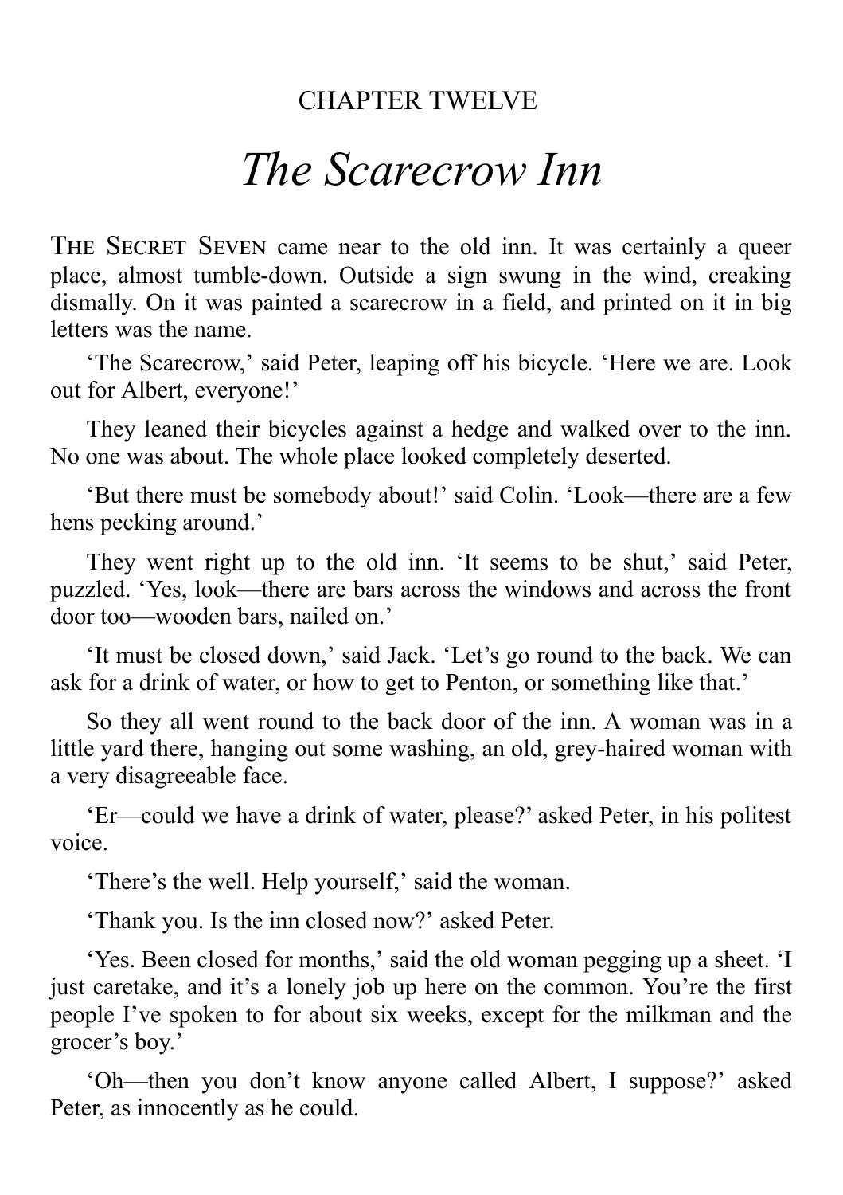CHAPTER TWELVE

# *The Scarecrow Inn*

THE SECRET SEVEN came near to the old inn. It was certainly a queer place, almost tumble-down. Outside a sign swung in the wind, creaking dismally. On it was painted a scarecrow in a field, and printed on it in big letters was the name.

'The Scarecrow,' said Peter, leaping off his bicycle. 'Here we are. Look out for Albert, everyone!'

They leaned their bicycles against a hedge and walked over to the inn. No one was about. The whole place looked completely deserted.

'But there must be somebody about!' said Colin. 'Look—there are a few hens pecking around.'

They went right up to the old inn. 'It seems to be shut,' said Peter, puzzled. 'Yes, look—there are bars across the windows and across the front door too—wooden bars, nailed on.'

'It must be closed down,' said Jack. 'Let's go round to the back. We can ask for a drink of water, or how to get to Penton, or something like that.'

So they all went round to the back door of the inn. A woman was in a little yard there, hanging out some washing, an old, grey-haired woman with a very disagreeable face.

'Er—could we have a drink of water, please?' asked Peter, in his politest voice.

'There's the well. Help yourself,' said the woman.

'Thank you. Is the inn closed now?' asked Peter.

'Yes. Been closed for months,' said the old woman pegging up a sheet. 'I just caretake, and it's a lonely job up here on the common. You're the first people I've spoken to for about six weeks, except for the milkman and the grocer's boy.'

'Oh—then you don't know anyone called Albert, I suppose?' asked Peter, as innocently as he could.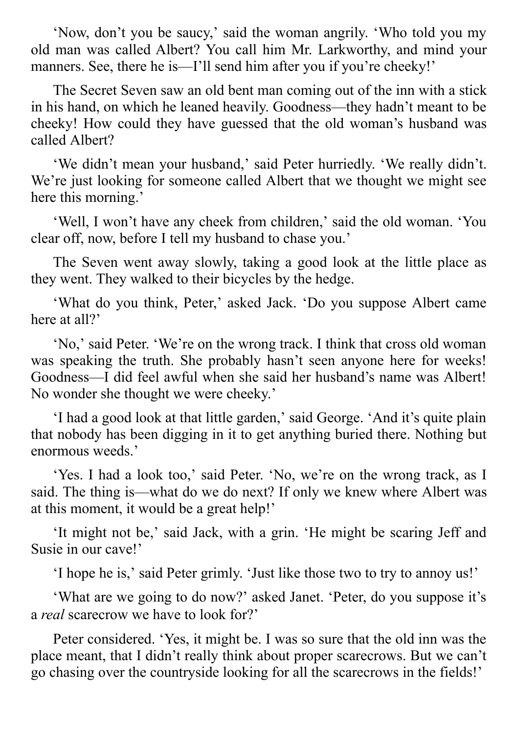‘Now, don’t you be saucy,’ said the woman angrily. ‘Who told you my old man was called Albert? You call him Mr. Larkworthy, and mind your manners. See, there he is—I’ll send him after you if you’re cheeky!’

The Secret Seven saw an old bent man coming out of the inn with a stick in his hand, on which he leaned heavily. Goodness—they hadn’t meant to be cheeky! How could they have guessed that the old woman’s husband was called Albert?

‘We didn’t mean your husband,’ said Peter hurriedly. ‘We really didn’t. We’re just looking for someone called Albert that we thought we might see here this morning.’

‘Well, I won’t have any cheek from children,’ said the old woman. ‘You clear off, now, before I tell my husband to chase you.’

The Seven went away slowly, taking a good look at the little place as they went. They walked to their bicycles by the hedge.

‘What do you think, Peter,’ asked Jack. ‘Do you suppose Albert came here at all?’

‘No,’ said Peter. ‘We’re on the wrong track. I think that cross old woman was speaking the truth. She probably hasn’t seen anyone here for weeks! Goodness—I did feel awful when she said her husband’s name was Albert! No wonder she thought we were cheeky.’

‘I had a good look at that little garden,’ said George. ‘And it’s quite plain that nobody has been digging in it to get anything buried there. Nothing but enormous weeds.’

‘Yes. I had a look too,’ said Peter. ‘No, we’re on the wrong track, as I said. The thing is—what do we do next? If only we knew where Albert was at this moment, it would be a great help!’

‘It might not be,’ said Jack, with a grin. ‘He might be scaring Jeff and Susie in our cave!’

‘I hope he is,’ said Peter grimly. ‘Just like those two to try to annoy us!’

‘What are we going to do now?’ asked Janet. ‘Peter, do you suppose it’s a *real* scarecrow we have to look for?’

Peter considered. ‘Yes, it might be. I was so sure that the old inn was the place meant, that I didn’t really think about proper scarecrows. But we can’t go chasing over the countryside looking for all the scarecrows in the fields!’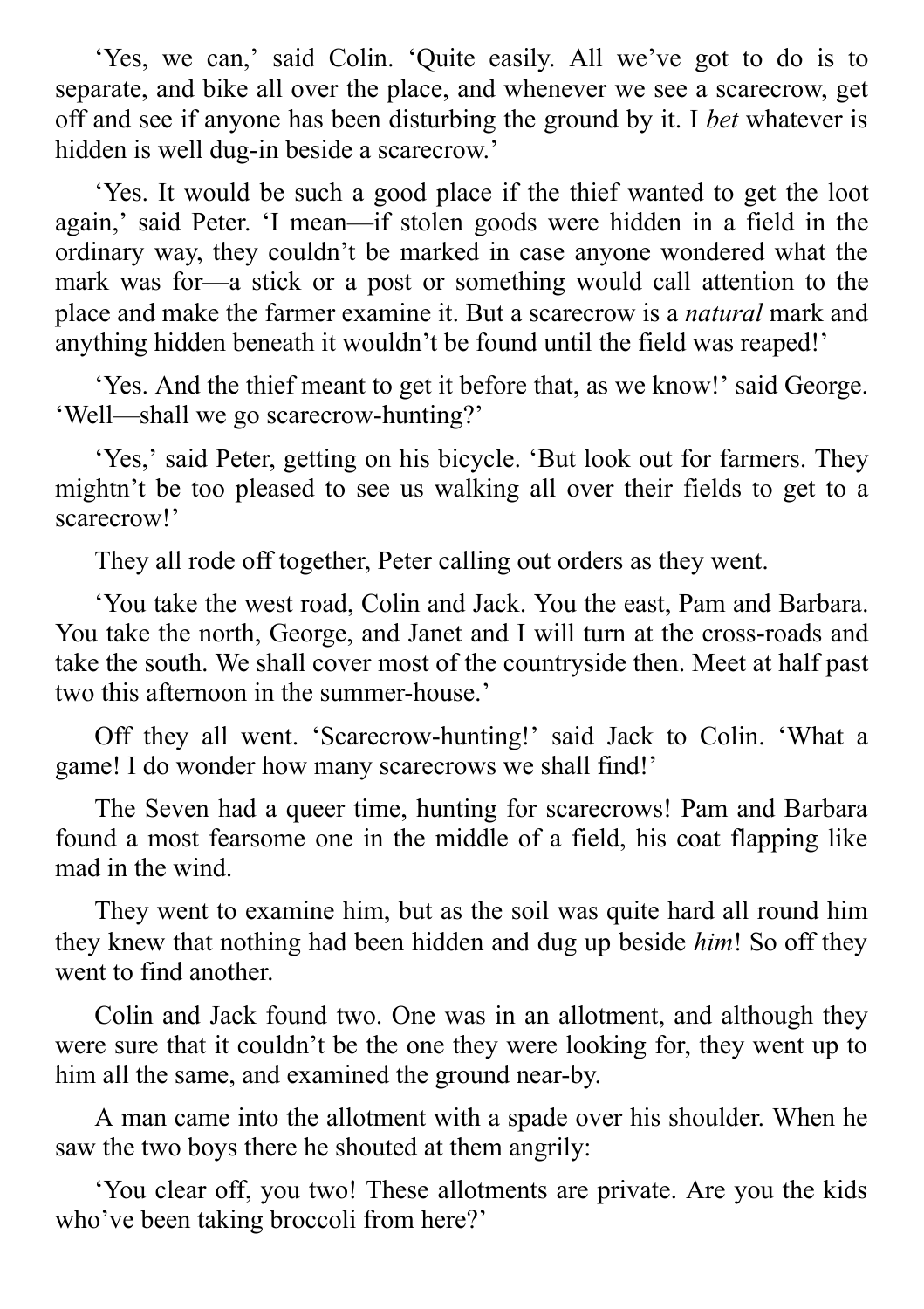'Yes, we can,' said Colin. 'Quite easily. All we've got to do is to separate, and bike all over the place, and whenever we see a scarecrow, get off and see if anyone has been disturbing the ground by it. I *bet* whatever is hidden is well dug-in beside a scarecrow.'

'Yes. It would be such a good place if the thief wanted to get the loot again,' said Peter. 'I mean—if stolen goods were hidden in a field in the ordinary way, they couldn't be marked in case anyone wondered what the mark was for—a stick or a post or something would call attention to the place and make the farmer examine it. But a scarecrow is a *natural* mark and anything hidden beneath it wouldn't be found until the field was reaped!'

'Yes. And the thief meant to get it before that, as we know!' said George. 'Well—shall we go scarecrow-hunting?'

'Yes,' said Peter, getting on his bicycle. 'But look out for farmers. They mightn't be too pleased to see us walking all over their fields to get to a scarecrow!'

They all rode off together, Peter calling out orders as they went.

'You take the west road, Colin and Jack. You the east, Pam and Barbara. You take the north, George, and Janet and I will turn at the cross-roads and take the south. We shall cover most of the countryside then. Meet at half past two this afternoon in the summer-house.'

Off they all went. 'Scarecrow-hunting!' said Jack to Colin. 'What a game! I do wonder how many scarecrows we shall find!'

The Seven had a queer time, hunting for scarecrows! Pam and Barbara found a most fearsome one in the middle of a field, his coat flapping like mad in the wind.

They went to examine him, but as the soil was quite hard all round him they knew that nothing had been hidden and dug up beside *him*! So off they went to find another.

Colin and Jack found two. One was in an allotment, and although they were sure that it couldn't be the one they were looking for, they went up to him all the same, and examined the ground near-by.

A man came into the allotment with a spade over his shoulder. When he saw the two boys there he shouted at them angrily:

'You clear off, you two! These allotments are private. Are you the kids who've been taking broccoli from here?'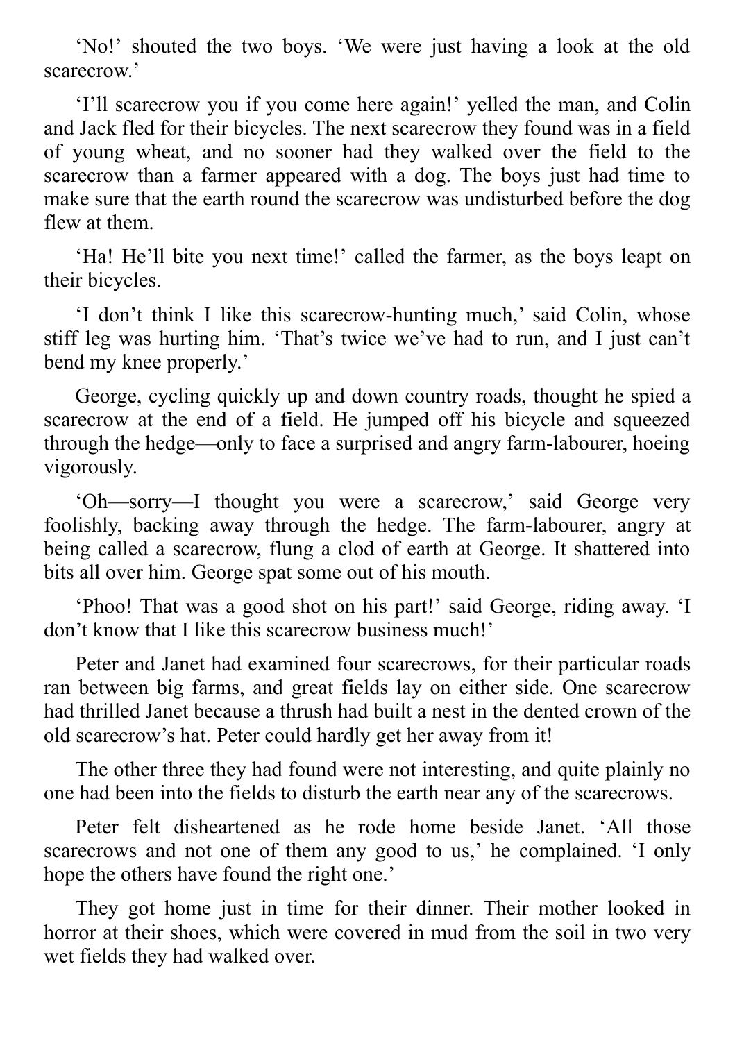'No!' shouted the two boys. 'We were just having a look at the old scarecrow.'

'I'll scarecrow you if you come here again!' yelled the man, and Colin and Jack fled for their bicycles. The next scarecrow they found was in a field of young wheat, and no sooner had they walked over the field to the scarecrow than a farmer appeared with a dog. The boys just had time to make sure that the earth round the scarecrow was undisturbed before the dog flew at them.

'Ha! He'll bite you next time!' called the farmer, as the boys leapt on their bicycles.

'I don't think I like this scarecrow-hunting much,' said Colin, whose stiff leg was hurting him. 'That's twice we've had to run, and I just can't bend my knee properly.'

George, cycling quickly up and down country roads, thought he spied a scarecrow at the end of a field. He jumped off his bicycle and squeezed through the hedge—only to face a surprised and angry farm-labourer, hoeing vigorously.

'Oh—sorry—I thought you were a scarecrow,' said George very foolishly, backing away through the hedge. The farm-labourer, angry at being called a scarecrow, flung a clod of earth at George. It shattered into bits all over him. George spat some out of his mouth.

'Phoo! That was a good shot on his part!' said George, riding away. 'I don't know that I like this scarecrow business much!'

Peter and Janet had examined four scarecrows, for their particular roads ran between big farms, and great fields lay on either side. One scarecrow had thrilled Janet because a thrush had built a nest in the dented crown of the old scarecrow's hat. Peter could hardly get her away from it!

The other three they had found were not interesting, and quite plainly no one had been into the fields to disturb the earth near any of the scarecrows.

Peter felt disheartened as he rode home beside Janet. 'All those scarecrows and not one of them any good to us,' he complained. 'I only hope the others have found the right one.'

They got home just in time for their dinner. Their mother looked in horror at their shoes, which were covered in mud from the soil in two very wet fields they had walked over.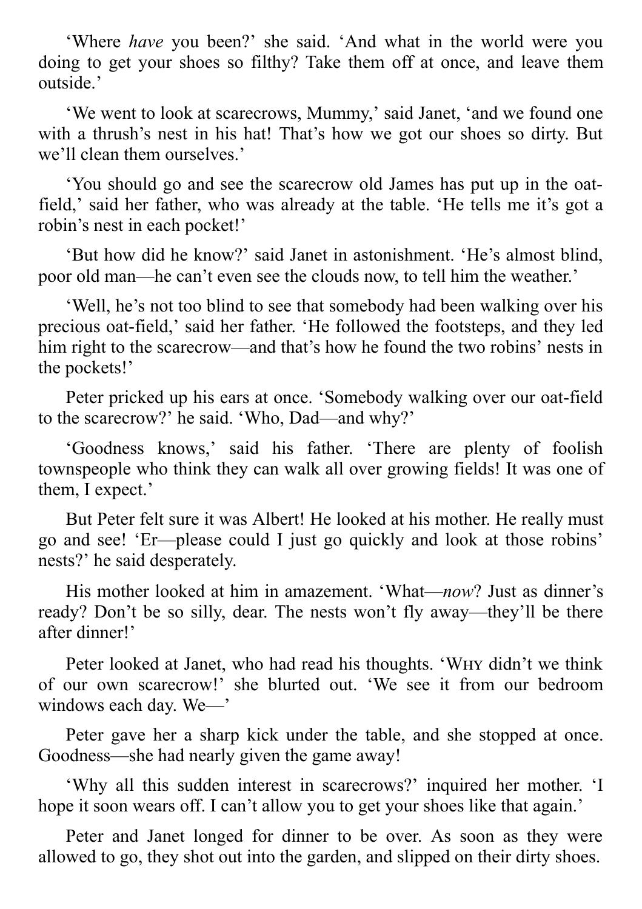‘Where *have* you been?’ she said. ‘And what in the world were you doing to get your shoes so filthy? Take them off at once, and leave them outside.’

‘We went to look at scarecrows, Mummy,’ said Janet, ‘and we found one with a thrush’s nest in his hat! That’s how we got our shoes so dirty. But we’ll clean them ourselves.’

‘You should go and see the scarecrow old James has put up in the oat-field,’ said her father, who was already at the table. ‘He tells me it’s got a robin’s nest in each pocket!’

‘But how did he know?’ said Janet in astonishment. ‘He’s almost blind, poor old man—he can’t even see the clouds now, to tell him the weather.’

‘Well, he’s not too blind to see that somebody had been walking over his precious oat-field,’ said her father. ‘He followed the footsteps, and they led him right to the scarecrow—and that’s how he found the two robins’ nests in the pockets!’

Peter pricked up his ears at once. ‘Somebody walking over our oat-field to the scarecrow?’ he said. ‘Who, Dad—and why?’

‘Goodness knows,’ said his father. ‘There are plenty of foolish townspeople who think they can walk all over growing fields! It was one of them, I expect.’

But Peter felt sure it was Albert! He looked at his mother. He really must go and see! ‘Er—please could I just go quickly and look at those robins’ nests?’ he said desperately.

His mother looked at him in amazement. ‘What—*now*? Just as dinner’s ready? Don’t be so silly, dear. The nests won’t fly away—they’ll be there after dinner!’

Peter looked at Janet, who had read his thoughts. ‘WHY didn’t we think of our own scarecrow!’ she blurted out. ‘We see it from our bedroom windows each day. We—’

Peter gave her a sharp kick under the table, and she stopped at once. Goodness—she had nearly given the game away!

‘Why all this sudden interest in scarecrows?’ inquired her mother. ‘I hope it soon wears off. I can’t allow you to get your shoes like that again.’

Peter and Janet longed for dinner to be over. As soon as they were allowed to go, they shot out into the garden, and slipped on their dirty shoes.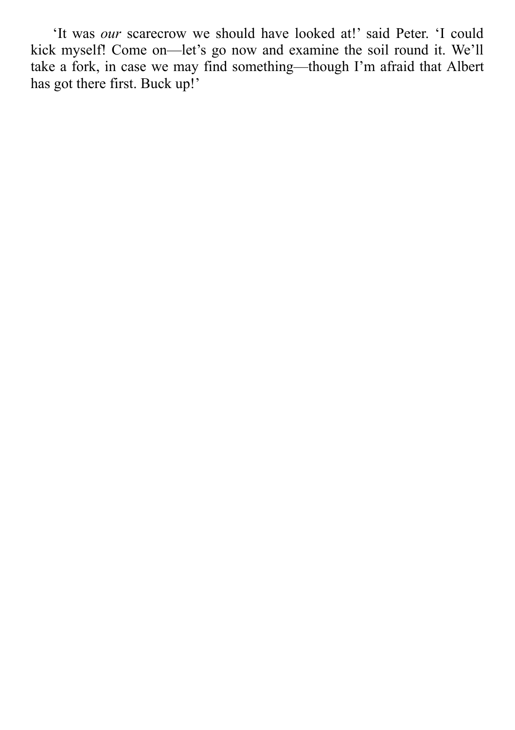'It was *our* scarecrow we should have looked at!' said Peter. 'I could kick myself! Come on—let's go now and examine the soil round it. We'll take a fork, in case we may find something—though I'm afraid that Albert has got there first. Buck up!'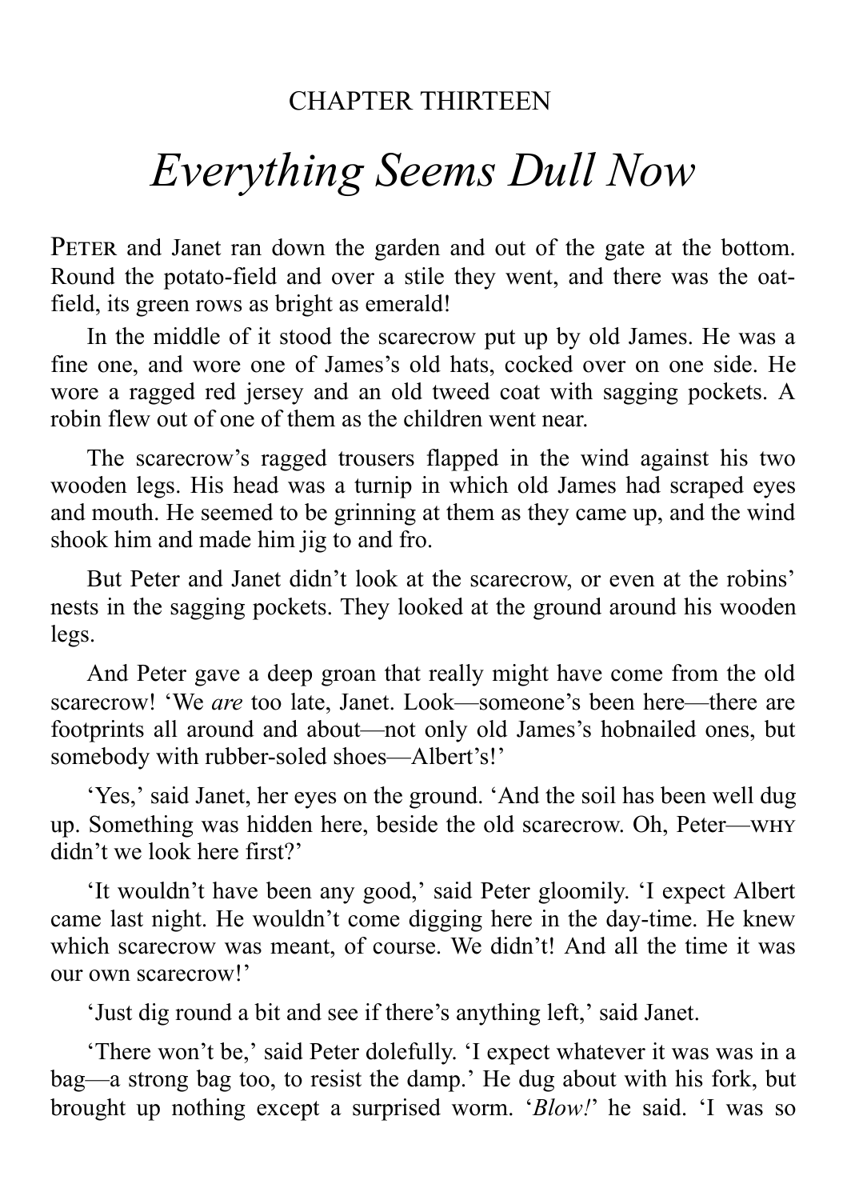CHAPTER THIRTEEN

# *Everything Seems Dull Now*

PETER and Janet ran down the garden and out of the gate at the bottom. Round the potato-field and over a stile they went, and there was the oat-field, its green rows as bright as emerald!

In the middle of it stood the scarecrow put up by old James. He was a fine one, and wore one of James's old hats, cocked over on one side. He wore a ragged red jersey and an old tweed coat with sagging pockets. A robin flew out of one of them as the children went near.

The scarecrow's ragged trousers flapped in the wind against his two wooden legs. His head was a turnip in which old James had scraped eyes and mouth. He seemed to be grinning at them as they came up, and the wind shook him and made him jig to and fro.

But Peter and Janet didn't look at the scarecrow, or even at the robins' nests in the sagging pockets. They looked at the ground around his wooden legs.

And Peter gave a deep groan that really might have come from the old scarecrow! 'We *are* too late, Janet. Look—someone's been here—there are footprints all around and about—not only old James's hobnailed ones, but somebody with rubber-soled shoes—Albert's!'

'Yes,' said Janet, her eyes on the ground. 'And the soil has been well dug up. Something was hidden here, beside the old scarecrow. Oh, Peter—WHY didn't we look here first?'

'It wouldn't have been any good,' said Peter gloomily. 'I expect Albert came last night. He wouldn't come digging here in the day-time. He knew which scarecrow was meant, of course. We didn't! And all the time it was our own scarecrow!'

'Just dig round a bit and see if there's anything left,' said Janet.

'There won't be,' said Peter dolefully. 'I expect whatever it was was in a bag—a strong bag too, to resist the damp.' He dug about with his fork, but brought up nothing except a surprised worm. '*Blow!*' he said. 'I was so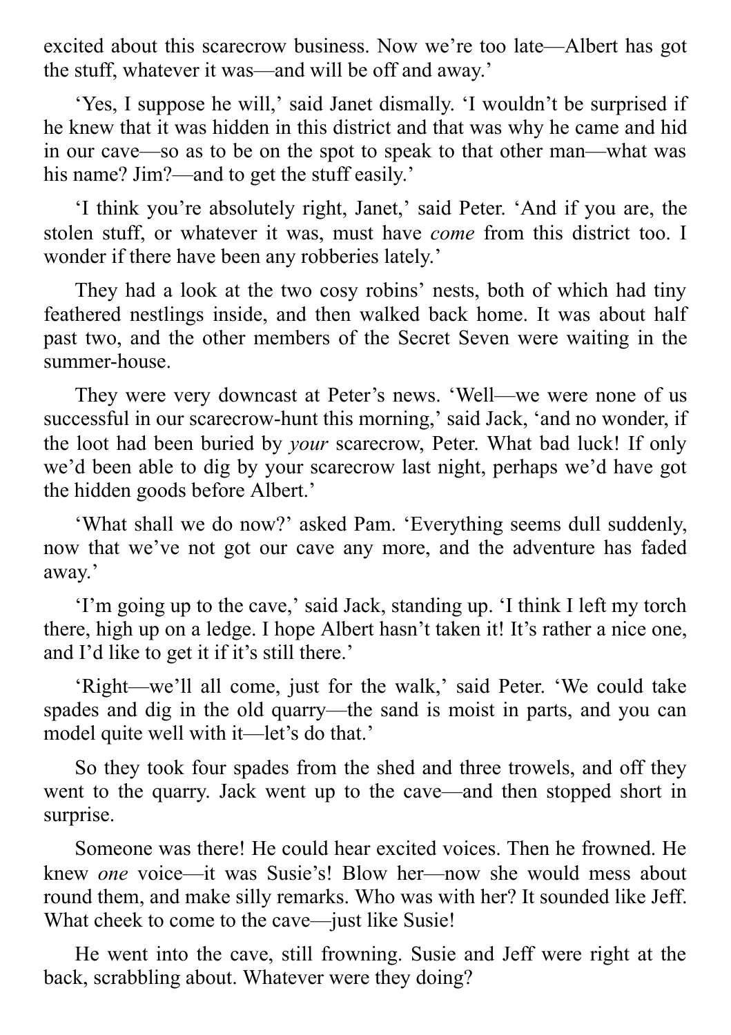excited about this scarecrow business. Now we're too late—Albert has got the stuff, whatever it was—and will be off and away.'

'Yes, I suppose he will,' said Janet dismally. 'I wouldn't be surprised if he knew that it was hidden in this district and that was why he came and hid in our cave—so as to be on the spot to speak to that other man—what was his name? Jim?—and to get the stuff easily.'

'I think you're absolutely right, Janet,' said Peter. 'And if you are, the stolen stuff, or whatever it was, must have *come* from this district too. I wonder if there have been any robberies lately.'

They had a look at the two cosy robins' nests, both of which had tiny feathered nestlings inside, and then walked back home. It was about half past two, and the other members of the Secret Seven were waiting in the summer-house.

They were very downcast at Peter's news. 'Well—we were none of us successful in our scarecrow-hunt this morning,' said Jack, 'and no wonder, if the loot had been buried by *your* scarecrow, Peter. What bad luck! If only we'd been able to dig by your scarecrow last night, perhaps we'd have got the hidden goods before Albert.'

'What shall we do now?' asked Pam. 'Everything seems dull suddenly, now that we've not got our cave any more, and the adventure has faded away.'

'I'm going up to the cave,' said Jack, standing up. 'I think I left my torch there, high up on a ledge. I hope Albert hasn't taken it! It's rather a nice one, and I'd like to get it if it's still there.'

'Right—we'll all come, just for the walk,' said Peter. 'We could take spades and dig in the old quarry—the sand is moist in parts, and you can model quite well with it—let's do that.'

So they took four spades from the shed and three trowels, and off they went to the quarry. Jack went up to the cave—and then stopped short in surprise.

Someone was there! He could hear excited voices. Then he frowned. He knew *one* voice—it was Susie's! Blow her—now she would mess about round them, and make silly remarks. Who was with her? It sounded like Jeff. What cheek to come to the cave—just like Susie!

He went into the cave, still frowning. Susie and Jeff were right at the back, scrabbling about. Whatever were they doing?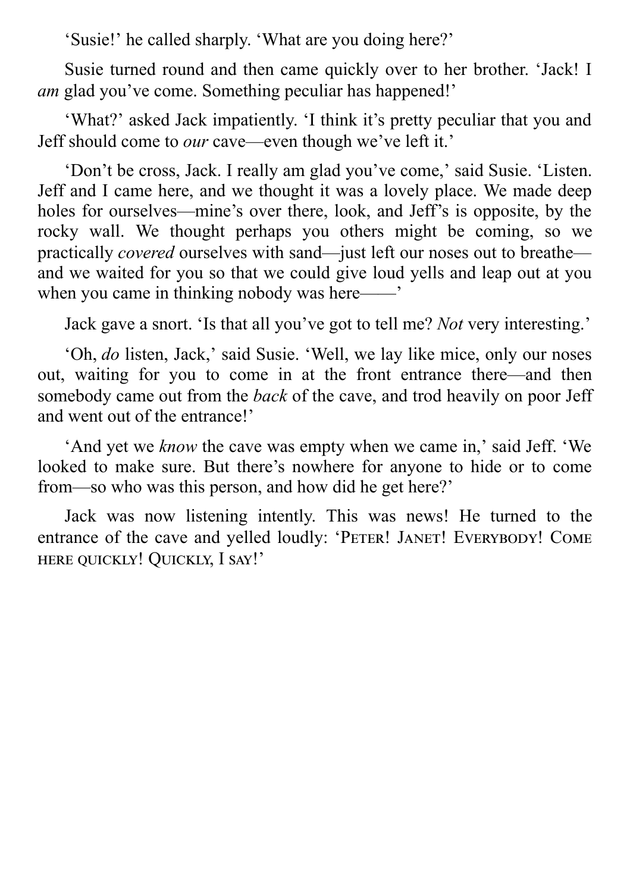'Susie!' he called sharply. 'What are you doing here?'

Susie turned round and then came quickly over to her brother. 'Jack! I *am* glad you've come. Something peculiar has happened!'

'What?' asked Jack impatiently. 'I think it's pretty peculiar that you and Jeff should come to *our* cave—even though we've left it.'

'Don't be cross, Jack. I really am glad you've come,' said Susie. 'Listen. Jeff and I came here, and we thought it was a lovely place. We made deep holes for ourselves—mine's over there, look, and Jeff's is opposite, by the rocky wall. We thought perhaps you others might be coming, so we practically *covered* ourselves with sand—just left our noses out to breathe—and we waited for you so that we could give loud yells and leap out at you when you came in thinking nobody was here——'

Jack gave a snort. 'Is that all you've got to tell me? *Not* very interesting.'

'Oh, *do* listen, Jack,' said Susie. 'Well, we lay like mice, only our noses out, waiting for you to come in at the front entrance there—and then somebody came out from the *back* of the cave, and trod heavily on poor Jeff and went out of the entrance!'

'And yet we *know* the cave was empty when we came in,' said Jeff. 'We looked to make sure. But there's nowhere for anyone to hide or to come from—so who was this person, and how did he get here?'

Jack was now listening intently. This was news! He turned to the entrance of the cave and yelled loudly: 'PETER! JANET! EVERYBODY! COME HERE QUICKLY! QUICKLY, I SAY!'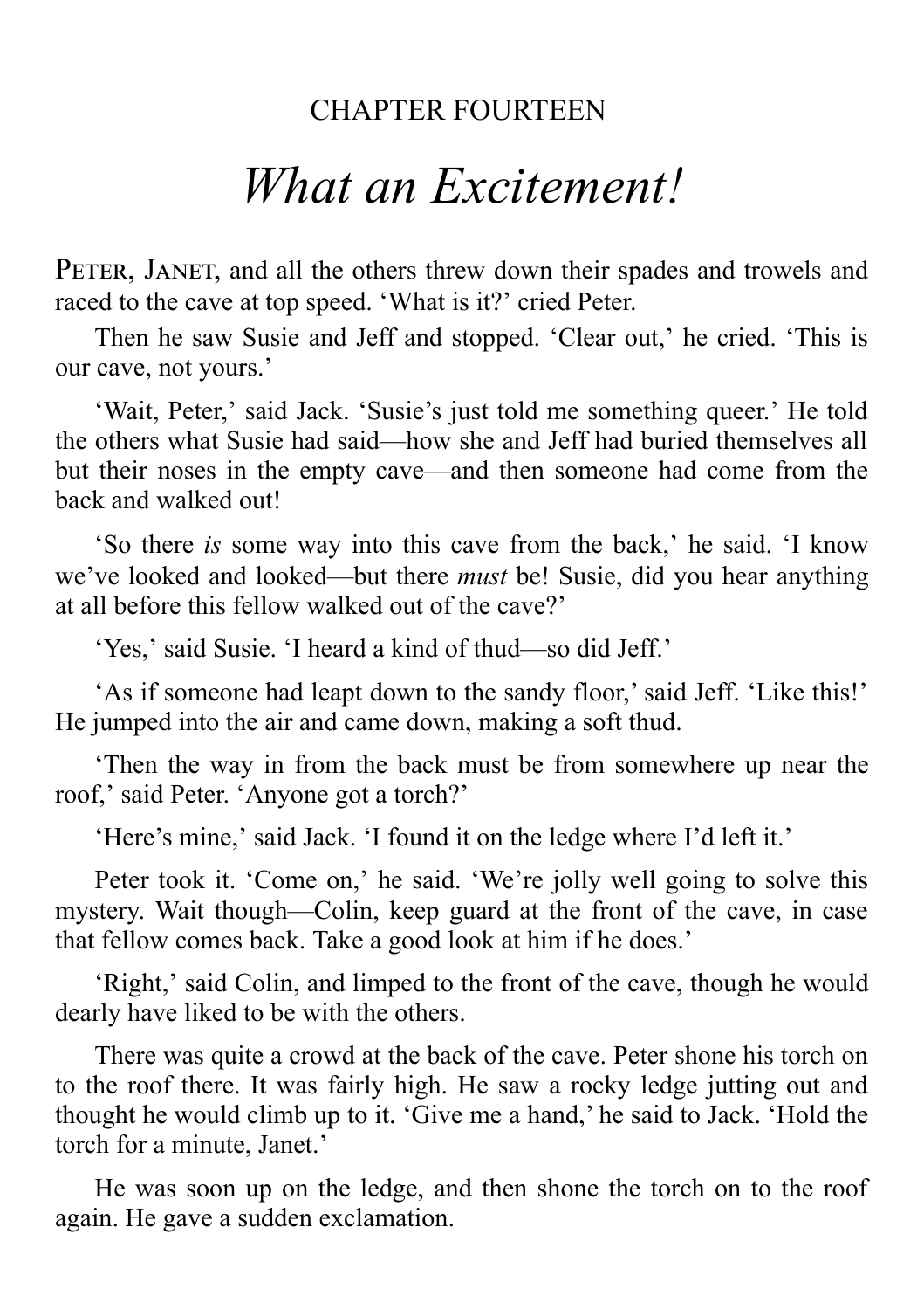CHAPTER FOURTEEN

# *What an Excitement!*

PETER, JANET, and all the others threw down their spades and trowels and raced to the cave at top speed. 'What is it?' cried Peter.

Then he saw Susie and Jeff and stopped. 'Clear out,' he cried. 'This is our cave, not yours.'

'Wait, Peter,' said Jack. 'Susie's just told me something queer.' He told the others what Susie had said—how she and Jeff had buried themselves all but their noses in the empty cave—and then someone had come from the back and walked out!

'So there *is* some way into this cave from the back,' he said. 'I know we've looked and looked—but there *must* be! Susie, did you hear anything at all before this fellow walked out of the cave?'

'Yes,' said Susie. 'I heard a kind of thud—so did Jeff.'

'As if someone had leapt down to the sandy floor,' said Jeff. 'Like this!' He jumped into the air and came down, making a soft thud.

'Then the way in from the back must be from somewhere up near the roof,' said Peter. 'Anyone got a torch?'

'Here's mine,' said Jack. 'I found it on the ledge where I'd left it.'

Peter took it. 'Come on,' he said. 'We're jolly well going to solve this mystery. Wait though—Colin, keep guard at the front of the cave, in case that fellow comes back. Take a good look at him if he does.'

'Right,' said Colin, and limped to the front of the cave, though he would dearly have liked to be with the others.

There was quite a crowd at the back of the cave. Peter shone his torch on to the roof there. It was fairly high. He saw a rocky ledge jutting out and thought he would climb up to it. 'Give me a hand,' he said to Jack. 'Hold the torch for a minute, Janet.'

He was soon up on the ledge, and then shone the torch on to the roof again. He gave a sudden exclamation.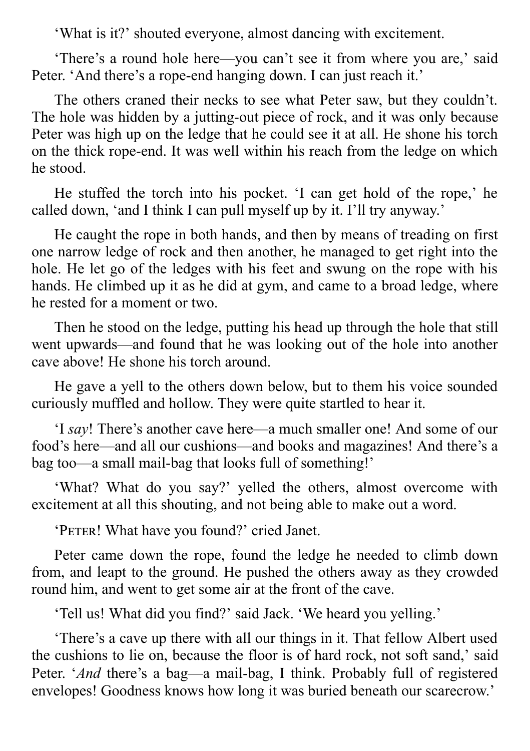'What is it?' shouted everyone, almost dancing with excitement.

'There's a round hole here—you can't see it from where you are,' said Peter. 'And there's a rope-end hanging down. I can just reach it.'

The others craned their necks to see what Peter saw, but they couldn't. The hole was hidden by a jutting-out piece of rock, and it was only because Peter was high up on the ledge that he could see it at all. He shone his torch on the thick rope-end. It was well within his reach from the ledge on which he stood.

He stuffed the torch into his pocket. 'I can get hold of the rope,' he called down, 'and I think I can pull myself up by it. I'll try anyway.'

He caught the rope in both hands, and then by means of treading on first one narrow ledge of rock and then another, he managed to get right into the hole. He let go of the ledges with his feet and swung on the rope with his hands. He climbed up it as he did at gym, and came to a broad ledge, where he rested for a moment or two.

Then he stood on the ledge, putting his head up through the hole that still went upwards—and found that he was looking out of the hole into another cave above! He shone his torch around.

He gave a yell to the others down below, but to them his voice sounded curiously muffled and hollow. They were quite startled to hear it.

'I *say*! There's another cave here—a much smaller one! And some of our food's here—and all our cushions—and books and magazines! And there's a bag too—a small mail-bag that looks full of something!'

'What? What do you say?' yelled the others, almost overcome with excitement at all this shouting, and not being able to make out a word.

'PETER! What have you found?' cried Janet.

Peter came down the rope, found the ledge he needed to climb down from, and leapt to the ground. He pushed the others away as they crowded round him, and went to get some air at the front of the cave.

'Tell us! What did you find?' said Jack. 'We heard you yelling.'

'There's a cave up there with all our things in it. That fellow Albert used the cushions to lie on, because the floor is of hard rock, not soft sand,' said Peter. '*And* there's a bag—a mail-bag, I think. Probably full of registered envelopes! Goodness knows how long it was buried beneath our scarecrow.'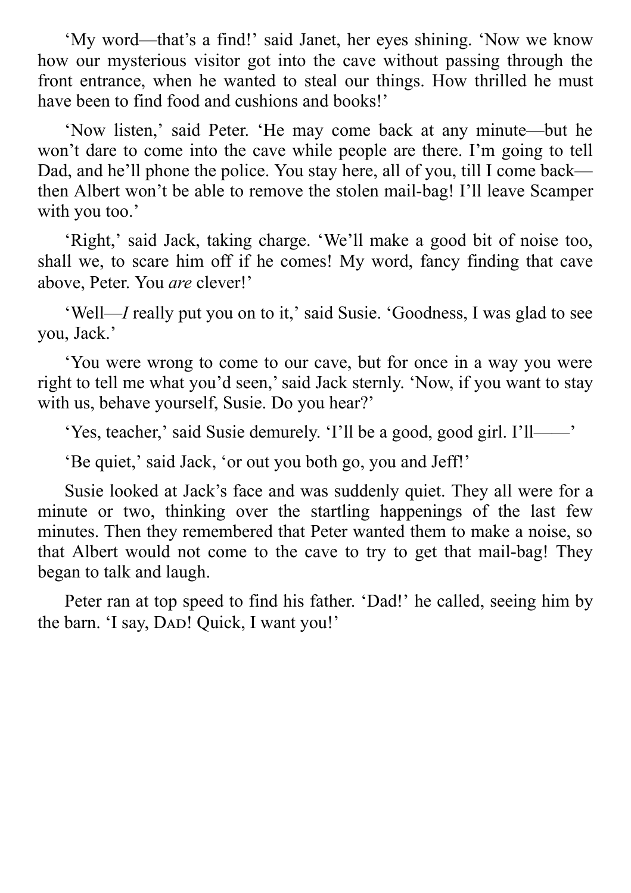‘My word—that’s a find!’ said Janet, her eyes shining. ‘Now we know how our mysterious visitor got into the cave without passing through the front entrance, when he wanted to steal our things. How thrilled he must have been to find food and cushions and books!’

‘Now listen,’ said Peter. ‘He may come back at any minute—but he won’t dare to come into the cave while people are there. I’m going to tell Dad, and he’ll phone the police. You stay here, all of you, till I come back—then Albert won’t be able to remove the stolen mail-bag! I’ll leave Scamper with you too.’

‘Right,’ said Jack, taking charge. ‘We’ll make a good bit of noise too, shall we, to scare him off if he comes! My word, fancy finding that cave above, Peter. You *are* clever!’

‘Well—*I* really put you on to it,’ said Susie. ‘Goodness, I was glad to see you, Jack.’

‘You were wrong to come to our cave, but for once in a way you were right to tell me what you’d seen,’ said Jack sternly. ‘Now, if you want to stay with us, behave yourself, Susie. Do you hear?’

‘Yes, teacher,’ said Susie demurely. ‘I’ll be a good, good girl. I’ll——’

‘Be quiet,’ said Jack, ‘or out you both go, you and Jeff!’

Susie looked at Jack’s face and was suddenly quiet. They all were for a minute or two, thinking over the startling happenings of the last few minutes. Then they remembered that Peter wanted them to make a noise, so that Albert would not come to the cave to try to get that mail-bag! They began to talk and laugh.

Peter ran at top speed to find his father. ‘Dad!’ he called, seeing him by the barn. ‘I say, DAD! Quick, I want you!’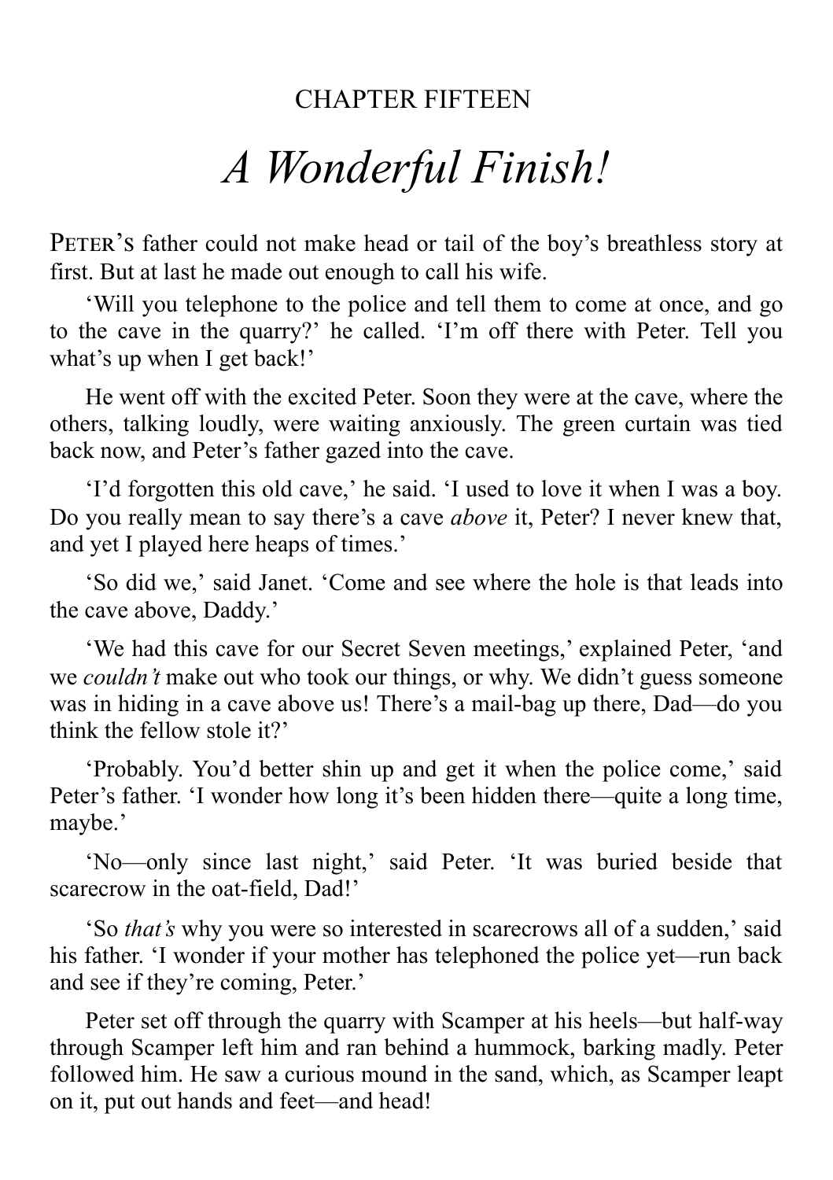CHAPTER FIFTEEN

# *A Wonderful Finish!*

PETER'S father could not make head or tail of the boy's breathless story at first. But at last he made out enough to call his wife.

'Will you telephone to the police and tell them to come at once, and go to the cave in the quarry?' he called. 'I'm off there with Peter. Tell you what's up when I get back!'

He went off with the excited Peter. Soon they were at the cave, where the others, talking loudly, were waiting anxiously. The green curtain was tied back now, and Peter's father gazed into the cave.

'I'd forgotten this old cave,' he said. 'I used to love it when I was a boy. Do you really mean to say there's a cave *above* it, Peter? I never knew that, and yet I played here heaps of times.'

'So did we,' said Janet. 'Come and see where the hole is that leads into the cave above, Daddy.'

'We had this cave for our Secret Seven meetings,' explained Peter, 'and we *couldn't* make out who took our things, or why. We didn't guess someone was in hiding in a cave above us! There's a mail-bag up there, Dad—do you think the fellow stole it?'

'Probably. You'd better shin up and get it when the police come,' said Peter's father. 'I wonder how long it's been hidden there—quite a long time, maybe.'

'No—only since last night,' said Peter. 'It was buried beside that scarecrow in the oat-field, Dad!'

'So *that's* why you were so interested in scarecrows all of a sudden,' said his father. 'I wonder if your mother has telephoned the police yet—run back and see if they're coming, Peter.'

Peter set off through the quarry with Scamper at his heels—but half-way through Scamper left him and ran behind a hummock, barking madly. Peter followed him. He saw a curious mound in the sand, which, as Scamper leapt on it, put out hands and feet—and head!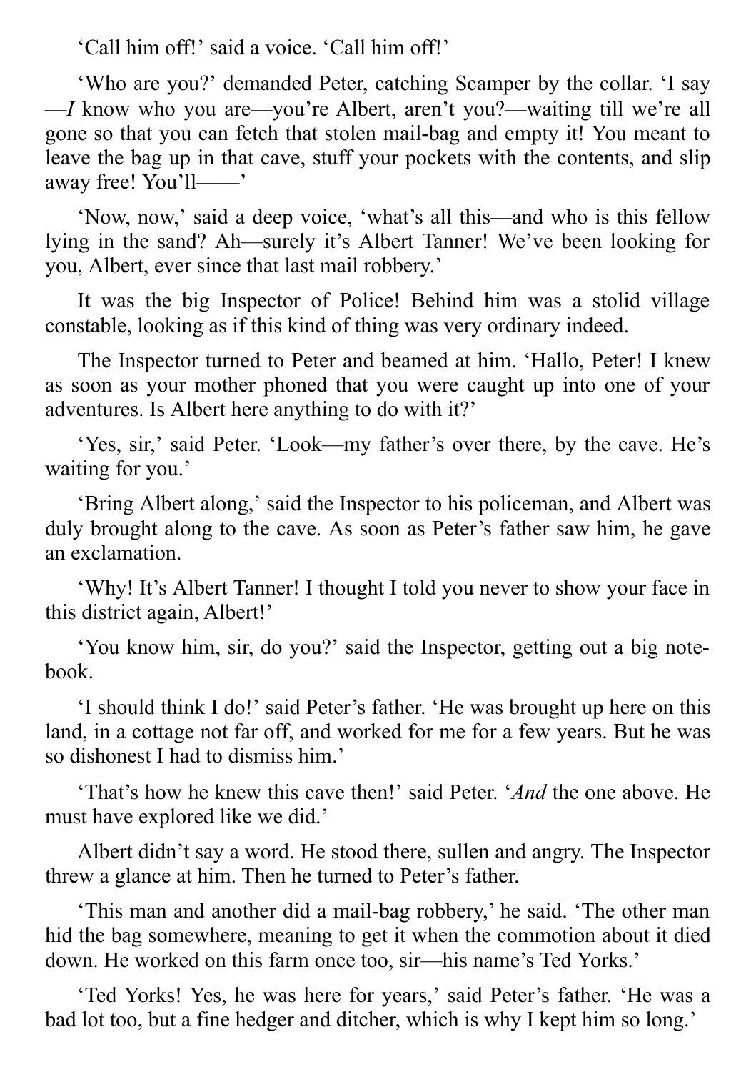'Call him off!' said a voice. 'Call him off!'

'Who are you?' demanded Peter, catching Scamper by the collar. 'I say—*I* know who you are—you're Albert, aren't you?—waiting till we're all gone so that you can fetch that stolen mail-bag and empty it! You meant to leave the bag up in that cave, stuff your pockets with the contents, and slip away free! You'll——'

'Now, now,' said a deep voice, 'what's all this—and who is this fellow lying in the sand? Ah—surely it's Albert Tanner! We've been looking for you, Albert, ever since that last mail robbery.'

It was the big Inspector of Police! Behind him was a stolid village constable, looking as if this kind of thing was very ordinary indeed.

The Inspector turned to Peter and beamed at him. 'Hallo, Peter! I knew as soon as your mother phoned that you were caught up into one of your adventures. Is Albert here anything to do with it?'

'Yes, sir,' said Peter. 'Look—my father's over there, by the cave. He's waiting for you.'

'Bring Albert along,' said the Inspector to his policeman, and Albert was duly brought along to the cave. As soon as Peter's father saw him, he gave an exclamation.

'Why! It's Albert Tanner! I thought I told you never to show your face in this district again, Albert!'

'You know him, sir, do you?' said the Inspector, getting out a big note-book.

'I should think I do!' said Peter's father. 'He was brought up here on this land, in a cottage not far off, and worked for me for a few years. But he was so dishonest I had to dismiss him.'

'That's how he knew this cave then!' said Peter. '*And* the one above. He must have explored like we did.'

Albert didn't say a word. He stood there, sullen and angry. The Inspector threw a glance at him. Then he turned to Peter's father.

'This man and another did a mail-bag robbery,' he said. 'The other man hid the bag somewhere, meaning to get it when the commotion about it died down. He worked on this farm once too, sir—his name's Ted Yorks.'

'Ted Yorks! Yes, he was here for years,' said Peter's father. 'He was a bad lot too, but a fine hedger and ditcher, which is why I kept him so long.'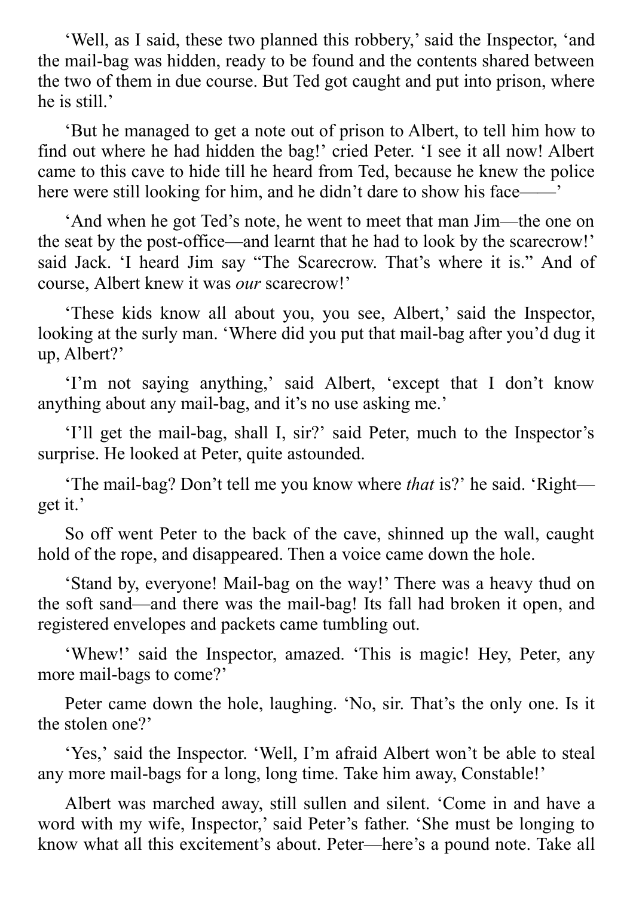'Well, as I said, these two planned this robbery,' said the Inspector, 'and the mail-bag was hidden, ready to be found and the contents shared between the two of them in due course. But Ted got caught and put into prison, where he is still.'

'But he managed to get a note out of prison to Albert, to tell him how to find out where he had hidden the bag!' cried Peter. 'I see it all now! Albert came to this cave to hide till he heard from Ted, because he knew the police here were still looking for him, and he didn't dare to show his face——'

'And when he got Ted's note, he went to meet that man Jim—the one on the seat by the post-office—and learnt that he had to look by the scarecrow!' said Jack. 'I heard Jim say "The Scarecrow. That's where it is." And of course, Albert knew it was *our* scarecrow!'

'These kids know all about you, you see, Albert,' said the Inspector, looking at the surly man. 'Where did you put that mail-bag after you'd dug it up, Albert?'

'I'm not saying anything,' said Albert, 'except that I don't know anything about any mail-bag, and it's no use asking me.'

'I'll get the mail-bag, shall I, sir?' said Peter, much to the Inspector's surprise. He looked at Peter, quite astounded.

'The mail-bag? Don't tell me you know where *that* is?' he said. 'Right—get it.'

So off went Peter to the back of the cave, shinned up the wall, caught hold of the rope, and disappeared. Then a voice came down the hole.

'Stand by, everyone! Mail-bag on the way!' There was a heavy thud on the soft sand—and there was the mail-bag! Its fall had broken it open, and registered envelopes and packets came tumbling out.

'Whew!' said the Inspector, amazed. 'This is magic! Hey, Peter, any more mail-bags to come?'

Peter came down the hole, laughing. 'No, sir. That's the only one. Is it the stolen one?'

'Yes,' said the Inspector. 'Well, I'm afraid Albert won't be able to steal any more mail-bags for a long, long time. Take him away, Constable!'

Albert was marched away, still sullen and silent. 'Come in and have a word with my wife, Inspector,' said Peter's father. 'She must be longing to know what all this excitement's about. Peter—here's a pound note. Take all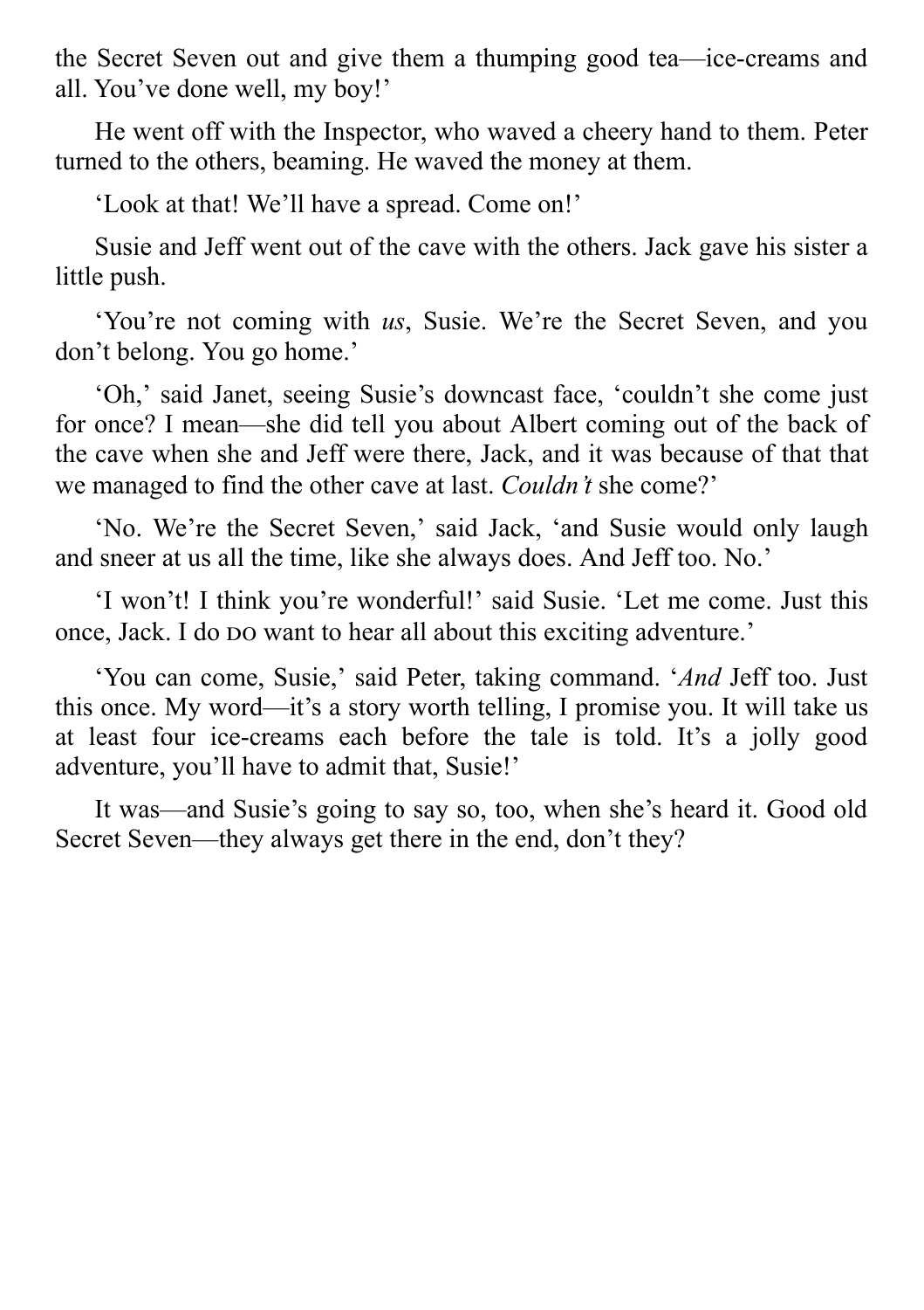the Secret Seven out and give them a thumping good tea—ice-creams and all. You've done well, my boy!'

He went off with the Inspector, who waved a cheery hand to them. Peter turned to the others, beaming. He waved the money at them.

'Look at that! We'll have a spread. Come on!'

Susie and Jeff went out of the cave with the others. Jack gave his sister a little push.

'You're not coming with *us*, Susie. We're the Secret Seven, and you don't belong. You go home.'

'Oh,' said Janet, seeing Susie's downcast face, 'couldn't she come just for once? I mean—she did tell you about Albert coming out of the back of the cave when she and Jeff were there, Jack, and it was because of that that we managed to find the other cave at last. *Couldn't* she come?'

'No. We're the Secret Seven,' said Jack, 'and Susie would only laugh and sneer at us all the time, like she always does. And Jeff too. No.'

'I won't! I think you're wonderful!' said Susie. 'Let me come. Just this once, Jack. I do DO want to hear all about this exciting adventure.'

'You can come, Susie,' said Peter, taking command. '*And* Jeff too. Just this once. My word—it's a story worth telling, I promise you. It will take us at least four ice-creams each before the tale is told. It's a jolly good adventure, you'll have to admit that, Susie!'

It was—and Susie's going to say so, too, when she's heard it. Good old Secret Seven—they always get there in the end, don't they?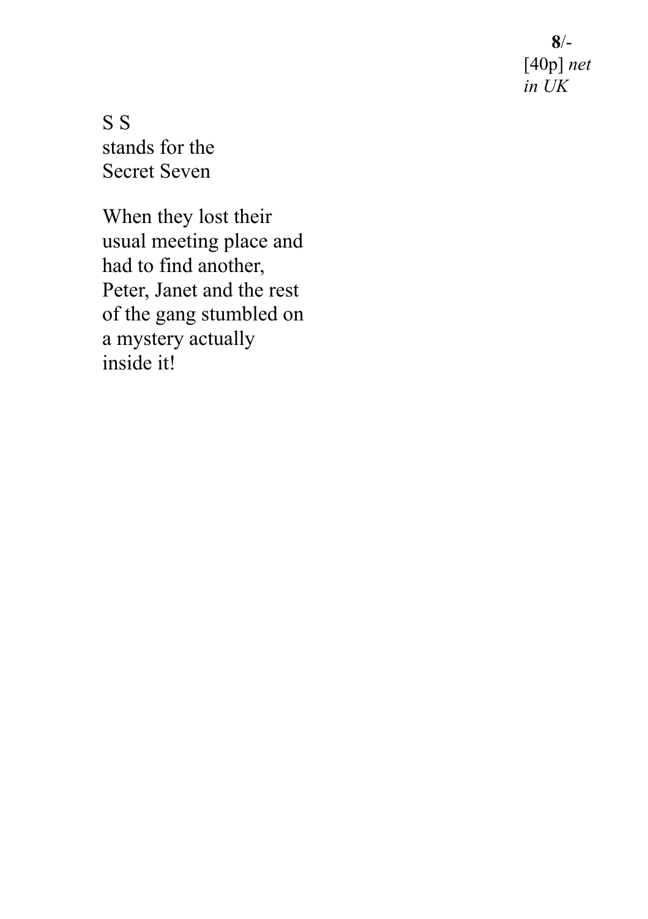**8**/-
[40p] *net
in UK*

S S
stands for the
Secret Seven

When they lost their usual meeting place and had to find another, Peter, Janet and the rest of the gang stumbled on a mystery actually inside it!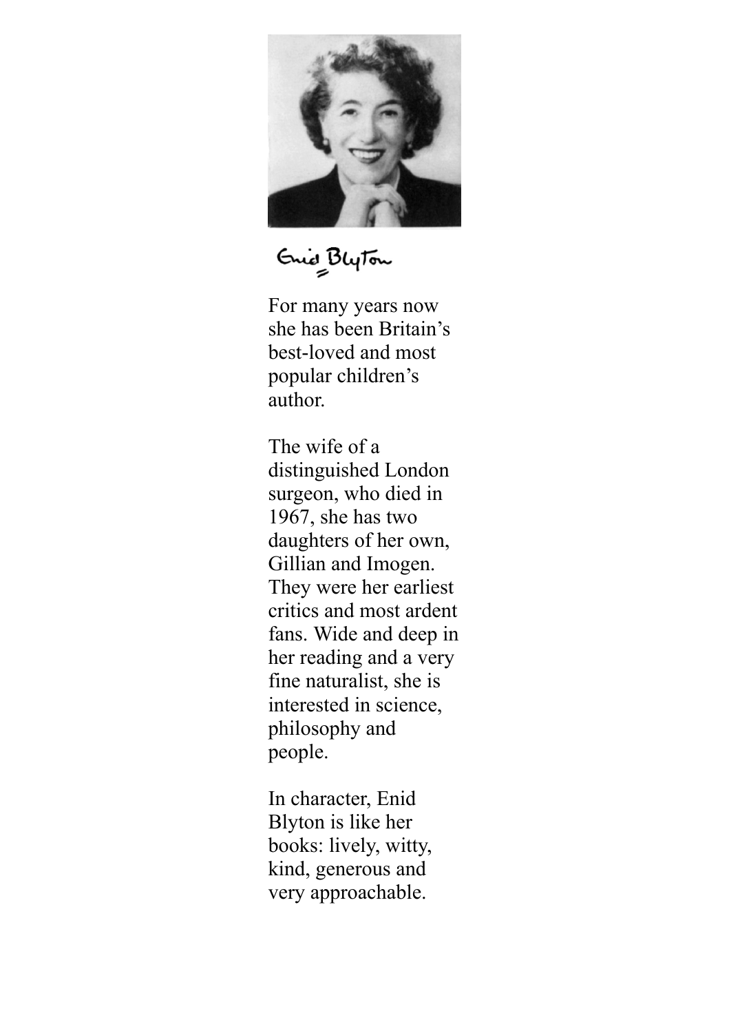Enid Blyton

For many years now she has been Britain's best-loved and most popular children's author.

The wife of a distinguished London surgeon, who died in 1967, she has two daughters of her own, Gillian and Imogen. They were her earliest critics and most ardent fans. Wide and deep in her reading and a very fine naturalist, she is interested in science, philosophy and people.

In character, Enid Blyton is like her books: lively, witty, kind, generous and very approachable.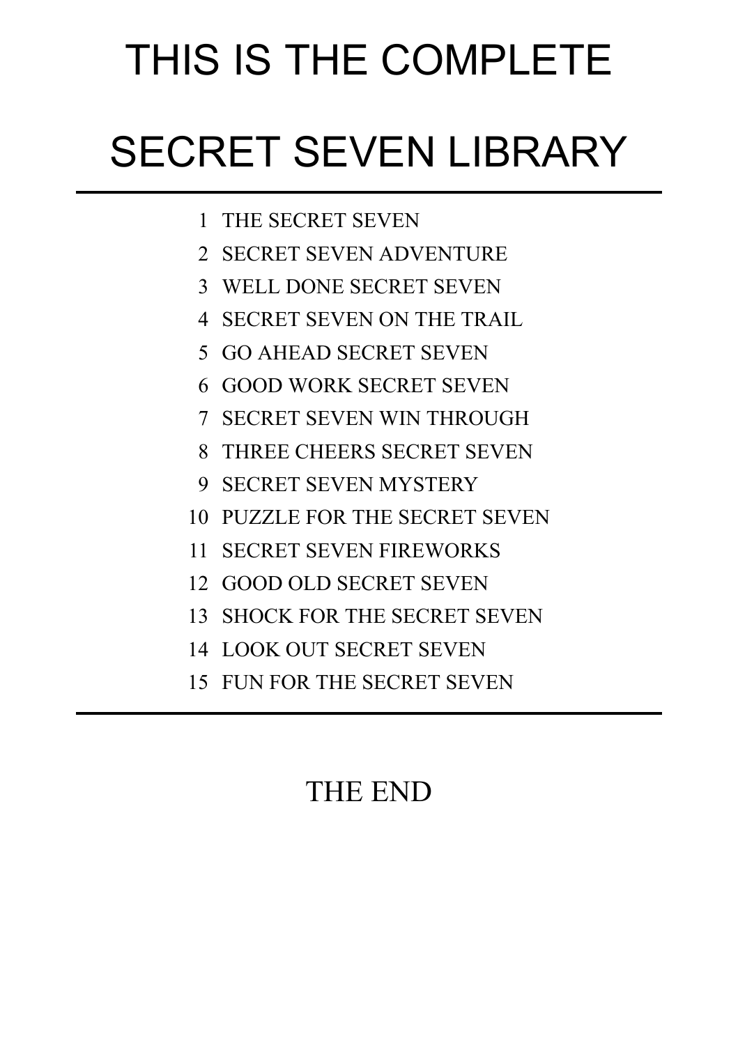# THIS IS THE COMPLETE

# SECRET SEVEN LIBRARY

---

1. THE SECRET SEVEN
2. SECRET SEVEN ADVENTURE
3. WELL DONE SECRET SEVEN
4. SECRET SEVEN ON THE TRAIL
5. GO AHEAD SECRET SEVEN
6. GOOD WORK SECRET SEVEN
7. SECRET SEVEN WIN THROUGH
8. THREE CHEERS SECRET SEVEN
9. SECRET SEVEN MYSTERY
10. PUZZLE FOR THE SECRET SEVEN
11. SECRET SEVEN FIREWORKS
12. GOOD OLD SECRET SEVEN
13. SHOCK FOR THE SECRET SEVEN
14. LOOK OUT SECRET SEVEN
15. FUN FOR THE SECRET SEVEN

---

THE END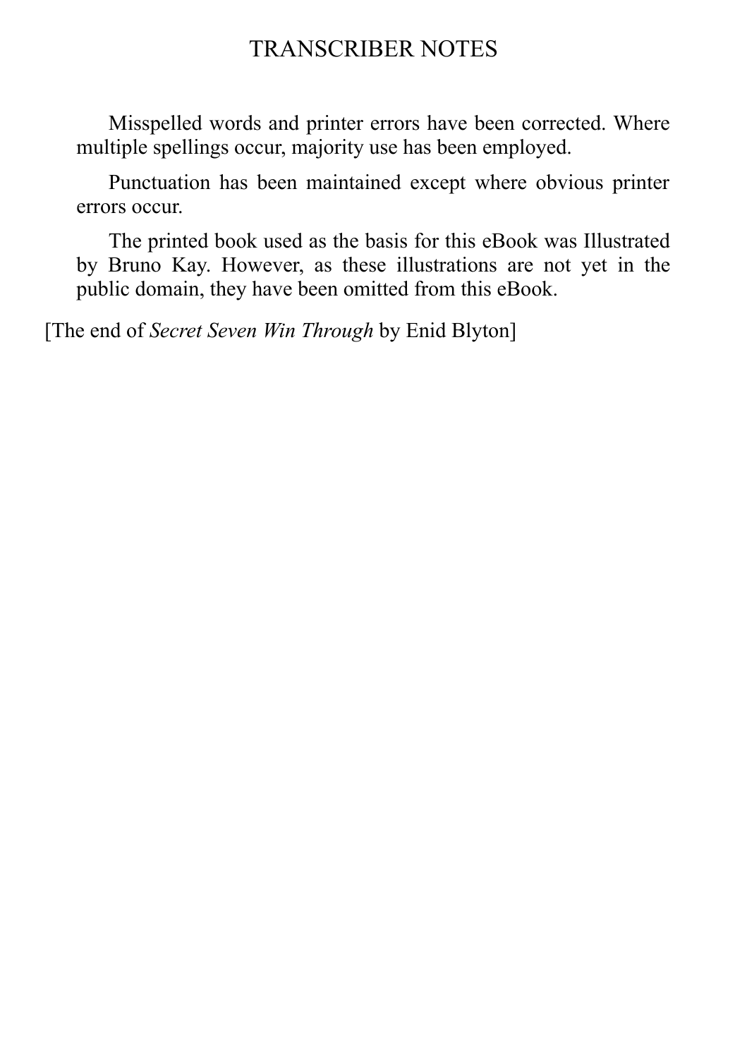# TRANSCRIBER NOTES

Misspelled words and printer errors have been corrected. Where multiple spellings occur, majority use has been employed.

Punctuation has been maintained except where obvious printer errors occur.

The printed book used as the basis for this eBook was Illustrated by Bruno Kay. However, as these illustrations are not yet in the public domain, they have been omitted from this eBook.

[The end of *Secret Seven Win Through* by Enid Blyton]